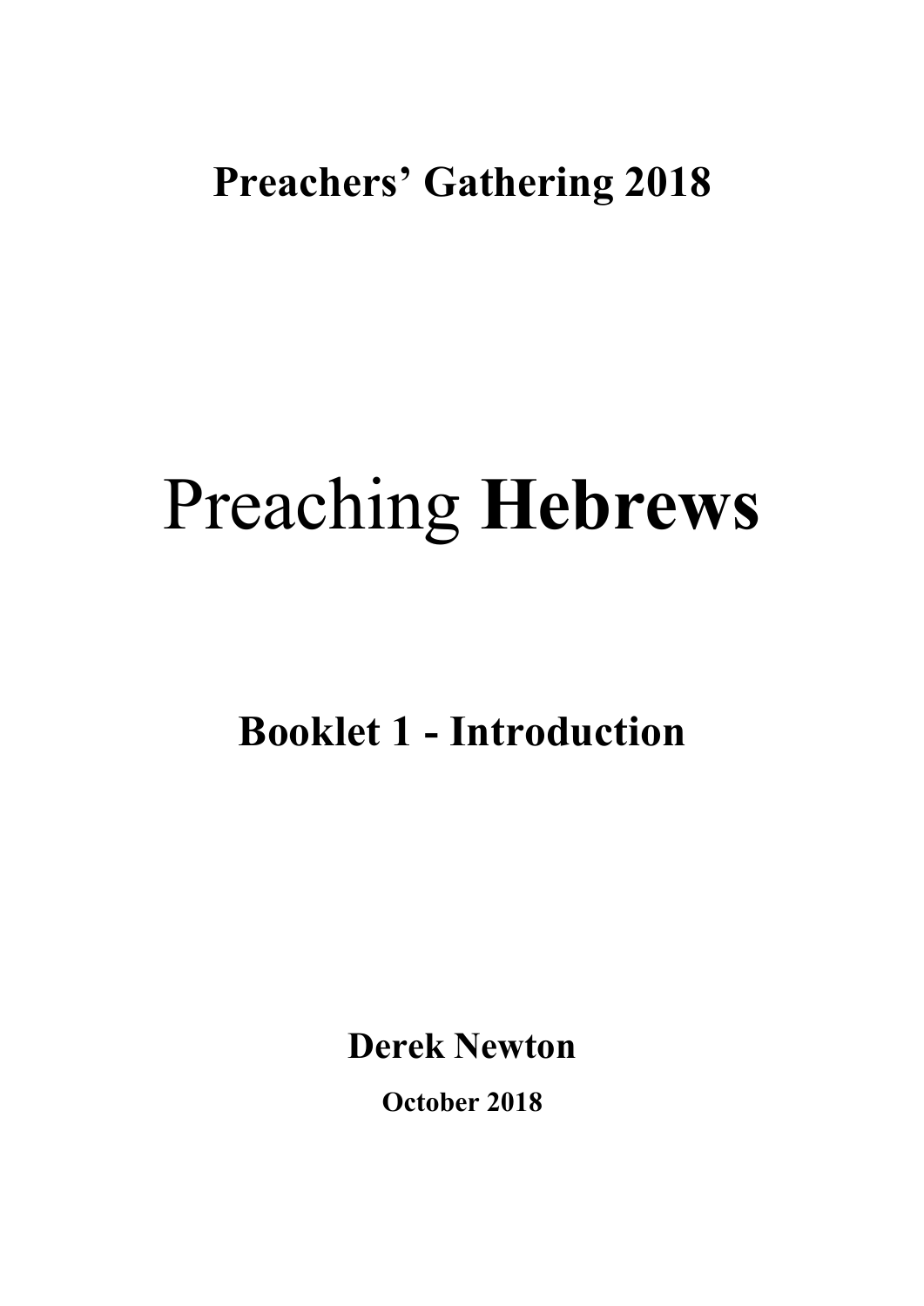**Preachers' Gathering 2018**

# Preaching **Hebrews**

## Booklet 1 - Introduction

**Derek Newton**

**October 2018**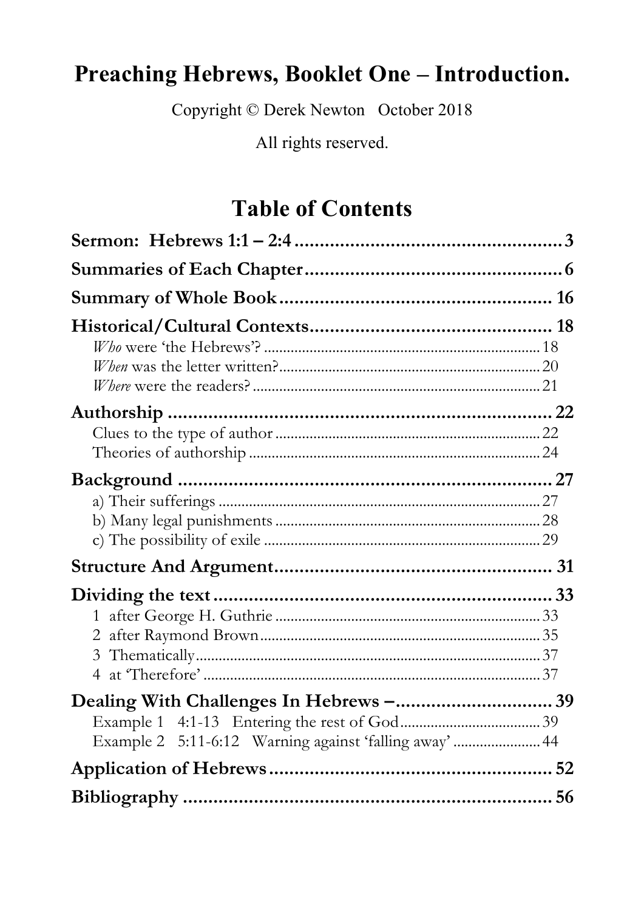# Preaching Hebrews, Booklet One – Introduction.

Copyright © Derek Newton October 2018

All rights reserved.

## Table of Contents

**Sermon: Hebrews 1:1 – 2:4** ..... 3

**Summaries of Each Chapter** ..... 6

**Summary of Whole Book** ..... 16

**Historical/Cultural Contexts** ..... 18

- *Who* were 'the Hebrews'? ..... 18
- *When* was the letter written? ..... 20
- *Where* were the readers? ..... 21

**Authorship** ..... 22

- Clues to the type of author ..... 22
- Theories of authorship ..... 24

**Background** ..... 27

- a) Their sufferings ..... 27
- b) Many legal punishments ..... 28
- c) The possibility of exile ..... 29

**Structure And Argument** ..... 31

**Dividing the text** ..... 33

- 1 after George H. Guthrie ..... 33
- 2 after Raymond Brown ..... 35
- 3 Thematically ..... 37
- 4 at 'Therefore' ..... 37

**Dealing With Challenges In Hebrews –** ..... 39

- Example 1 4:1-13 Entering the rest of God ..... 39
- Example 2 5:11-6:12 Warning against 'falling away' ..... 44

**Application of Hebrews** ..... 52

**Bibliography** ..... 56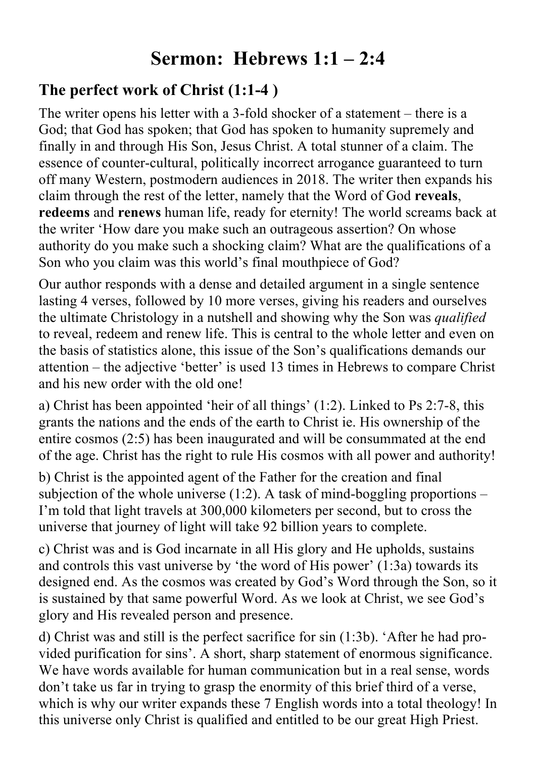# Sermon: Hebrews 1:1 – 2:4

## The perfect work of Christ (1:1-4 )

The writer opens his letter with a 3-fold shocker of a statement – there is a God; that God has spoken; that God has spoken to humanity supremely and finally in and through His Son, Jesus Christ. A total stunner of a claim. The essence of counter-cultural, politically incorrect arrogance guaranteed to turn off many Western, postmodern audiences in 2018. The writer then expands his claim through the rest of the letter, namely that the Word of God **reveals**, **redeems** and **renews** human life, ready for eternity! The world screams back at the writer 'How dare you make such an outrageous assertion? On whose authority do you make such a shocking claim? What are the qualifications of a Son who you claim was this world's final mouthpiece of God?

Our author responds with a dense and detailed argument in a single sentence lasting 4 verses, followed by 10 more verses, giving his readers and ourselves the ultimate Christology in a nutshell and showing why the Son was *qualified* to reveal, redeem and renew life. This is central to the whole letter and even on the basis of statistics alone, this issue of the Son's qualifications demands our attention – the adjective 'better' is used 13 times in Hebrews to compare Christ and his new order with the old one!

a) Christ has been appointed 'heir of all things' (1:2). Linked to Ps 2:7-8, this grants the nations and the ends of the earth to Christ ie. His ownership of the entire cosmos (2:5) has been inaugurated and will be consummated at the end of the age. Christ has the right to rule His cosmos with all power and authority!

b) Christ is the appointed agent of the Father for the creation and final subjection of the whole universe (1:2). A task of mind-boggling proportions – I'm told that light travels at 300,000 kilometers per second, but to cross the universe that journey of light will take 92 billion years to complete.

c) Christ was and is God incarnate in all His glory and He upholds, sustains and controls this vast universe by 'the word of His power' (1:3a) towards its designed end. As the cosmos was created by God's Word through the Son, so it is sustained by that same powerful Word. As we look at Christ, we see God's glory and His revealed person and presence.

d) Christ was and still is the perfect sacrifice for sin (1:3b). 'After he had provided purification for sins'. A short, sharp statement of enormous significance. We have words available for human communication but in a real sense, words don't take us far in trying to grasp the enormity of this brief third of a verse, which is why our writer expands these 7 English words into a total theology! In this universe only Christ is qualified and entitled to be our great High Priest.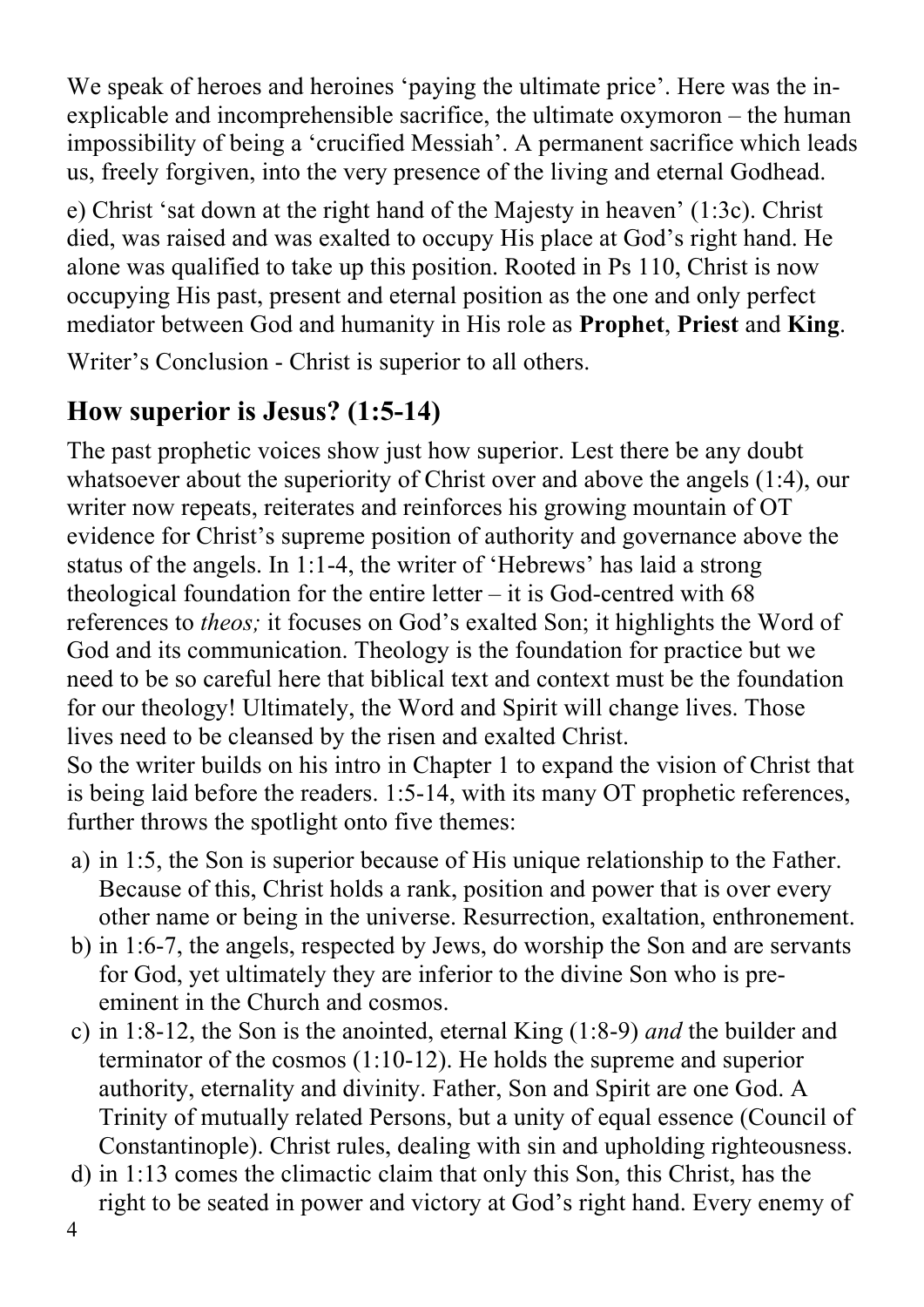We speak of heroes and heroines 'paying the ultimate price'. Here was the inexplicable and incomprehensible sacrifice, the ultimate oxymoron – the human impossibility of being a 'crucified Messiah'. A permanent sacrifice which leads us, freely forgiven, into the very presence of the living and eternal Godhead.

e) Christ 'sat down at the right hand of the Majesty in heaven' (1:3c). Christ died, was raised and was exalted to occupy His place at God's right hand. He alone was qualified to take up this position. Rooted in Ps 110, Christ is now occupying His past, present and eternal position as the one and only perfect mediator between God and humanity in His role as **Prophet**, **Priest** and **King**.

Writer's Conclusion - Christ is superior to all others.

## How superior is Jesus? (1:5-14)

The past prophetic voices show just how superior. Lest there be any doubt whatsoever about the superiority of Christ over and above the angels (1:4), our writer now repeats, reiterates and reinforces his growing mountain of OT evidence for Christ's supreme position of authority and governance above the status of the angels. In 1:1-4, the writer of 'Hebrews' has laid a strong theological foundation for the entire letter – it is God-centred with 68 references to *theos;* it focuses on God's exalted Son; it highlights the Word of God and its communication. Theology is the foundation for practice but we need to be so careful here that biblical text and context must be the foundation for our theology! Ultimately, the Word and Spirit will change lives. Those lives need to be cleansed by the risen and exalted Christ.
So the writer builds on his intro in Chapter 1 to expand the vision of Christ that is being laid before the readers. 1:5-14, with its many OT prophetic references, further throws the spotlight onto five themes:

a) in 1:5, the Son is superior because of His unique relationship to the Father. Because of this, Christ holds a rank, position and power that is over every other name or being in the universe. Resurrection, exaltation, enthronement.
b) in 1:6-7, the angels, respected by Jews, do worship the Son and are servants for God, yet ultimately they are inferior to the divine Son who is pre-eminent in the Church and cosmos.
c) in 1:8-12, the Son is the anointed, eternal King (1:8-9) *and* the builder and terminator of the cosmos (1:10-12). He holds the supreme and superior authority, eternality and divinity. Father, Son and Spirit are one God. A Trinity of mutually related Persons, but a unity of equal essence (Council of Constantinople). Christ rules, dealing with sin and upholding righteousness.
d) in 1:13 comes the climactic claim that only this Son, this Christ, has the right to be seated in power and victory at God's right hand. Every enemy of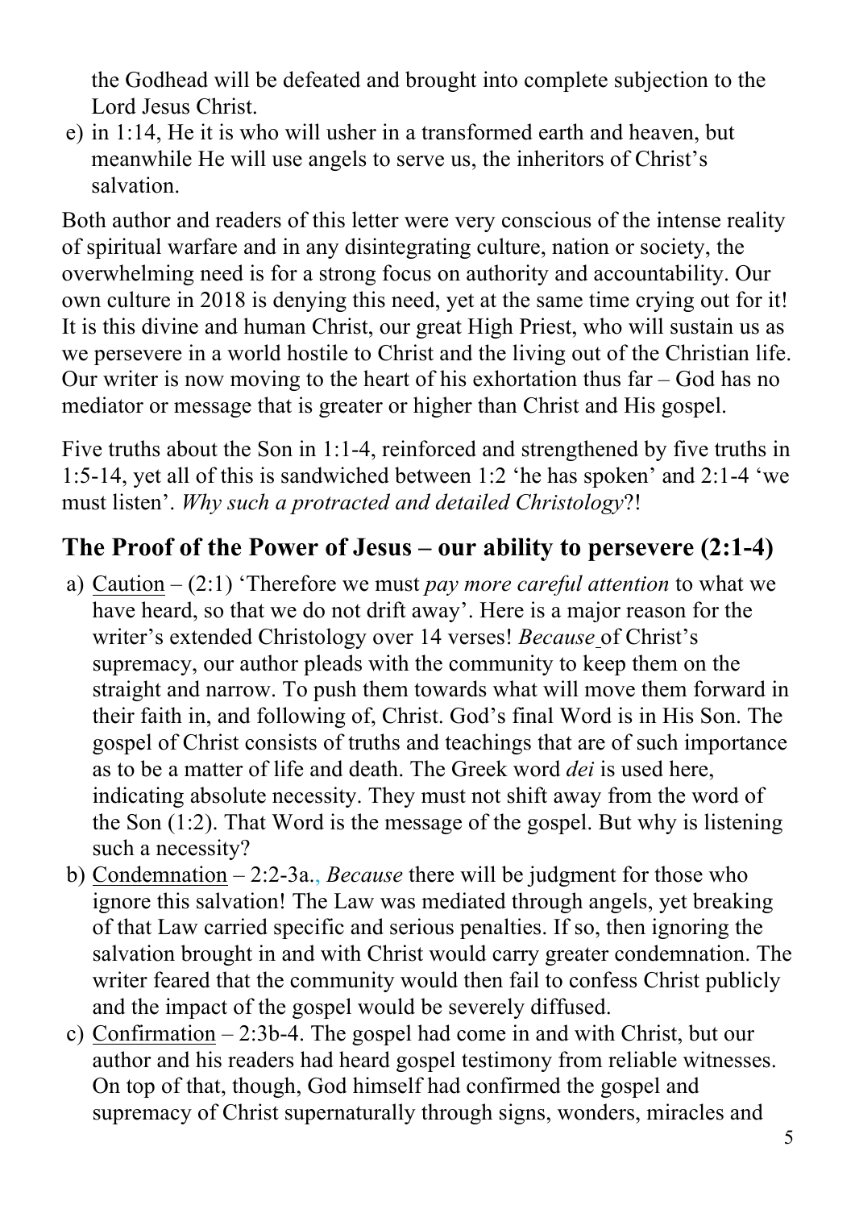the Godhead will be defeated and brought into complete subjection to the Lord Jesus Christ.

e) in 1:14, He it is who will usher in a transformed earth and heaven, but meanwhile He will use angels to serve us, the inheritors of Christ's salvation.

Both author and readers of this letter were very conscious of the intense reality of spiritual warfare and in any disintegrating culture, nation or society, the overwhelming need is for a strong focus on authority and accountability. Our own culture in 2018 is denying this need, yet at the same time crying out for it! It is this divine and human Christ, our great High Priest, who will sustain us as we persevere in a world hostile to Christ and the living out of the Christian life. Our writer is now moving to the heart of his exhortation thus far – God has no mediator or message that is greater or higher than Christ and His gospel.

Five truths about the Son in 1:1-4, reinforced and strengthened by five truths in 1:5-14, yet all of this is sandwiched between 1:2 'he has spoken' and 2:1-4 'we must listen'. *Why such a protracted and detailed Christology*?!

## The Proof of the Power of Jesus – our ability to persevere (2:1-4)

a) Caution – (2:1) 'Therefore we must *pay more careful attention* to what we have heard, so that we do not drift away'. Here is a major reason for the writer's extended Christology over 14 verses! *Because* of Christ's supremacy, our author pleads with the community to keep them on the straight and narrow. To push them towards what will move them forward in their faith in, and following of, Christ. God's final Word is in His Son. The gospel of Christ consists of truths and teachings that are of such importance as to be a matter of life and death. The Greek word *dei* is used here, indicating absolute necessity. They must not shift away from the word of the Son (1:2). That Word is the message of the gospel. But why is listening such a necessity?

b) Condemnation – 2:2-3a., *Because* there will be judgment for those who ignore this salvation! The Law was mediated through angels, yet breaking of that Law carried specific and serious penalties. If so, then ignoring the salvation brought in and with Christ would carry greater condemnation. The writer feared that the community would then fail to confess Christ publicly and the impact of the gospel would be severely diffused.

c) Confirmation – 2:3b-4. The gospel had come in and with Christ, but our author and his readers had heard gospel testimony from reliable witnesses. On top of that, though, God himself had confirmed the gospel and supremacy of Christ supernaturally through signs, wonders, miracles and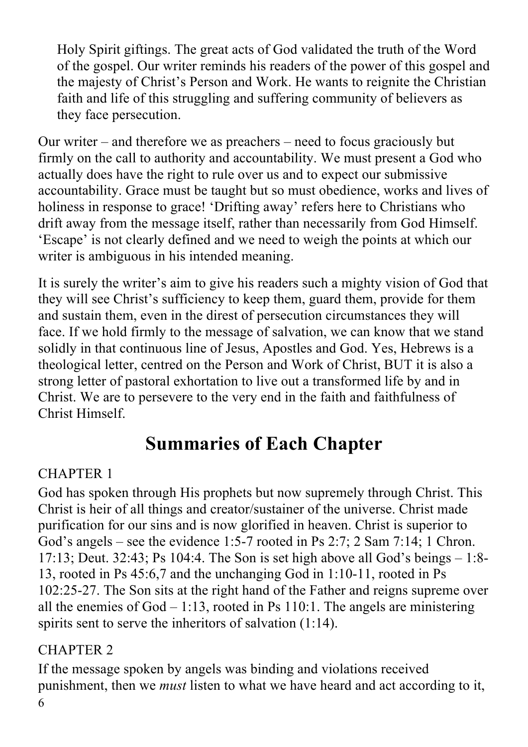Holy Spirit giftings. The great acts of God validated the truth of the Word of the gospel. Our writer reminds his readers of the power of this gospel and the majesty of Christ's Person and Work. He wants to reignite the Christian faith and life of this struggling and suffering community of believers as they face persecution.

Our writer – and therefore we as preachers – need to focus graciously but firmly on the call to authority and accountability. We must present a God who actually does have the right to rule over us and to expect our submissive accountability. Grace must be taught but so must obedience, works and lives of holiness in response to grace! 'Drifting away' refers here to Christians who drift away from the message itself, rather than necessarily from God Himself. 'Escape' is not clearly defined and we need to weigh the points at which our writer is ambiguous in his intended meaning.

It is surely the writer's aim to give his readers such a mighty vision of God that they will see Christ's sufficiency to keep them, guard them, provide for them and sustain them, even in the direst of persecution circumstances they will face. If we hold firmly to the message of salvation, we can know that we stand solidly in that continuous line of Jesus, Apostles and God. Yes, Hebrews is a theological letter, centred on the Person and Work of Christ, BUT it is also a strong letter of pastoral exhortation to live out a transformed life by and in Christ. We are to persevere to the very end in the faith and faithfulness of Christ Himself.

## Summaries of Each Chapter

CHAPTER 1

God has spoken through His prophets but now supremely through Christ. This Christ is heir of all things and creator/sustainer of the universe. Christ made purification for our sins and is now glorified in heaven. Christ is superior to God's angels – see the evidence 1:5-7 rooted in Ps 2:7; 2 Sam 7:14; 1 Chron. 17:13; Deut. 32:43; Ps 104:4. The Son is set high above all God's beings – 1:8-13, rooted in Ps 45:6,7 and the unchanging God in 1:10-11, rooted in Ps 102:25-27. The Son sits at the right hand of the Father and reigns supreme over all the enemies of God – 1:13, rooted in Ps 110:1. The angels are ministering spirits sent to serve the inheritors of salvation (1:14).

CHAPTER 2

If the message spoken by angels was binding and violations received punishment, then we *must* listen to what we have heard and act according to it,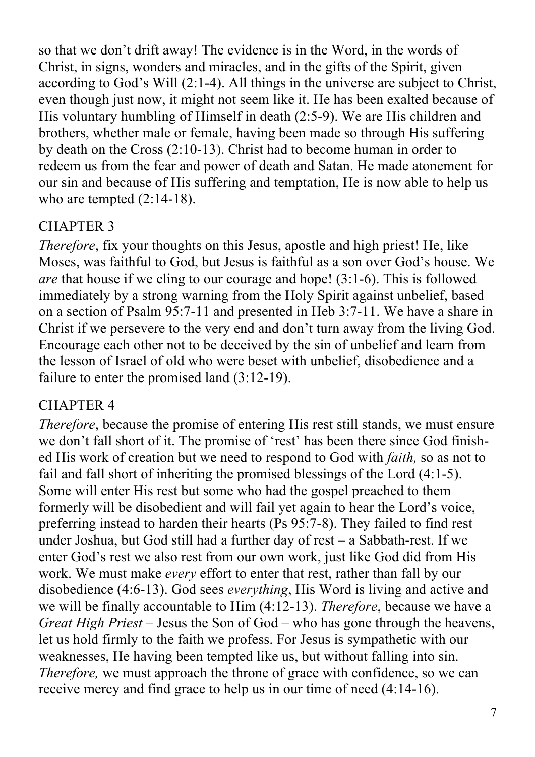so that we don't drift away! The evidence is in the Word, in the words of Christ, in signs, wonders and miracles, and in the gifts of the Spirit, given according to God's Will (2:1-4). All things in the universe are subject to Christ, even though just now, it might not seem like it. He has been exalted because of His voluntary humbling of Himself in death (2:5-9). We are His children and brothers, whether male or female, having been made so through His suffering by death on the Cross (2:10-13). Christ had to become human in order to redeem us from the fear and power of death and Satan. He made atonement for our sin and because of His suffering and temptation, He is now able to help us who are tempted (2:14-18).

## CHAPTER 3

*Therefore*, fix your thoughts on this Jesus, apostle and high priest! He, like Moses, was faithful to God, but Jesus is faithful as a son over God's house. We *are* that house if we cling to our courage and hope! (3:1-6). This is followed immediately by a strong warning from the Holy Spirit against <u>unbelief,</u> based on a section of Psalm 95:7-11 and presented in Heb 3:7-11. We have a share in Christ if we persevere to the very end and don't turn away from the living God. Encourage each other not to be deceived by the sin of unbelief and learn from the lesson of Israel of old who were beset with unbelief, disobedience and a failure to enter the promised land (3:12-19).

## CHAPTER 4

*Therefore*, because the promise of entering His rest still stands, we must ensure we don't fall short of it. The promise of 'rest' has been there since God finished His work of creation but we need to respond to God with *faith,* so as not to fail and fall short of inheriting the promised blessings of the Lord (4:1-5). Some will enter His rest but some who had the gospel preached to them formerly will be disobedient and will fail yet again to hear the Lord's voice, preferring instead to harden their hearts (Ps 95:7-8). They failed to find rest under Joshua, but God still had a further day of rest – a Sabbath-rest. If we enter God's rest we also rest from our own work, just like God did from His work. We must make *every* effort to enter that rest, rather than fall by our disobedience (4:6-13). God sees *everything*, His Word is living and active and we will be finally accountable to Him (4:12-13). *Therefore*, because we have a *Great High Priest* – Jesus the Son of God – who has gone through the heavens, let us hold firmly to the faith we profess. For Jesus is sympathetic with our weaknesses, He having been tempted like us, but without falling into sin. *Therefore,* we must approach the throne of grace with confidence, so we can receive mercy and find grace to help us in our time of need (4:14-16).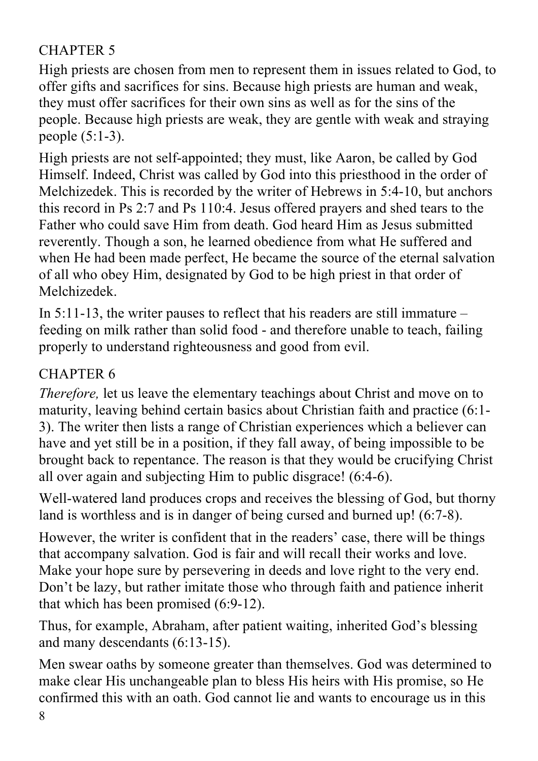## CHAPTER 5

High priests are chosen from men to represent them in issues related to God, to offer gifts and sacrifices for sins. Because high priests are human and weak, they must offer sacrifices for their own sins as well as for the sins of the people. Because high priests are weak, they are gentle with weak and straying people (5:1-3).

High priests are not self-appointed; they must, like Aaron, be called by God Himself. Indeed, Christ was called by God into this priesthood in the order of Melchizedek. This is recorded by the writer of Hebrews in 5:4-10, but anchors this record in Ps 2:7 and Ps 110:4. Jesus offered prayers and shed tears to the Father who could save Him from death. God heard Him as Jesus submitted reverently. Though a son, he learned obedience from what He suffered and when He had been made perfect, He became the source of the eternal salvation of all who obey Him, designated by God to be high priest in that order of Melchizedek.

In 5:11-13, the writer pauses to reflect that his readers are still immature – feeding on milk rather than solid food - and therefore unable to teach, failing properly to understand righteousness and good from evil.

## CHAPTER 6

*Therefore,* let us leave the elementary teachings about Christ and move on to maturity, leaving behind certain basics about Christian faith and practice (6:1-3). The writer then lists a range of Christian experiences which a believer can have and yet still be in a position, if they fall away, of being impossible to be brought back to repentance. The reason is that they would be crucifying Christ all over again and subjecting Him to public disgrace! (6:4-6).

Well-watered land produces crops and receives the blessing of God, but thorny land is worthless and is in danger of being cursed and burned up! (6:7-8).

However, the writer is confident that in the readers' case, there will be things that accompany salvation. God is fair and will recall their works and love. Make your hope sure by persevering in deeds and love right to the very end. Don't be lazy, but rather imitate those who through faith and patience inherit that which has been promised (6:9-12).

Thus, for example, Abraham, after patient waiting, inherited God's blessing and many descendants (6:13-15).

Men swear oaths by someone greater than themselves. God was determined to make clear His unchangeable plan to bless His heirs with His promise, so He confirmed this with an oath. God cannot lie and wants to encourage us in this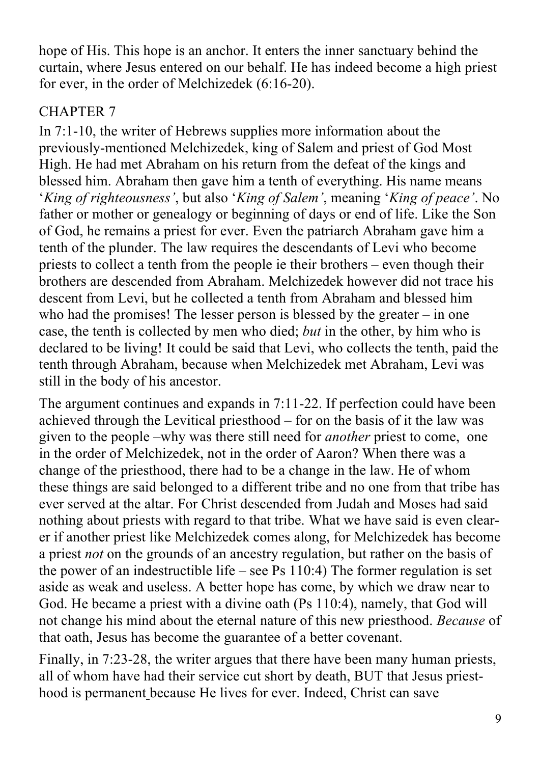hope of His. This hope is an anchor. It enters the inner sanctuary behind the curtain, where Jesus entered on our behalf. He has indeed become a high priest for ever, in the order of Melchizedek (6:16-20).

## CHAPTER 7

In 7:1-10, the writer of Hebrews supplies more information about the previously-mentioned Melchizedek, king of Salem and priest of God Most High. He had met Abraham on his return from the defeat of the kings and blessed him. Abraham then gave him a tenth of everything. His name means '*King of righteousness'*, but also '*King of Salem'*, meaning '*King of peace'*. No father or mother or genealogy or beginning of days or end of life. Like the Son of God, he remains a priest for ever. Even the patriarch Abraham gave him a tenth of the plunder. The law requires the descendants of Levi who become priests to collect a tenth from the people ie their brothers – even though their brothers are descended from Abraham. Melchizedek however did not trace his descent from Levi, but he collected a tenth from Abraham and blessed him who had the promises! The lesser person is blessed by the greater – in one case, the tenth is collected by men who died; *but* in the other, by him who is declared to be living! It could be said that Levi, who collects the tenth, paid the tenth through Abraham, because when Melchizedek met Abraham, Levi was still in the body of his ancestor.

The argument continues and expands in 7:11-22. If perfection could have been achieved through the Levitical priesthood – for on the basis of it the law was given to the people –why was there still need for *another* priest to come, one in the order of Melchizedek, not in the order of Aaron? When there was a change of the priesthood, there had to be a change in the law. He of whom these things are said belonged to a different tribe and no one from that tribe has ever served at the altar. For Christ descended from Judah and Moses had said nothing about priests with regard to that tribe. What we have said is even clearer if another priest like Melchizedek comes along, for Melchizedek has become a priest *not* on the grounds of an ancestry regulation, but rather on the basis of the power of an indestructible life – see Ps 110:4) The former regulation is set aside as weak and useless. A better hope has come, by which we draw near to God. He became a priest with a divine oath (Ps 110:4), namely, that God will not change his mind about the eternal nature of this new priesthood. *Because* of that oath, Jesus has become the guarantee of a better covenant.

Finally, in 7:23-28, the writer argues that there have been many human priests, all of whom have had their service cut short by death, BUT that Jesus priesthood is permanent because He lives for ever. Indeed, Christ can save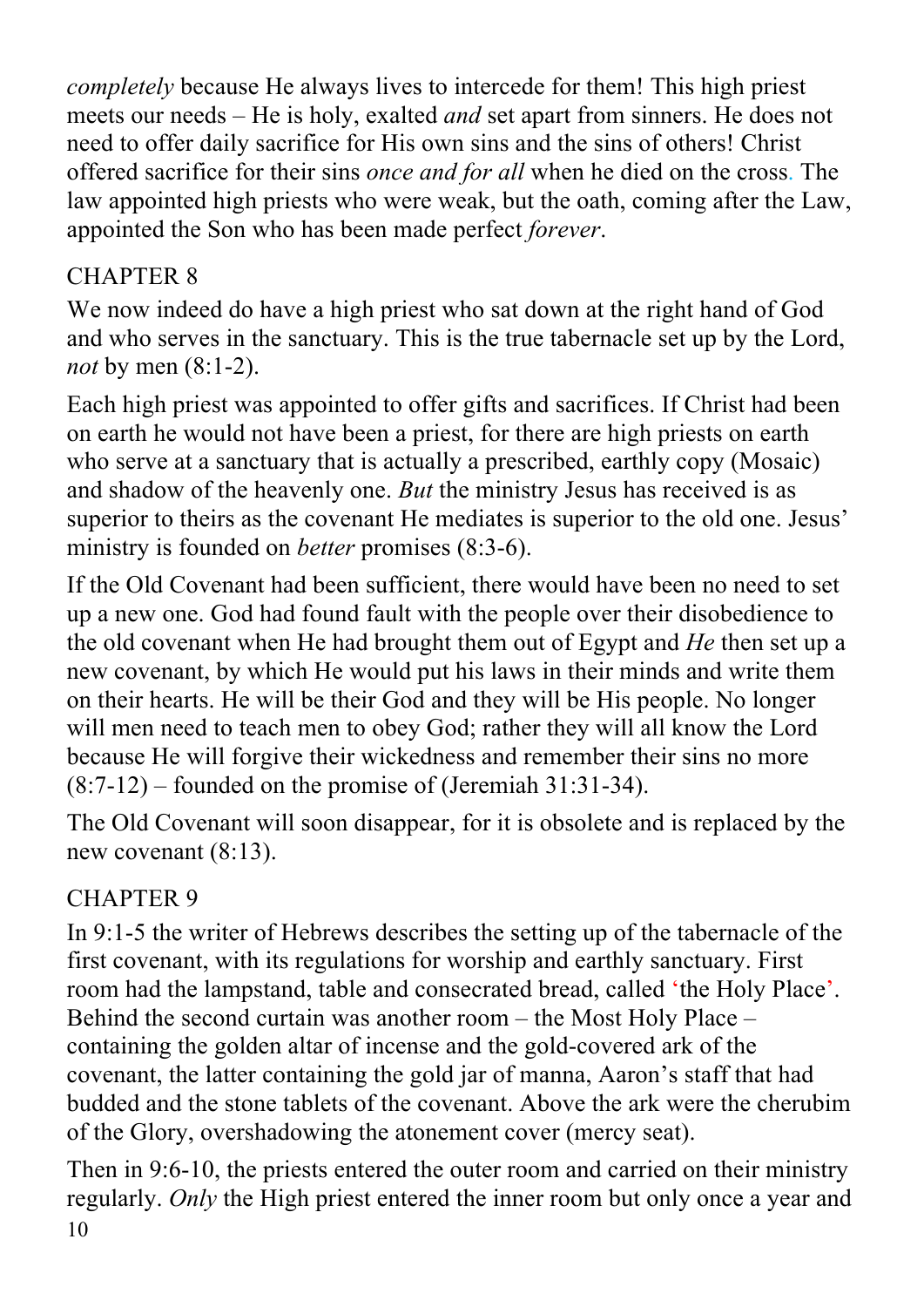*completely* because He always lives to intercede for them! This high priest meets our needs – He is holy, exalted *and* set apart from sinners. He does not need to offer daily sacrifice for His own sins and the sins of others! Christ offered sacrifice for their sins *once and for all* when he died on the cross. The law appointed high priests who were weak, but the oath, coming after the Law, appointed the Son who has been made perfect *forever*.

## CHAPTER 8

We now indeed do have a high priest who sat down at the right hand of God and who serves in the sanctuary. This is the true tabernacle set up by the Lord, *not* by men (8:1-2).

Each high priest was appointed to offer gifts and sacrifices. If Christ had been on earth he would not have been a priest, for there are high priests on earth who serve at a sanctuary that is actually a prescribed, earthly copy (Mosaic) and shadow of the heavenly one. *But* the ministry Jesus has received is as superior to theirs as the covenant He mediates is superior to the old one. Jesus' ministry is founded on *better* promises (8:3-6).

If the Old Covenant had been sufficient, there would have been no need to set up a new one. God had found fault with the people over their disobedience to the old covenant when He had brought them out of Egypt and *He* then set up a new covenant, by which He would put his laws in their minds and write them on their hearts. He will be their God and they will be His people. No longer will men need to teach men to obey God; rather they will all know the Lord because He will forgive their wickedness and remember their sins no more (8:7-12) – founded on the promise of (Jeremiah 31:31-34).

The Old Covenant will soon disappear, for it is obsolete and is replaced by the new covenant (8:13).

## CHAPTER 9

In 9:1-5 the writer of Hebrews describes the setting up of the tabernacle of the first covenant, with its regulations for worship and earthly sanctuary. First room had the lampstand, table and consecrated bread, called 'the Holy Place'. Behind the second curtain was another room – the Most Holy Place – containing the golden altar of incense and the gold-covered ark of the covenant, the latter containing the gold jar of manna, Aaron's staff that had budded and the stone tablets of the covenant. Above the ark were the cherubim of the Glory, overshadowing the atonement cover (mercy seat).

Then in 9:6-10, the priests entered the outer room and carried on their ministry regularly. *Only* the High priest entered the inner room but only once a year and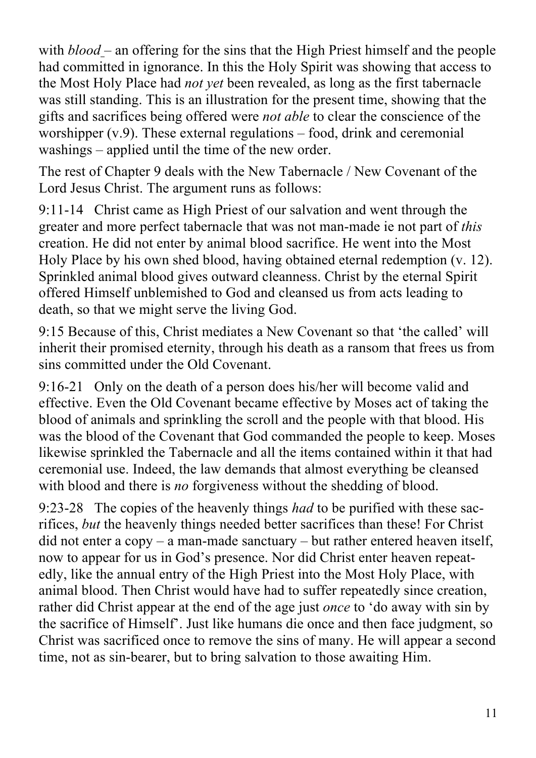with *blood* – an offering for the sins that the High Priest himself and the people had committed in ignorance. In this the Holy Spirit was showing that access to the Most Holy Place had *not yet* been revealed, as long as the first tabernacle was still standing. This is an illustration for the present time, showing that the gifts and sacrifices being offered were *not able* to clear the conscience of the worshipper (v.9). These external regulations – food, drink and ceremonial washings – applied until the time of the new order.

The rest of Chapter 9 deals with the New Tabernacle / New Covenant of the Lord Jesus Christ. The argument runs as follows:

9:11-14 Christ came as High Priest of our salvation and went through the greater and more perfect tabernacle that was not man-made ie not part of *this* creation. He did not enter by animal blood sacrifice. He went into the Most Holy Place by his own shed blood, having obtained eternal redemption (v. 12). Sprinkled animal blood gives outward cleanness. Christ by the eternal Spirit offered Himself unblemished to God and cleansed us from acts leading to death, so that we might serve the living God.

9:15 Because of this, Christ mediates a New Covenant so that 'the called' will inherit their promised eternity, through his death as a ransom that frees us from sins committed under the Old Covenant.

9:16-21 Only on the death of a person does his/her will become valid and effective. Even the Old Covenant became effective by Moses act of taking the blood of animals and sprinkling the scroll and the people with that blood. His was the blood of the Covenant that God commanded the people to keep. Moses likewise sprinkled the Tabernacle and all the items contained within it that had ceremonial use. Indeed, the law demands that almost everything be cleansed with blood and there is *no* forgiveness without the shedding of blood.

9:23-28 The copies of the heavenly things *had* to be purified with these sacrifices, *but* the heavenly things needed better sacrifices than these! For Christ did not enter a copy – a man-made sanctuary – but rather entered heaven itself, now to appear for us in God's presence. Nor did Christ enter heaven repeatedly, like the annual entry of the High Priest into the Most Holy Place, with animal blood. Then Christ would have had to suffer repeatedly since creation, rather did Christ appear at the end of the age just *once* to 'do away with sin by the sacrifice of Himself'. Just like humans die once and then face judgment, so Christ was sacrificed once to remove the sins of many. He will appear a second time, not as sin-bearer, but to bring salvation to those awaiting Him.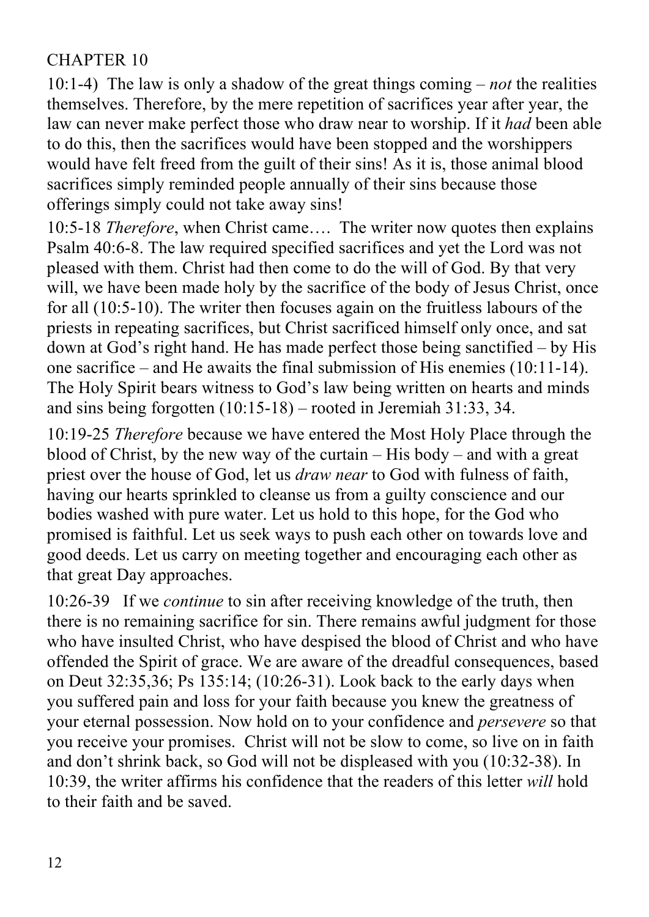## CHAPTER 10

10:1-4) The law is only a shadow of the great things coming – *not* the realities themselves. Therefore, by the mere repetition of sacrifices year after year, the law can never make perfect those who draw near to worship. If it *had* been able to do this, then the sacrifices would have been stopped and the worshippers would have felt freed from the guilt of their sins! As it is, those animal blood sacrifices simply reminded people annually of their sins because those offerings simply could not take away sins!

10:5-18 *Therefore*, when Christ came…. The writer now quotes then explains Psalm 40:6-8. The law required specified sacrifices and yet the Lord was not pleased with them. Christ had then come to do the will of God. By that very will, we have been made holy by the sacrifice of the body of Jesus Christ, once for all (10:5-10). The writer then focuses again on the fruitless labours of the priests in repeating sacrifices, but Christ sacrificed himself only once, and sat down at God's right hand. He has made perfect those being sanctified – by His one sacrifice – and He awaits the final submission of His enemies (10:11-14). The Holy Spirit bears witness to God's law being written on hearts and minds and sins being forgotten (10:15-18) – rooted in Jeremiah 31:33, 34.

10:19-25 *Therefore* because we have entered the Most Holy Place through the blood of Christ, by the new way of the curtain – His body – and with a great priest over the house of God, let us *draw near* to God with fulness of faith, having our hearts sprinkled to cleanse us from a guilty conscience and our bodies washed with pure water. Let us hold to this hope, for the God who promised is faithful. Let us seek ways to push each other on towards love and good deeds. Let us carry on meeting together and encouraging each other as that great Day approaches.

10:26-39 If we *continue* to sin after receiving knowledge of the truth, then there is no remaining sacrifice for sin. There remains awful judgment for those who have insulted Christ, who have despised the blood of Christ and who have offended the Spirit of grace. We are aware of the dreadful consequences, based on Deut 32:35,36; Ps 135:14; (10:26-31). Look back to the early days when you suffered pain and loss for your faith because you knew the greatness of your eternal possession. Now hold on to your confidence and *persevere* so that you receive your promises. Christ will not be slow to come, so live on in faith and don't shrink back, so God will not be displeased with you (10:32-38). In 10:39, the writer affirms his confidence that the readers of this letter *will* hold to their faith and be saved.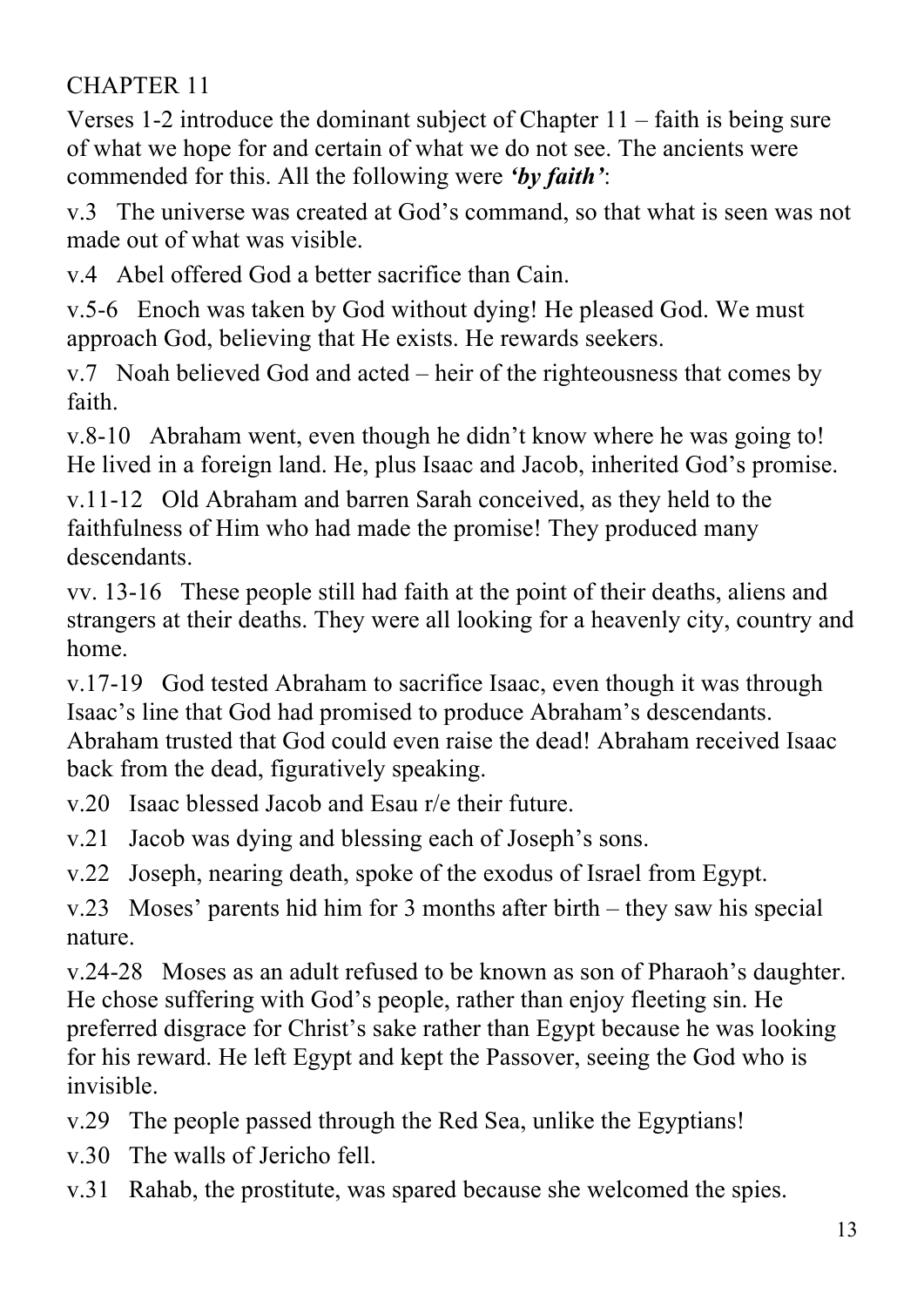## CHAPTER 11

Verses 1-2 introduce the dominant subject of Chapter 11 – faith is being sure of what we hope for and certain of what we do not see. The ancients were commended for this. All the following were ***'by faith'***:

v.3 The universe was created at God's command, so that what is seen was not made out of what was visible.

v.4 Abel offered God a better sacrifice than Cain.

v.5-6 Enoch was taken by God without dying! He pleased God. We must approach God, believing that He exists. He rewards seekers.

v.7 Noah believed God and acted – heir of the righteousness that comes by faith.

v.8-10 Abraham went, even though he didn't know where he was going to! He lived in a foreign land. He, plus Isaac and Jacob, inherited God's promise.

v.11-12 Old Abraham and barren Sarah conceived, as they held to the faithfulness of Him who had made the promise! They produced many descendants.

vv. 13-16 These people still had faith at the point of their deaths, aliens and strangers at their deaths. They were all looking for a heavenly city, country and home.

v.17-19 God tested Abraham to sacrifice Isaac, even though it was through Isaac's line that God had promised to produce Abraham's descendants. Abraham trusted that God could even raise the dead! Abraham received Isaac back from the dead, figuratively speaking.

v.20 Isaac blessed Jacob and Esau r/e their future.

v.21 Jacob was dying and blessing each of Joseph's sons.

v.22 Joseph, nearing death, spoke of the exodus of Israel from Egypt.

v.23 Moses' parents hid him for 3 months after birth – they saw his special nature.

v.24-28 Moses as an adult refused to be known as son of Pharaoh's daughter. He chose suffering with God's people, rather than enjoy fleeting sin. He preferred disgrace for Christ's sake rather than Egypt because he was looking for his reward. He left Egypt and kept the Passover, seeing the God who is invisible.

v.29 The people passed through the Red Sea, unlike the Egyptians!

v.30 The walls of Jericho fell.

v.31 Rahab, the prostitute, was spared because she welcomed the spies.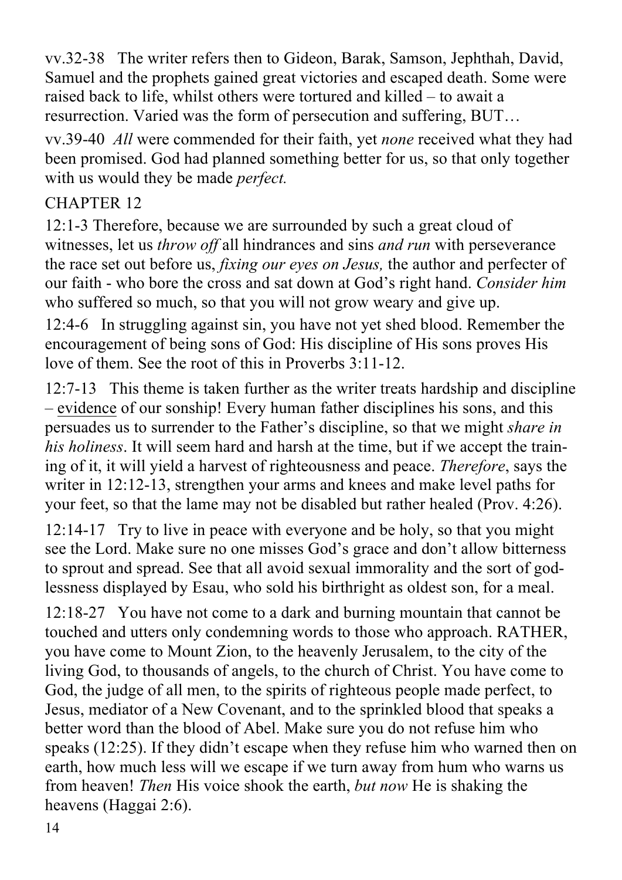vv.32-38 The writer refers then to Gideon, Barak, Samson, Jephthah, David, Samuel and the prophets gained great victories and escaped death. Some were raised back to life, whilst others were tortured and killed – to await a resurrection. Varied was the form of persecution and suffering, BUT…

vv.39-40 *All* were commended for their faith, yet *none* received what they had been promised. God had planned something better for us, so that only together with us would they be made *perfect.*

## CHAPTER 12

12:1-3 Therefore, because we are surrounded by such a great cloud of witnesses, let us *throw off* all hindrances and sins *and run* with perseverance the race set out before us, *fixing our eyes on Jesus,* the author and perfecter of our faith - who bore the cross and sat down at God's right hand. *Consider him* who suffered so much, so that you will not grow weary and give up.

12:4-6 In struggling against sin, you have not yet shed blood. Remember the encouragement of being sons of God: His discipline of His sons proves His love of them. See the root of this in Proverbs 3:11-12.

12:7-13 This theme is taken further as the writer treats hardship and discipline – <u>evidence</u> of our sonship! Every human father disciplines his sons, and this persuades us to surrender to the Father's discipline, so that we might *share in his holiness*. It will seem hard and harsh at the time, but if we accept the training of it, it will yield a harvest of righteousness and peace. *Therefore*, says the writer in 12:12-13, strengthen your arms and knees and make level paths for your feet, so that the lame may not be disabled but rather healed (Prov. 4:26).

12:14-17 Try to live in peace with everyone and be holy, so that you might see the Lord. Make sure no one misses God's grace and don't allow bitterness to sprout and spread. See that all avoid sexual immorality and the sort of godlessness displayed by Esau, who sold his birthright as oldest son, for a meal.

12:18-27 You have not come to a dark and burning mountain that cannot be touched and utters only condemning words to those who approach. RATHER, you have come to Mount Zion, to the heavenly Jerusalem, to the city of the living God, to thousands of angels, to the church of Christ. You have come to God, the judge of all men, to the spirits of righteous people made perfect, to Jesus, mediator of a New Covenant, and to the sprinkled blood that speaks a better word than the blood of Abel. Make sure you do not refuse him who speaks (12:25). If they didn't escape when they refuse him who warned then on earth, how much less will we escape if we turn away from hum who warns us from heaven! *Then* His voice shook the earth, *but now* He is shaking the heavens (Haggai 2:6).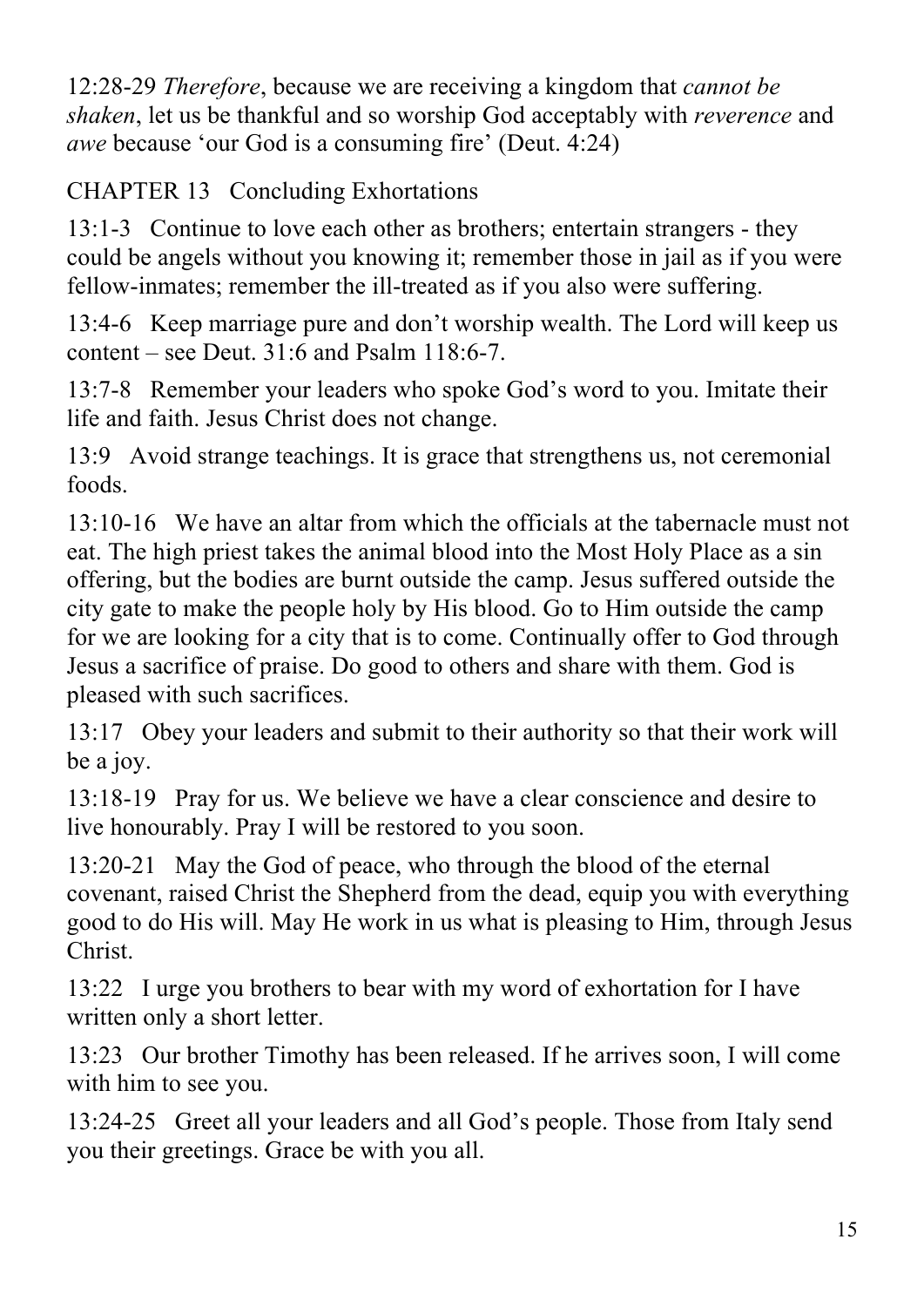12:28-29 *Therefore*, because we are receiving a kingdom that *cannot be shaken*, let us be thankful and so worship God acceptably with *reverence* and *awe* because 'our God is a consuming fire' (Deut. 4:24)

## CHAPTER 13 Concluding Exhortations

13:1-3 Continue to love each other as brothers; entertain strangers - they could be angels without you knowing it; remember those in jail as if you were fellow-inmates; remember the ill-treated as if you also were suffering.

13:4-6 Keep marriage pure and don't worship wealth. The Lord will keep us content – see Deut. 31:6 and Psalm 118:6-7.

13:7-8 Remember your leaders who spoke God's word to you. Imitate their life and faith. Jesus Christ does not change.

13:9 Avoid strange teachings. It is grace that strengthens us, not ceremonial foods.

13:10-16 We have an altar from which the officials at the tabernacle must not eat. The high priest takes the animal blood into the Most Holy Place as a sin offering, but the bodies are burnt outside the camp. Jesus suffered outside the city gate to make the people holy by His blood. Go to Him outside the camp for we are looking for a city that is to come. Continually offer to God through Jesus a sacrifice of praise. Do good to others and share with them. God is pleased with such sacrifices.

13:17 Obey your leaders and submit to their authority so that their work will be a joy.

13:18-19 Pray for us. We believe we have a clear conscience and desire to live honourably. Pray I will be restored to you soon.

13:20-21 May the God of peace, who through the blood of the eternal covenant, raised Christ the Shepherd from the dead, equip you with everything good to do His will. May He work in us what is pleasing to Him, through Jesus Christ.

13:22 I urge you brothers to bear with my word of exhortation for I have written only a short letter.

13:23 Our brother Timothy has been released. If he arrives soon, I will come with him to see you.

13:24-25 Greet all your leaders and all God's people. Those from Italy send you their greetings. Grace be with you all.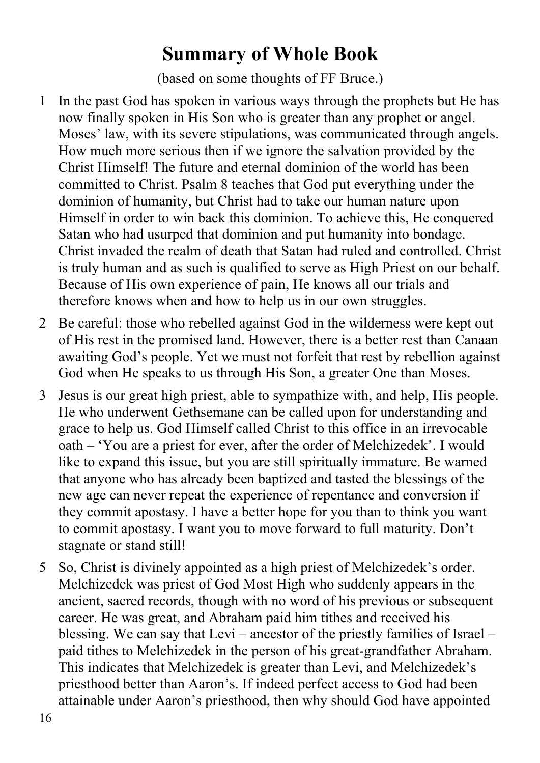# Summary of Whole Book

(based on some thoughts of FF Bruce.)

1 In the past God has spoken in various ways through the prophets but He has now finally spoken in His Son who is greater than any prophet or angel. Moses' law, with its severe stipulations, was communicated through angels. How much more serious then if we ignore the salvation provided by the Christ Himself! The future and eternal dominion of the world has been committed to Christ. Psalm 8 teaches that God put everything under the dominion of humanity, but Christ had to take our human nature upon Himself in order to win back this dominion. To achieve this, He conquered Satan who had usurped that dominion and put humanity into bondage. Christ invaded the realm of death that Satan had ruled and controlled. Christ is truly human and as such is qualified to serve as High Priest on our behalf. Because of His own experience of pain, He knows all our trials and therefore knows when and how to help us in our own struggles.

2 Be careful: those who rebelled against God in the wilderness were kept out of His rest in the promised land. However, there is a better rest than Canaan awaiting God's people. Yet we must not forfeit that rest by rebellion against God when He speaks to us through His Son, a greater One than Moses.

3 Jesus is our great high priest, able to sympathize with, and help, His people. He who underwent Gethsemane can be called upon for understanding and grace to help us. God Himself called Christ to this office in an irrevocable oath – 'You are a priest for ever, after the order of Melchizedek'. I would like to expand this issue, but you are still spiritually immature. Be warned that anyone who has already been baptized and tasted the blessings of the new age can never repeat the experience of repentance and conversion if they commit apostasy. I have a better hope for you than to think you want to commit apostasy. I want you to move forward to full maturity. Don't stagnate or stand still!

5 So, Christ is divinely appointed as a high priest of Melchizedek's order. Melchizedek was priest of God Most High who suddenly appears in the ancient, sacred records, though with no word of his previous or subsequent career. He was great, and Abraham paid him tithes and received his blessing. We can say that Levi – ancestor of the priestly families of Israel – paid tithes to Melchizedek in the person of his great-grandfather Abraham. This indicates that Melchizedek is greater than Levi, and Melchizedek's priesthood better than Aaron's. If indeed perfect access to God had been attainable under Aaron's priesthood, then why should God have appointed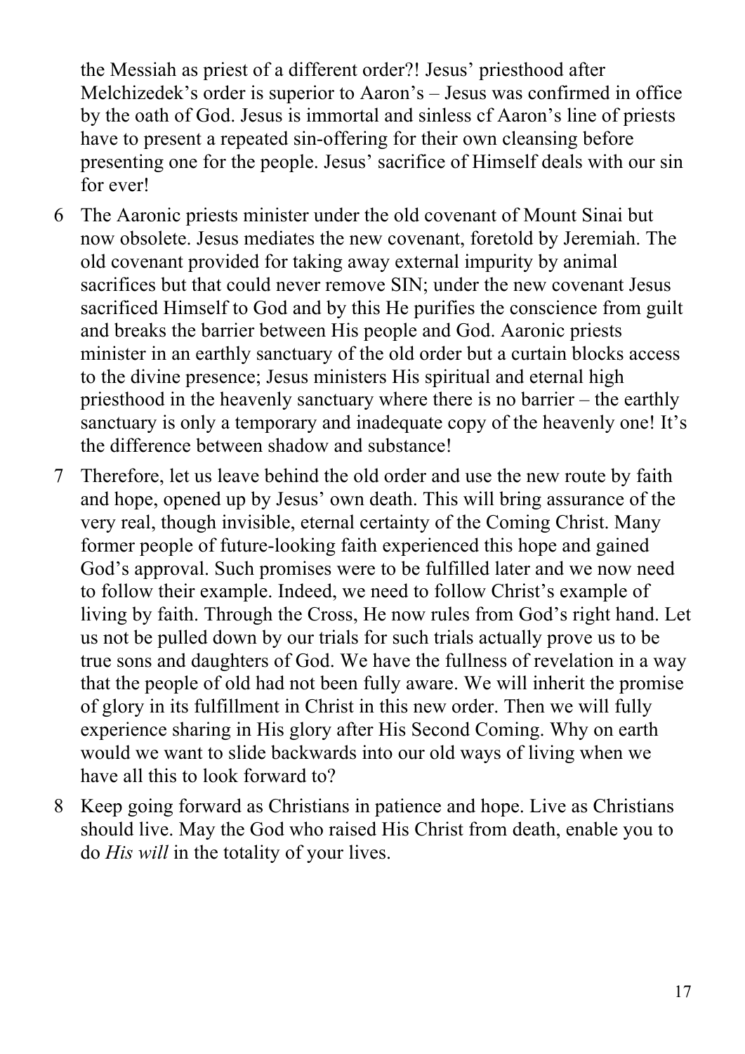the Messiah as priest of a different order?! Jesus' priesthood after Melchizedek's order is superior to Aaron's – Jesus was confirmed in office by the oath of God. Jesus is immortal and sinless cf Aaron's line of priests have to present a repeated sin-offering for their own cleansing before presenting one for the people. Jesus' sacrifice of Himself deals with our sin for ever!

6 The Aaronic priests minister under the old covenant of Mount Sinai but now obsolete. Jesus mediates the new covenant, foretold by Jeremiah. The old covenant provided for taking away external impurity by animal sacrifices but that could never remove SIN; under the new covenant Jesus sacrificed Himself to God and by this He purifies the conscience from guilt and breaks the barrier between His people and God. Aaronic priests minister in an earthly sanctuary of the old order but a curtain blocks access to the divine presence; Jesus ministers His spiritual and eternal high priesthood in the heavenly sanctuary where there is no barrier – the earthly sanctuary is only a temporary and inadequate copy of the heavenly one! It's the difference between shadow and substance!

7 Therefore, let us leave behind the old order and use the new route by faith and hope, opened up by Jesus' own death. This will bring assurance of the very real, though invisible, eternal certainty of the Coming Christ. Many former people of future-looking faith experienced this hope and gained God's approval. Such promises were to be fulfilled later and we now need to follow their example. Indeed, we need to follow Christ's example of living by faith. Through the Cross, He now rules from God's right hand. Let us not be pulled down by our trials for such trials actually prove us to be true sons and daughters of God. We have the fullness of revelation in a way that the people of old had not been fully aware. We will inherit the promise of glory in its fulfillment in Christ in this new order. Then we will fully experience sharing in His glory after His Second Coming. Why on earth would we want to slide backwards into our old ways of living when we have all this to look forward to?

8 Keep going forward as Christians in patience and hope. Live as Christians should live. May the God who raised His Christ from death, enable you to do *His will* in the totality of your lives.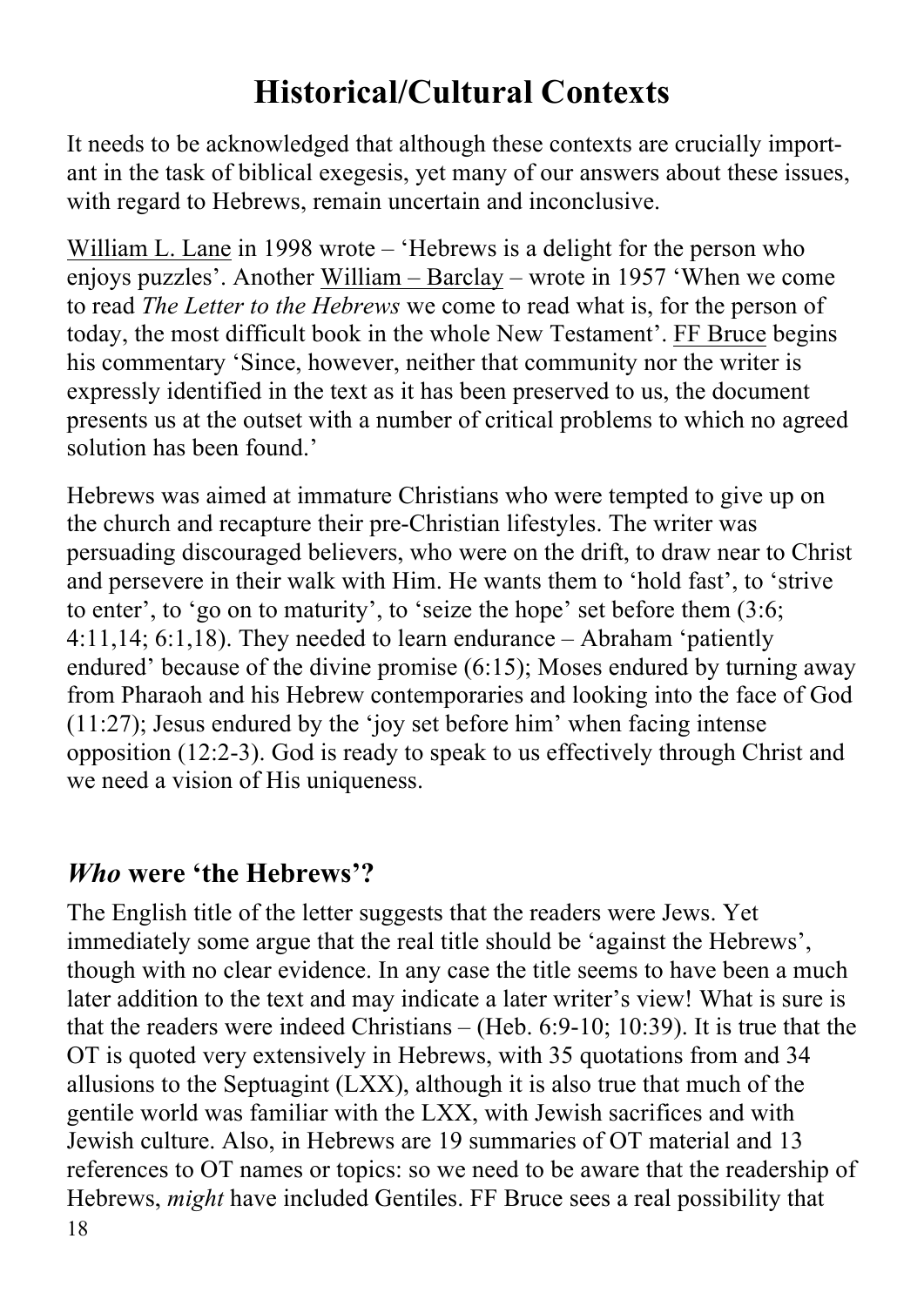# Historical/Cultural Contexts

It needs to be acknowledged that although these contexts are crucially important in the task of biblical exegesis, yet many of our answers about these issues, with regard to Hebrews, remain uncertain and inconclusive.

William L. Lane in 1998 wrote – 'Hebrews is a delight for the person who enjoys puzzles'. Another William – Barclay – wrote in 1957 'When we come to read *The Letter to the Hebrews* we come to read what is, for the person of today, the most difficult book in the whole New Testament'. FF Bruce begins his commentary 'Since, however, neither that community nor the writer is expressly identified in the text as it has been preserved to us, the document presents us at the outset with a number of critical problems to which no agreed solution has been found.'

Hebrews was aimed at immature Christians who were tempted to give up on the church and recapture their pre-Christian lifestyles. The writer was persuading discouraged believers, who were on the drift, to draw near to Christ and persevere in their walk with Him. He wants them to 'hold fast', to 'strive to enter', to 'go on to maturity', to 'seize the hope' set before them (3:6; 4:11,14; 6:1,18). They needed to learn endurance – Abraham 'patiently endured' because of the divine promise (6:15); Moses endured by turning away from Pharaoh and his Hebrew contemporaries and looking into the face of God (11:27); Jesus endured by the 'joy set before him' when facing intense opposition (12:2-3). God is ready to speak to us effectively through Christ and we need a vision of His uniqueness.

## *Who* were 'the Hebrews'?

The English title of the letter suggests that the readers were Jews. Yet immediately some argue that the real title should be 'against the Hebrews', though with no clear evidence. In any case the title seems to have been a much later addition to the text and may indicate a later writer's view! What is sure is that the readers were indeed Christians – (Heb. 6:9-10; 10:39). It is true that the OT is quoted very extensively in Hebrews, with 35 quotations from and 34 allusions to the Septuagint (LXX), although it is also true that much of the gentile world was familiar with the LXX, with Jewish sacrifices and with Jewish culture. Also, in Hebrews are 19 summaries of OT material and 13 references to OT names or topics: so we need to be aware that the readership of Hebrews, *might* have included Gentiles. FF Bruce sees a real possibility that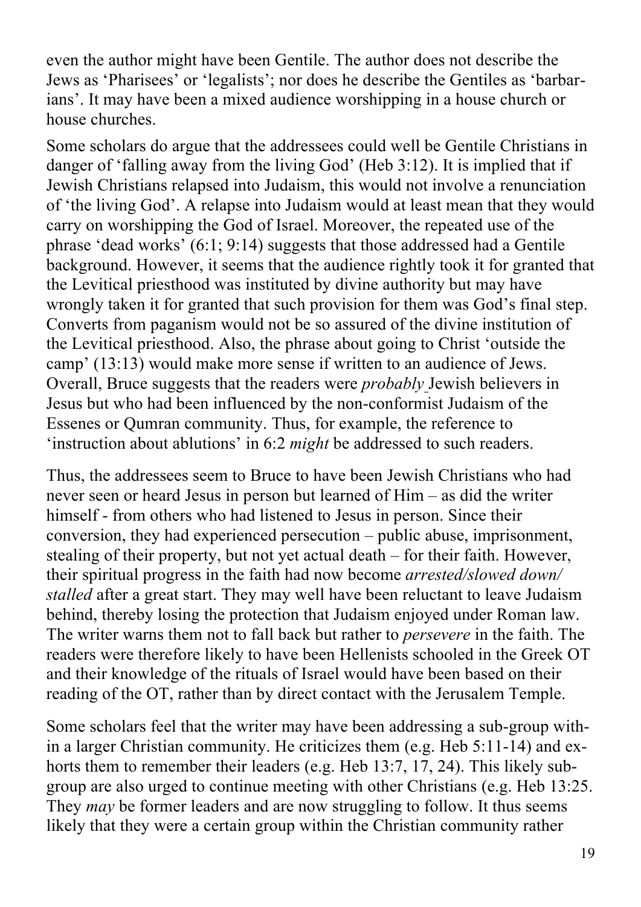even the author might have been Gentile. The author does not describe the Jews as 'Pharisees' or 'legalists'; nor does he describe the Gentiles as 'barbarians'. It may have been a mixed audience worshipping in a house church or house churches.

Some scholars do argue that the addressees could well be Gentile Christians in danger of 'falling away from the living God' (Heb 3:12). It is implied that if Jewish Christians relapsed into Judaism, this would not involve a renunciation of 'the living God'. A relapse into Judaism would at least mean that they would carry on worshipping the God of Israel. Moreover, the repeated use of the phrase 'dead works' (6:1; 9:14) suggests that those addressed had a Gentile background. However, it seems that the audience rightly took it for granted that the Levitical priesthood was instituted by divine authority but may have wrongly taken it for granted that such provision for them was God's final step. Converts from paganism would not be so assured of the divine institution of the Levitical priesthood. Also, the phrase about going to Christ 'outside the camp' (13:13) would make more sense if written to an audience of Jews. Overall, Bruce suggests that the readers were *probably* Jewish believers in Jesus but who had been influenced by the non-conformist Judaism of the Essenes or Qumran community. Thus, for example, the reference to 'instruction about ablutions' in 6:2 *might* be addressed to such readers.

Thus, the addressees seem to Bruce to have been Jewish Christians who had never seen or heard Jesus in person but learned of Him – as did the writer himself - from others who had listened to Jesus in person. Since their conversion, they had experienced persecution – public abuse, imprisonment, stealing of their property, but not yet actual death – for their faith. However, their spiritual progress in the faith had now become *arrested/slowed down/ stalled* after a great start. They may well have been reluctant to leave Judaism behind, thereby losing the protection that Judaism enjoyed under Roman law. The writer warns them not to fall back but rather to *persevere* in the faith. The readers were therefore likely to have been Hellenists schooled in the Greek OT and their knowledge of the rituals of Israel would have been based on their reading of the OT, rather than by direct contact with the Jerusalem Temple.

Some scholars feel that the writer may have been addressing a sub-group within a larger Christian community. He criticizes them (e.g. Heb 5:11-14) and exhorts them to remember their leaders (e.g. Heb 13:7, 17, 24). This likely sub-group are also urged to continue meeting with other Christians (e.g. Heb 13:25. They *may* be former leaders and are now struggling to follow. It thus seems likely that they were a certain group within the Christian community rather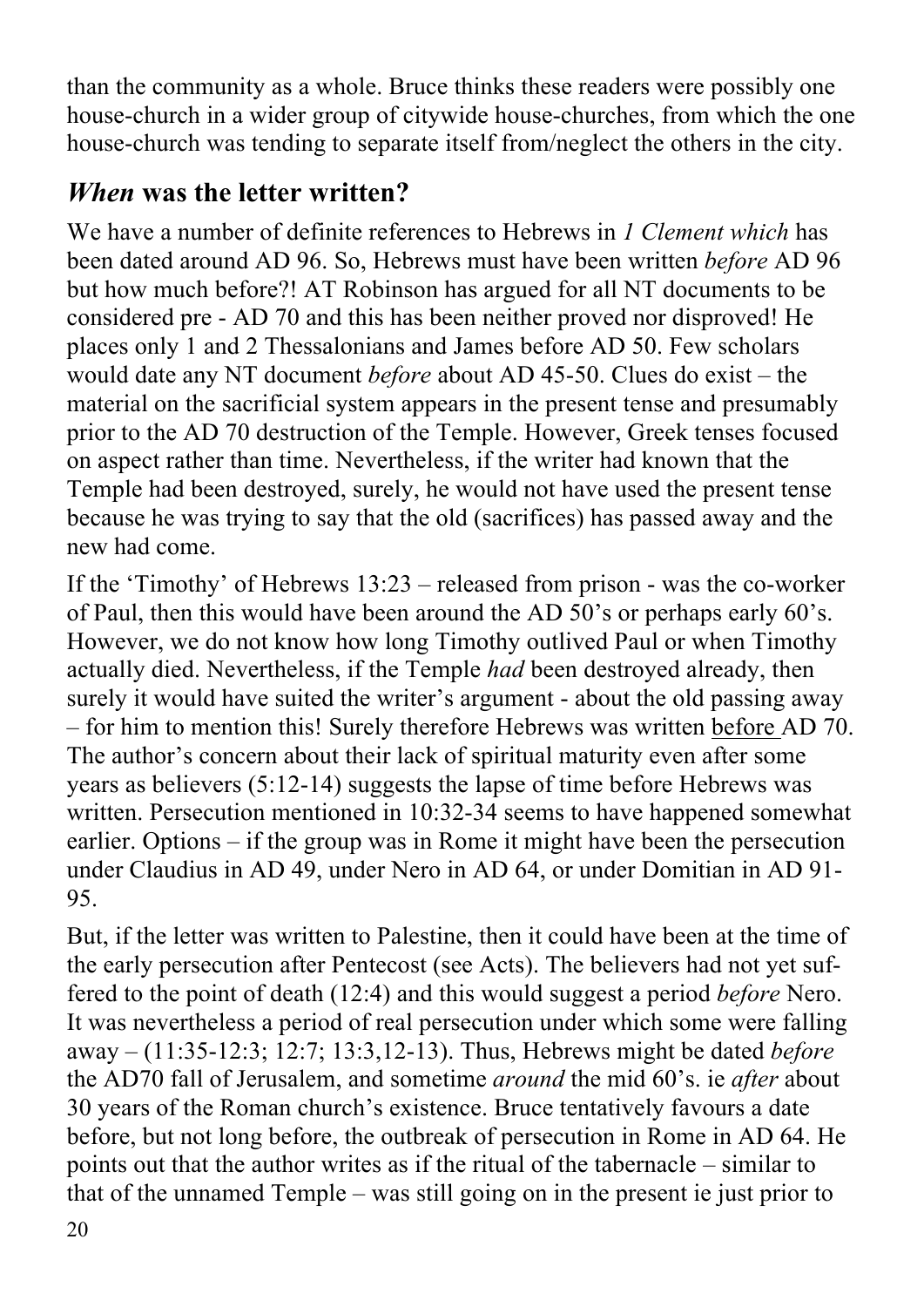than the community as a whole. Bruce thinks these readers were possibly one house-church in a wider group of citywide house-churches, from which the one house-church was tending to separate itself from/neglect the others in the city.

## *When* was the letter written?

We have a number of definite references to Hebrews in *1 Clement which* has been dated around AD 96. So, Hebrews must have been written *before* AD 96 but how much before?! AT Robinson has argued for all NT documents to be considered pre - AD 70 and this has been neither proved nor disproved! He places only 1 and 2 Thessalonians and James before AD 50. Few scholars would date any NT document *before* about AD 45-50. Clues do exist – the material on the sacrificial system appears in the present tense and presumably prior to the AD 70 destruction of the Temple. However, Greek tenses focused on aspect rather than time. Nevertheless, if the writer had known that the Temple had been destroyed, surely, he would not have used the present tense because he was trying to say that the old (sacrifices) has passed away and the new had come.

If the 'Timothy' of Hebrews 13:23 – released from prison - was the co-worker of Paul, then this would have been around the AD 50's or perhaps early 60's. However, we do not know how long Timothy outlived Paul or when Timothy actually died. Nevertheless, if the Temple *had* been destroyed already, then surely it would have suited the writer's argument - about the old passing away – for him to mention this! Surely therefore Hebrews was written <u>before</u> AD 70. The author's concern about their lack of spiritual maturity even after some years as believers (5:12-14) suggests the lapse of time before Hebrews was written. Persecution mentioned in 10:32-34 seems to have happened somewhat earlier. Options – if the group was in Rome it might have been the persecution under Claudius in AD 49, under Nero in AD 64, or under Domitian in AD 91-95.

But, if the letter was written to Palestine, then it could have been at the time of the early persecution after Pentecost (see Acts). The believers had not yet suffered to the point of death (12:4) and this would suggest a period *before* Nero. It was nevertheless a period of real persecution under which some were falling away – (11:35-12:3; 12:7; 13:3,12-13). Thus, Hebrews might be dated *before* the AD70 fall of Jerusalem, and sometime *around* the mid 60's. ie *after* about 30 years of the Roman church's existence. Bruce tentatively favours a date before, but not long before, the outbreak of persecution in Rome in AD 64. He points out that the author writes as if the ritual of the tabernacle – similar to that of the unnamed Temple – was still going on in the present ie just prior to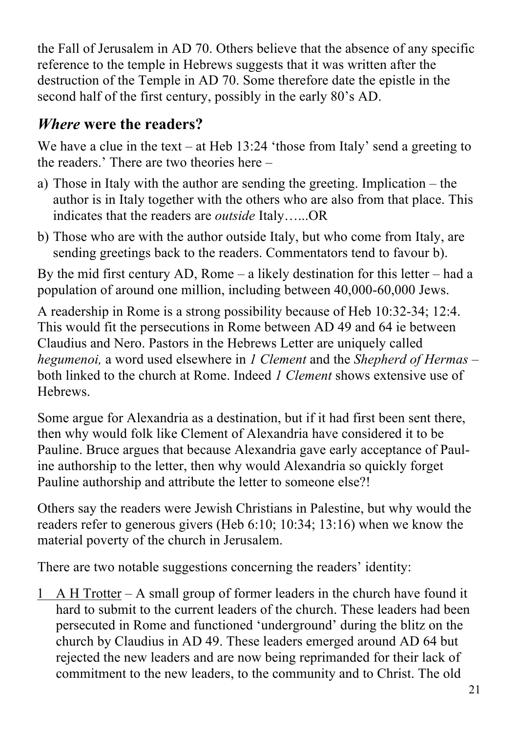the Fall of Jerusalem in AD 70. Others believe that the absence of any specific reference to the temple in Hebrews suggests that it was written after the destruction of the Temple in AD 70. Some therefore date the epistle in the second half of the first century, possibly in the early 80's AD.

## *Where* were the readers?

We have a clue in the text – at Heb 13:24 'those from Italy' send a greeting to the readers.' There are two theories here –

a) Those in Italy with the author are sending the greeting. Implication – the author is in Italy together with the others who are also from that place. This indicates that the readers are *outside* Italy…...OR
b) Those who are with the author outside Italy, but who come from Italy, are sending greetings back to the readers. Commentators tend to favour b).

By the mid first century AD, Rome – a likely destination for this letter – had a population of around one million, including between 40,000-60,000 Jews.

A readership in Rome is a strong possibility because of Heb 10:32-34; 12:4. This would fit the persecutions in Rome between AD 49 and 64 ie between Claudius and Nero. Pastors in the Hebrews Letter are uniquely called *hegumenoi,* a word used elsewhere in *1 Clement* and the *Shepherd of Hermas* – both linked to the church at Rome. Indeed *1 Clement* shows extensive use of Hebrews.

Some argue for Alexandria as a destination, but if it had first been sent there, then why would folk like Clement of Alexandria have considered it to be Pauline. Bruce argues that because Alexandria gave early acceptance of Pauline authorship to the letter, then why would Alexandria so quickly forget Pauline authorship and attribute the letter to someone else?!

Others say the readers were Jewish Christians in Palestine, but why would the readers refer to generous givers (Heb 6:10; 10:34; 13:16) when we know the material poverty of the church in Jerusalem.

There are two notable suggestions concerning the readers' identity:

1 A H Trotter – A small group of former leaders in the church have found it hard to submit to the current leaders of the church. These leaders had been persecuted in Rome and functioned 'underground' during the blitz on the church by Claudius in AD 49. These leaders emerged around AD 64 but rejected the new leaders and are now being reprimanded for their lack of commitment to the new leaders, to the community and to Christ. The old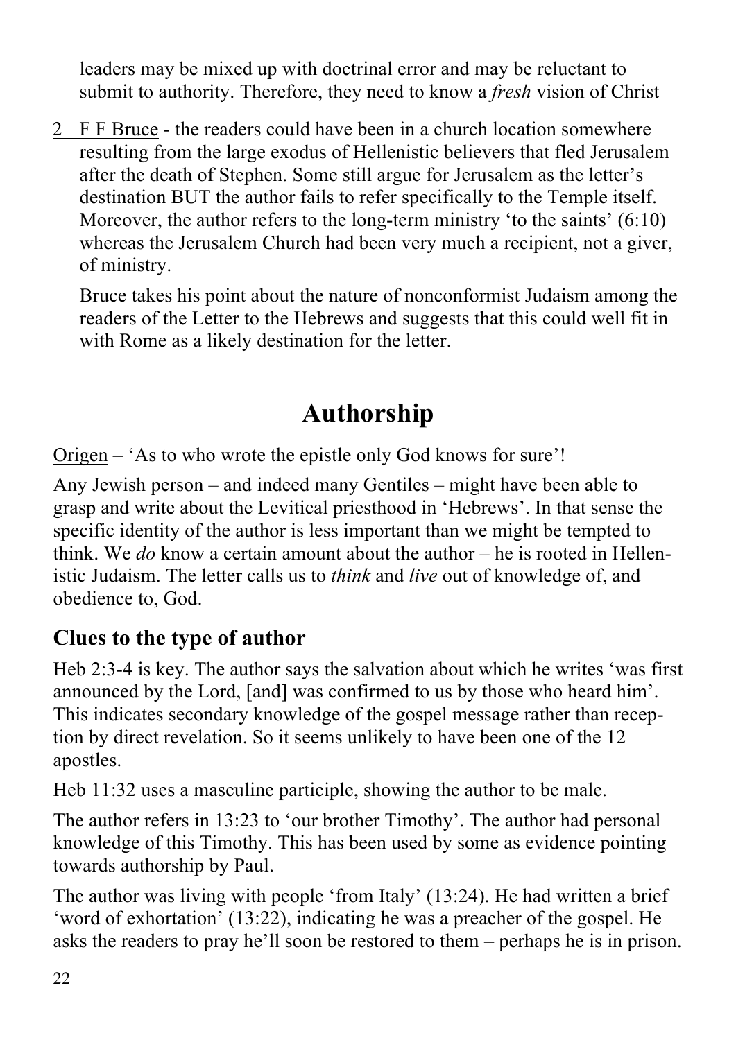leaders may be mixed up with doctrinal error and may be reluctant to submit to authority. Therefore, they need to know a *fresh* vision of Christ

2 F F Bruce - the readers could have been in a church location somewhere resulting from the large exodus of Hellenistic believers that fled Jerusalem after the death of Stephen. Some still argue for Jerusalem as the letter's destination BUT the author fails to refer specifically to the Temple itself. Moreover, the author refers to the long-term ministry 'to the saints' (6:10) whereas the Jerusalem Church had been very much a recipient, not a giver, of ministry.

   Bruce takes his point about the nature of nonconformist Judaism among the readers of the Letter to the Hebrews and suggests that this could well fit in with Rome as a likely destination for the letter.

# Authorship

Origen – 'As to who wrote the epistle only God knows for sure'!

Any Jewish person – and indeed many Gentiles – might have been able to grasp and write about the Levitical priesthood in 'Hebrews'. In that sense the specific identity of the author is less important than we might be tempted to think. We *do* know a certain amount about the author – he is rooted in Hellenistic Judaism. The letter calls us to *think* and *live* out of knowledge of, and obedience to, God.

## Clues to the type of author

Heb 2:3-4 is key. The author says the salvation about which he writes 'was first announced by the Lord, [and] was confirmed to us by those who heard him'. This indicates secondary knowledge of the gospel message rather than reception by direct revelation. So it seems unlikely to have been one of the 12 apostles.

Heb 11:32 uses a masculine participle, showing the author to be male.

The author refers in 13:23 to 'our brother Timothy'. The author had personal knowledge of this Timothy. This has been used by some as evidence pointing towards authorship by Paul.

The author was living with people 'from Italy' (13:24). He had written a brief 'word of exhortation' (13:22), indicating he was a preacher of the gospel. He asks the readers to pray he'll soon be restored to them – perhaps he is in prison.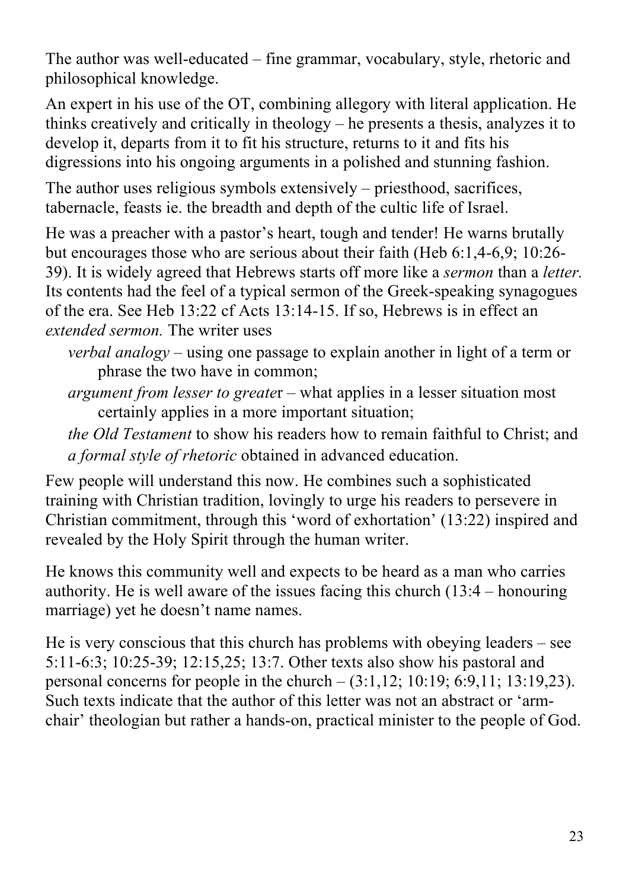The author was well-educated – fine grammar, vocabulary, style, rhetoric and philosophical knowledge.

An expert in his use of the OT, combining allegory with literal application. He thinks creatively and critically in theology – he presents a thesis, analyzes it to develop it, departs from it to fit his structure, returns to it and fits his digressions into his ongoing arguments in a polished and stunning fashion.

The author uses religious symbols extensively – priesthood, sacrifices, tabernacle, feasts ie. the breadth and depth of the cultic life of Israel.

He was a preacher with a pastor's heart, tough and tender! He warns brutally but encourages those who are serious about their faith (Heb 6:1,4-6,9; 10:26-39). It is widely agreed that Hebrews starts off more like a *sermon* than a *letter.* Its contents had the feel of a typical sermon of the Greek-speaking synagogues of the era. See Heb 13:22 cf Acts 13:14-15. If so, Hebrews is in effect an *extended sermon.* The writer uses

- *verbal analogy* – using one passage to explain another in light of a term or phrase the two have in common;
- *argument from lesser to greate*r – what applies in a lesser situation most certainly applies in a more important situation;
- *the Old Testament* to show his readers how to remain faithful to Christ; and
- *a formal style of rhetoric* obtained in advanced education.

Few people will understand this now. He combines such a sophisticated training with Christian tradition, lovingly to urge his readers to persevere in Christian commitment, through this 'word of exhortation' (13:22) inspired and revealed by the Holy Spirit through the human writer.

He knows this community well and expects to be heard as a man who carries authority. He is well aware of the issues facing this church (13:4 – honouring marriage) yet he doesn't name names.

He is very conscious that this church has problems with obeying leaders – see 5:11-6:3; 10:25-39; 12:15,25; 13:7. Other texts also show his pastoral and personal concerns for people in the church – (3:1,12; 10:19; 6:9,11; 13:19,23). Such texts indicate that the author of this letter was not an abstract or 'arm-chair' theologian but rather a hands-on, practical minister to the people of God.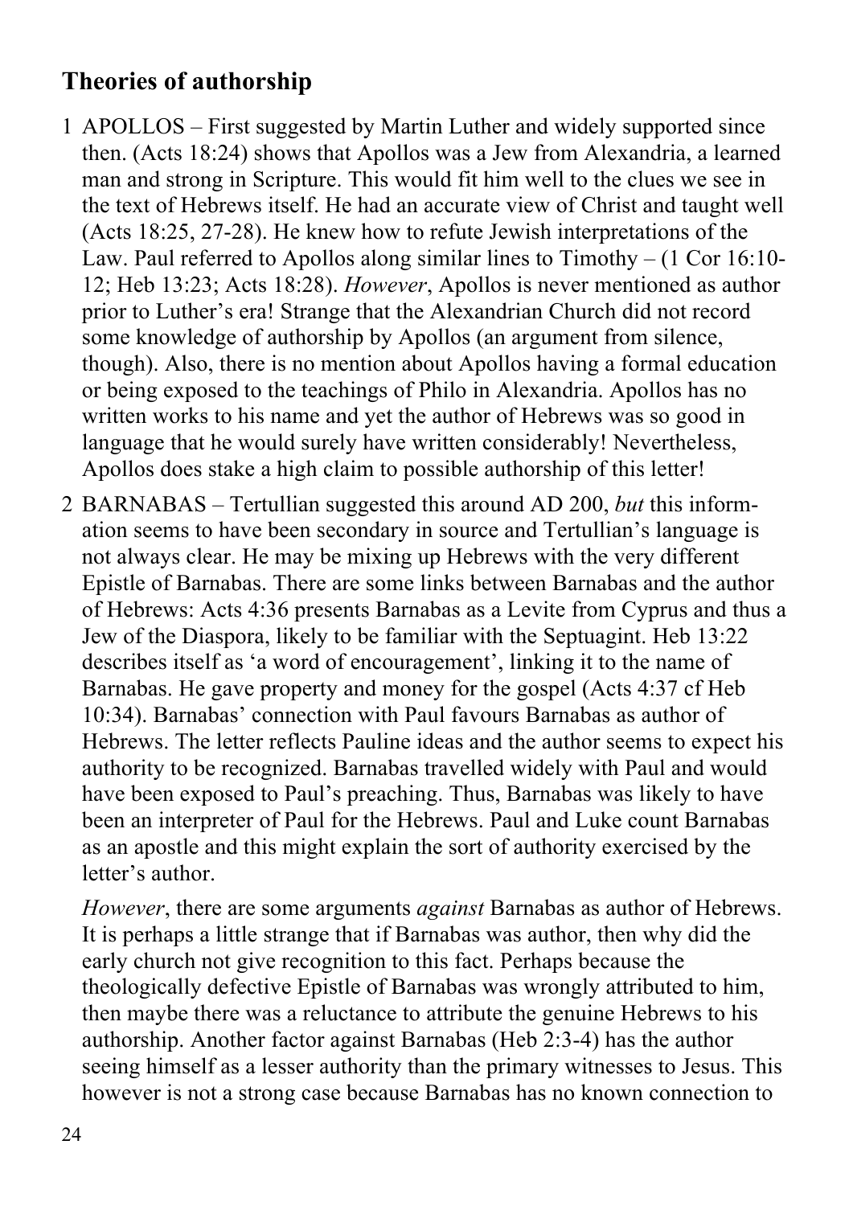## Theories of authorship

1. APOLLOS – First suggested by Martin Luther and widely supported since then. (Acts 18:24) shows that Apollos was a Jew from Alexandria, a learned man and strong in Scripture. This would fit him well to the clues we see in the text of Hebrews itself. He had an accurate view of Christ and taught well (Acts 18:25, 27-28). He knew how to refute Jewish interpretations of the Law. Paul referred to Apollos along similar lines to Timothy – (1 Cor 16:10-12; Heb 13:23; Acts 18:28). *However*, Apollos is never mentioned as author prior to Luther's era! Strange that the Alexandrian Church did not record some knowledge of authorship by Apollos (an argument from silence, though). Also, there is no mention about Apollos having a formal education or being exposed to the teachings of Philo in Alexandria. Apollos has no written works to his name and yet the author of Hebrews was so good in language that he would surely have written considerably! Nevertheless, Apollos does stake a high claim to possible authorship of this letter!

2. BARNABAS – Tertullian suggested this around AD 200, *but* this information seems to have been secondary in source and Tertullian's language is not always clear. He may be mixing up Hebrews with the very different Epistle of Barnabas. There are some links between Barnabas and the author of Hebrews: Acts 4:36 presents Barnabas as a Levite from Cyprus and thus a Jew of the Diaspora, likely to be familiar with the Septuagint. Heb 13:22 describes itself as 'a word of encouragement', linking it to the name of Barnabas. He gave property and money for the gospel (Acts 4:37 cf Heb 10:34). Barnabas' connection with Paul favours Barnabas as author of Hebrews. The letter reflects Pauline ideas and the author seems to expect his authority to be recognized. Barnabas travelled widely with Paul and would have been exposed to Paul's preaching. Thus, Barnabas was likely to have been an interpreter of Paul for the Hebrews. Paul and Luke count Barnabas as an apostle and this might explain the sort of authority exercised by the letter's author.

   *However*, there are some arguments *against* Barnabas as author of Hebrews. It is perhaps a little strange that if Barnabas was author, then why did the early church not give recognition to this fact. Perhaps because the theologically defective Epistle of Barnabas was wrongly attributed to him, then maybe there was a reluctance to attribute the genuine Hebrews to his authorship. Another factor against Barnabas (Heb 2:3-4) has the author seeing himself as a lesser authority than the primary witnesses to Jesus. This however is not a strong case because Barnabas has no known connection to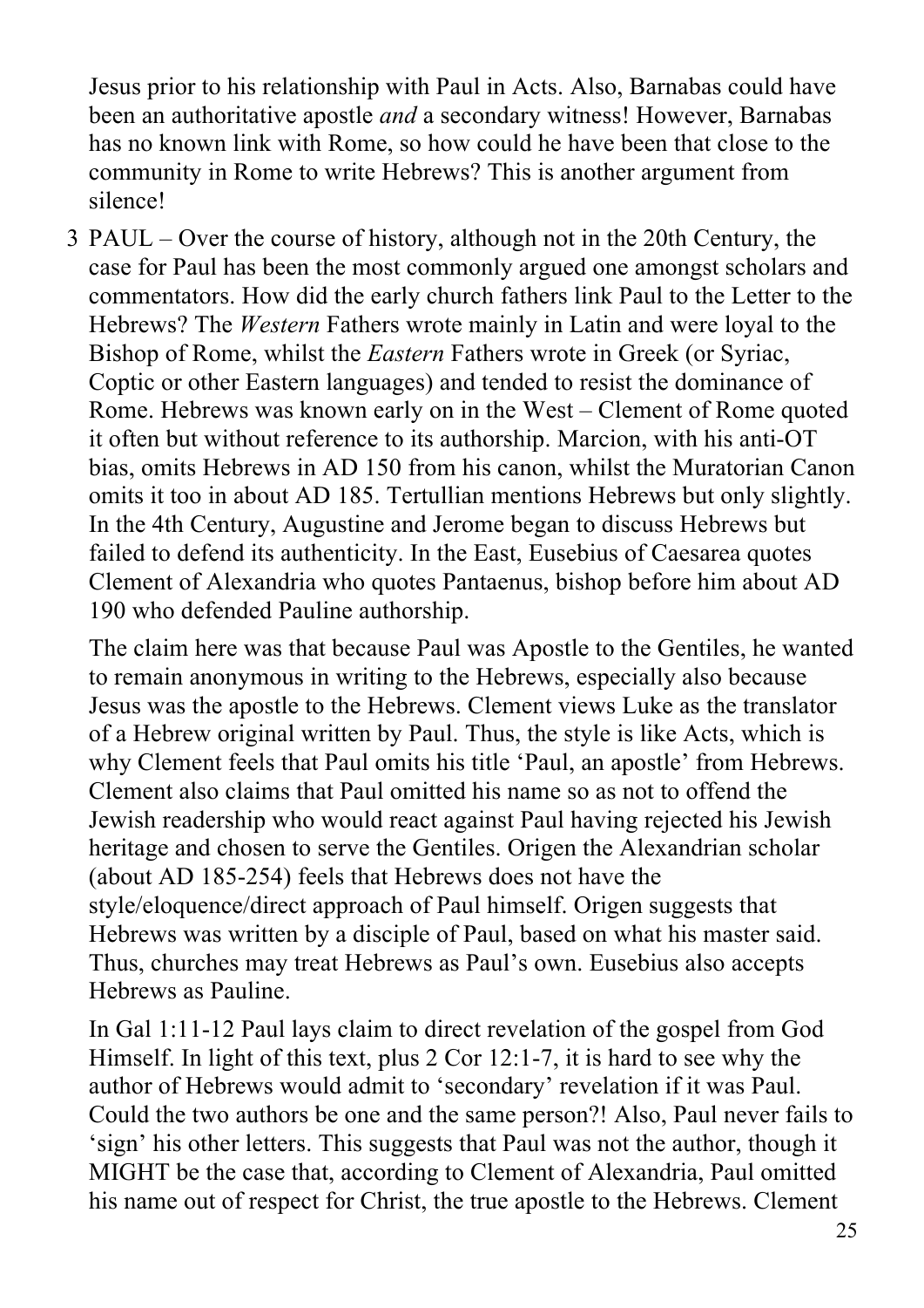Jesus prior to his relationship with Paul in Acts. Also, Barnabas could have been an authoritative apostle *and* a secondary witness! However, Barnabas has no known link with Rome, so how could he have been that close to the community in Rome to write Hebrews? This is another argument from silence!

3 PAUL – Over the course of history, although not in the 20th Century, the case for Paul has been the most commonly argued one amongst scholars and commentators. How did the early church fathers link Paul to the Letter to the Hebrews? The *Western* Fathers wrote mainly in Latin and were loyal to the Bishop of Rome, whilst the *Eastern* Fathers wrote in Greek (or Syriac, Coptic or other Eastern languages) and tended to resist the dominance of Rome. Hebrews was known early on in the West – Clement of Rome quoted it often but without reference to its authorship. Marcion, with his anti-OT bias, omits Hebrews in AD 150 from his canon, whilst the Muratorian Canon omits it too in about AD 185. Tertullian mentions Hebrews but only slightly. In the 4th Century, Augustine and Jerome began to discuss Hebrews but failed to defend its authenticity. In the East, Eusebius of Caesarea quotes Clement of Alexandria who quotes Pantaenus, bishop before him about AD 190 who defended Pauline authorship.

The claim here was that because Paul was Apostle to the Gentiles, he wanted to remain anonymous in writing to the Hebrews, especially also because Jesus was the apostle to the Hebrews. Clement views Luke as the translator of a Hebrew original written by Paul. Thus, the style is like Acts, which is why Clement feels that Paul omits his title 'Paul, an apostle' from Hebrews. Clement also claims that Paul omitted his name so as not to offend the Jewish readership who would react against Paul having rejected his Jewish heritage and chosen to serve the Gentiles. Origen the Alexandrian scholar (about AD 185-254) feels that Hebrews does not have the style/eloquence/direct approach of Paul himself. Origen suggests that Hebrews was written by a disciple of Paul, based on what his master said. Thus, churches may treat Hebrews as Paul's own. Eusebius also accepts Hebrews as Pauline.

In Gal 1:11-12 Paul lays claim to direct revelation of the gospel from God Himself. In light of this text, plus 2 Cor 12:1-7, it is hard to see why the author of Hebrews would admit to 'secondary' revelation if it was Paul. Could the two authors be one and the same person?! Also, Paul never fails to 'sign' his other letters. This suggests that Paul was not the author, though it MIGHT be the case that, according to Clement of Alexandria, Paul omitted his name out of respect for Christ, the true apostle to the Hebrews. Clement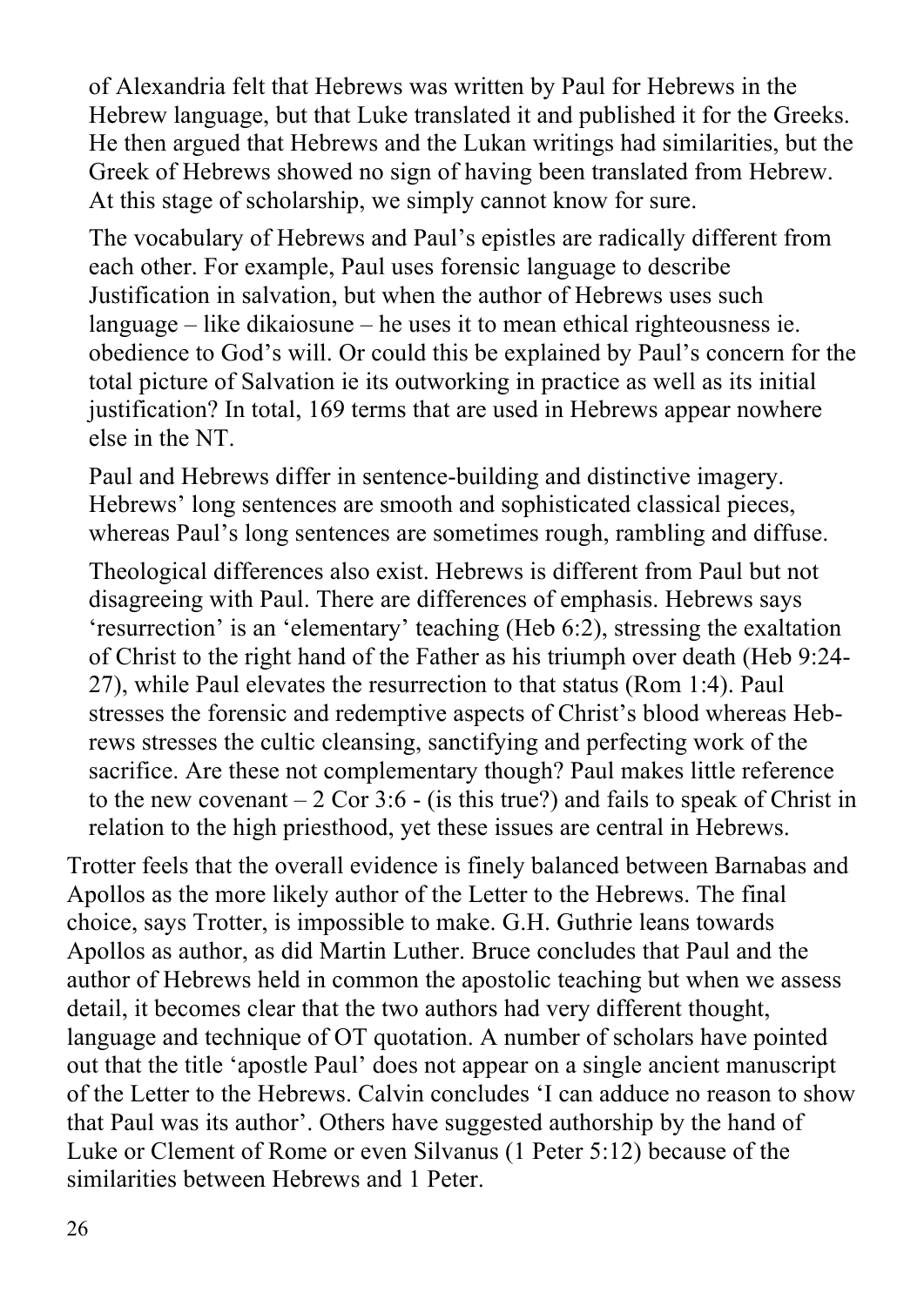of Alexandria felt that Hebrews was written by Paul for Hebrews in the Hebrew language, but that Luke translated it and published it for the Greeks. He then argued that Hebrews and the Lukan writings had similarities, but the Greek of Hebrews showed no sign of having been translated from Hebrew. At this stage of scholarship, we simply cannot know for sure.

The vocabulary of Hebrews and Paul's epistles are radically different from each other. For example, Paul uses forensic language to describe Justification in salvation, but when the author of Hebrews uses such language – like dikaiosune – he uses it to mean ethical righteousness ie. obedience to God's will. Or could this be explained by Paul's concern for the total picture of Salvation ie its outworking in practice as well as its initial justification? In total, 169 terms that are used in Hebrews appear nowhere else in the NT.

Paul and Hebrews differ in sentence-building and distinctive imagery. Hebrews' long sentences are smooth and sophisticated classical pieces, whereas Paul's long sentences are sometimes rough, rambling and diffuse.

Theological differences also exist. Hebrews is different from Paul but not disagreeing with Paul. There are differences of emphasis. Hebrews says 'resurrection' is an 'elementary' teaching (Heb 6:2), stressing the exaltation of Christ to the right hand of the Father as his triumph over death (Heb 9:24-27), while Paul elevates the resurrection to that status (Rom 1:4). Paul stresses the forensic and redemptive aspects of Christ's blood whereas Hebrews stresses the cultic cleansing, sanctifying and perfecting work of the sacrifice. Are these not complementary though? Paul makes little reference to the new covenant – 2 Cor 3:6 - (is this true?) and fails to speak of Christ in relation to the high priesthood, yet these issues are central in Hebrews.

Trotter feels that the overall evidence is finely balanced between Barnabas and Apollos as the more likely author of the Letter to the Hebrews. The final choice, says Trotter, is impossible to make. G.H. Guthrie leans towards Apollos as author, as did Martin Luther. Bruce concludes that Paul and the author of Hebrews held in common the apostolic teaching but when we assess detail, it becomes clear that the two authors had very different thought, language and technique of OT quotation. A number of scholars have pointed out that the title 'apostle Paul' does not appear on a single ancient manuscript of the Letter to the Hebrews. Calvin concludes 'I can adduce no reason to show that Paul was its author'. Others have suggested authorship by the hand of Luke or Clement of Rome or even Silvanus (1 Peter 5:12) because of the similarities between Hebrews and 1 Peter.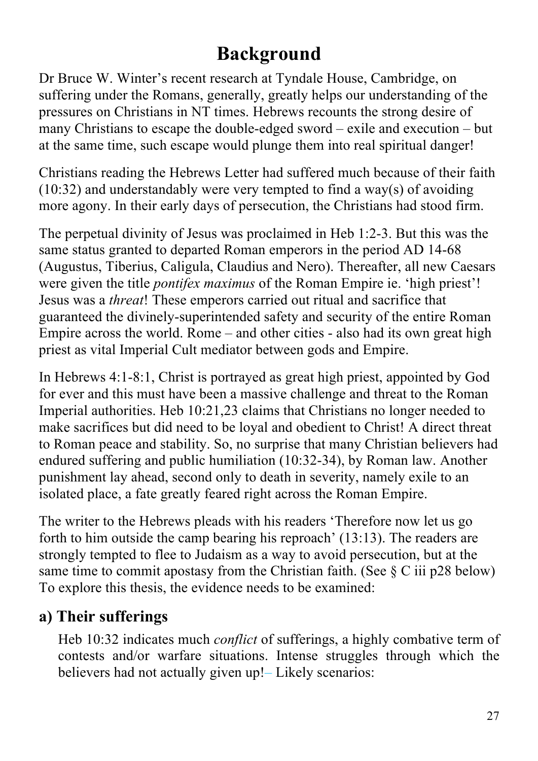# Background

Dr Bruce W. Winter's recent research at Tyndale House, Cambridge, on suffering under the Romans, generally, greatly helps our understanding of the pressures on Christians in NT times. Hebrews recounts the strong desire of many Christians to escape the double-edged sword – exile and execution – but at the same time, such escape would plunge them into real spiritual danger!

Christians reading the Hebrews Letter had suffered much because of their faith (10:32) and understandably were very tempted to find a way(s) of avoiding more agony. In their early days of persecution, the Christians had stood firm.

The perpetual divinity of Jesus was proclaimed in Heb 1:2-3. But this was the same status granted to departed Roman emperors in the period AD 14-68 (Augustus, Tiberius, Caligula, Claudius and Nero). Thereafter, all new Caesars were given the title *pontifex maximus* of the Roman Empire ie. 'high priest'! Jesus was a *threat*! These emperors carried out ritual and sacrifice that guaranteed the divinely-superintended safety and security of the entire Roman Empire across the world. Rome – and other cities - also had its own great high priest as vital Imperial Cult mediator between gods and Empire.

In Hebrews 4:1-8:1, Christ is portrayed as great high priest, appointed by God for ever and this must have been a massive challenge and threat to the Roman Imperial authorities. Heb 10:21,23 claims that Christians no longer needed to make sacrifices but did need to be loyal and obedient to Christ! A direct threat to Roman peace and stability. So, no surprise that many Christian believers had endured suffering and public humiliation (10:32-34), by Roman law. Another punishment lay ahead, second only to death in severity, namely exile to an isolated place, a fate greatly feared right across the Roman Empire.

The writer to the Hebrews pleads with his readers 'Therefore now let us go forth to him outside the camp bearing his reproach' (13:13). The readers are strongly tempted to flee to Judaism as a way to avoid persecution, but at the same time to commit apostasy from the Christian faith. (See § C iii p28 below) To explore this thesis, the evidence needs to be examined:

## a) Their sufferings

Heb 10:32 indicates much *conflict* of sufferings, a highly combative term of contests and/or warfare situations. Intense struggles through which the believers had not actually given up!– Likely scenarios: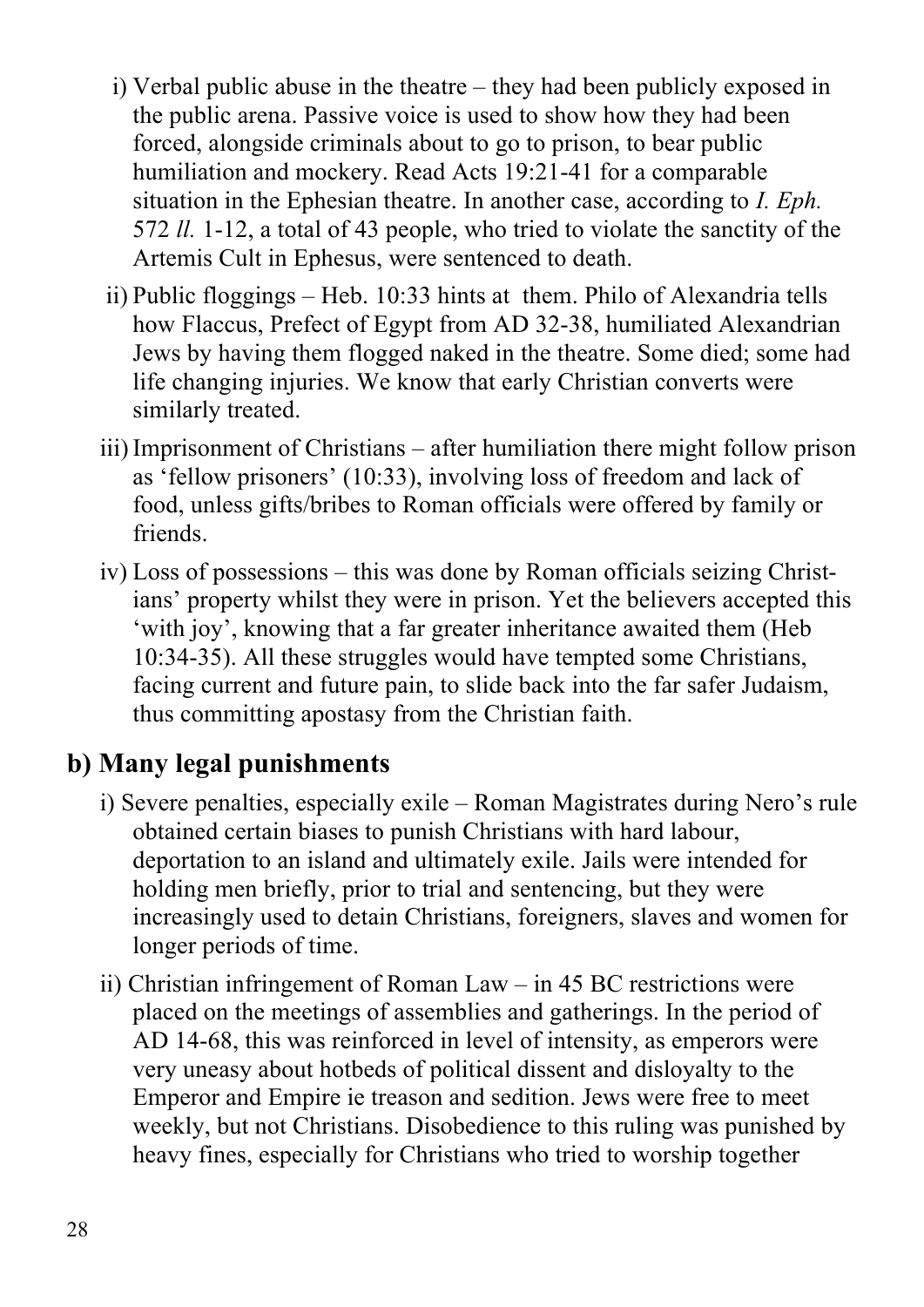i) Verbal public abuse in the theatre – they had been publicly exposed in the public arena. Passive voice is used to show how they had been forced, alongside criminals about to go to prison, to bear public humiliation and mockery. Read Acts 19:21-41 for a comparable situation in the Ephesian theatre. In another case, according to *I. Eph.* 572 *ll.* 1-12, a total of 43 people, who tried to violate the sanctity of the Artemis Cult in Ephesus, were sentenced to death.

ii) Public floggings – Heb. 10:33 hints at them. Philo of Alexandria tells how Flaccus, Prefect of Egypt from AD 32-38, humiliated Alexandrian Jews by having them flogged naked in the theatre. Some died; some had life changing injuries. We know that early Christian converts were similarly treated.

iii) Imprisonment of Christians – after humiliation there might follow prison as 'fellow prisoners' (10:33), involving loss of freedom and lack of food, unless gifts/bribes to Roman officials were offered by family or friends.

iv) Loss of possessions – this was done by Roman officials seizing Christians' property whilst they were in prison. Yet the believers accepted this 'with joy', knowing that a far greater inheritance awaited them (Heb 10:34-35). All these struggles would have tempted some Christians, facing current and future pain, to slide back into the far safer Judaism, thus committing apostasy from the Christian faith.

## b) Many legal punishments

i) Severe penalties, especially exile – Roman Magistrates during Nero's rule obtained certain biases to punish Christians with hard labour, deportation to an island and ultimately exile. Jails were intended for holding men briefly, prior to trial and sentencing, but they were increasingly used to detain Christians, foreigners, slaves and women for longer periods of time.

ii) Christian infringement of Roman Law – in 45 BC restrictions were placed on the meetings of assemblies and gatherings. In the period of AD 14-68, this was reinforced in level of intensity, as emperors were very uneasy about hotbeds of political dissent and disloyalty to the Emperor and Empire ie treason and sedition. Jews were free to meet weekly, but not Christians. Disobedience to this ruling was punished by heavy fines, especially for Christians who tried to worship together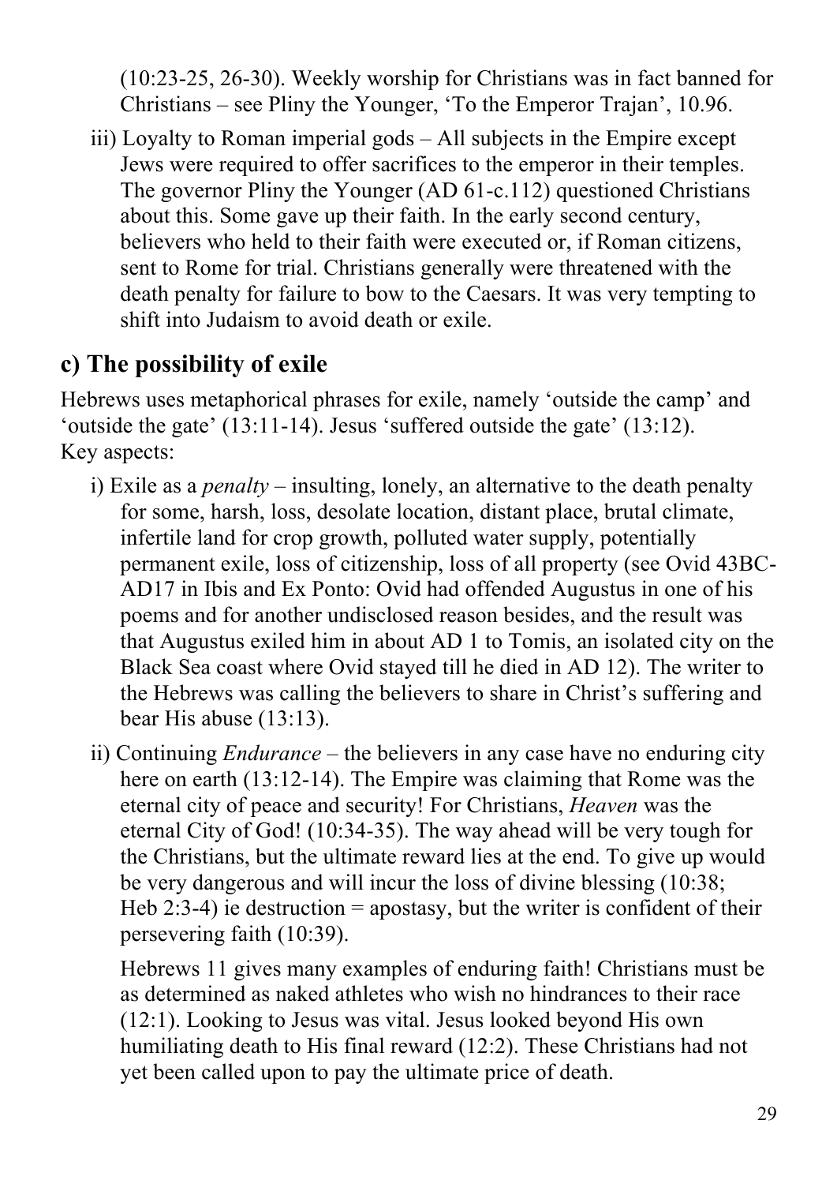(10:23-25, 26-30). Weekly worship for Christians was in fact banned for Christians – see Pliny the Younger, 'To the Emperor Trajan', 10.96.

iii) Loyalty to Roman imperial gods – All subjects in the Empire except Jews were required to offer sacrifices to the emperor in their temples. The governor Pliny the Younger (AD 61-c.112) questioned Christians about this. Some gave up their faith. In the early second century, believers who held to their faith were executed or, if Roman citizens, sent to Rome for trial. Christians generally were threatened with the death penalty for failure to bow to the Caesars. It was very tempting to shift into Judaism to avoid death or exile.

## c) The possibility of exile

Hebrews uses metaphorical phrases for exile, namely 'outside the camp' and 'outside the gate' (13:11-14). Jesus 'suffered outside the gate' (13:12). Key aspects:

i) Exile as a *penalty* – insulting, lonely, an alternative to the death penalty for some, harsh, loss, desolate location, distant place, brutal climate, infertile land for crop growth, polluted water supply, potentially permanent exile, loss of citizenship, loss of all property (see Ovid 43BC-AD17 in Ibis and Ex Ponto: Ovid had offended Augustus in one of his poems and for another undisclosed reason besides, and the result was that Augustus exiled him in about AD 1 to Tomis, an isolated city on the Black Sea coast where Ovid stayed till he died in AD 12). The writer to the Hebrews was calling the believers to share in Christ's suffering and bear His abuse (13:13).

ii) Continuing *Endurance* – the believers in any case have no enduring city here on earth (13:12-14). The Empire was claiming that Rome was the eternal city of peace and security! For Christians, *Heaven* was the eternal City of God! (10:34-35). The way ahead will be very tough for the Christians, but the ultimate reward lies at the end. To give up would be very dangerous and will incur the loss of divine blessing (10:38; Heb 2:3-4) ie destruction = apostasy, but the writer is confident of their persevering faith (10:39).

Hebrews 11 gives many examples of enduring faith! Christians must be as determined as naked athletes who wish no hindrances to their race (12:1). Looking to Jesus was vital. Jesus looked beyond His own humiliating death to His final reward (12:2). These Christians had not yet been called upon to pay the ultimate price of death.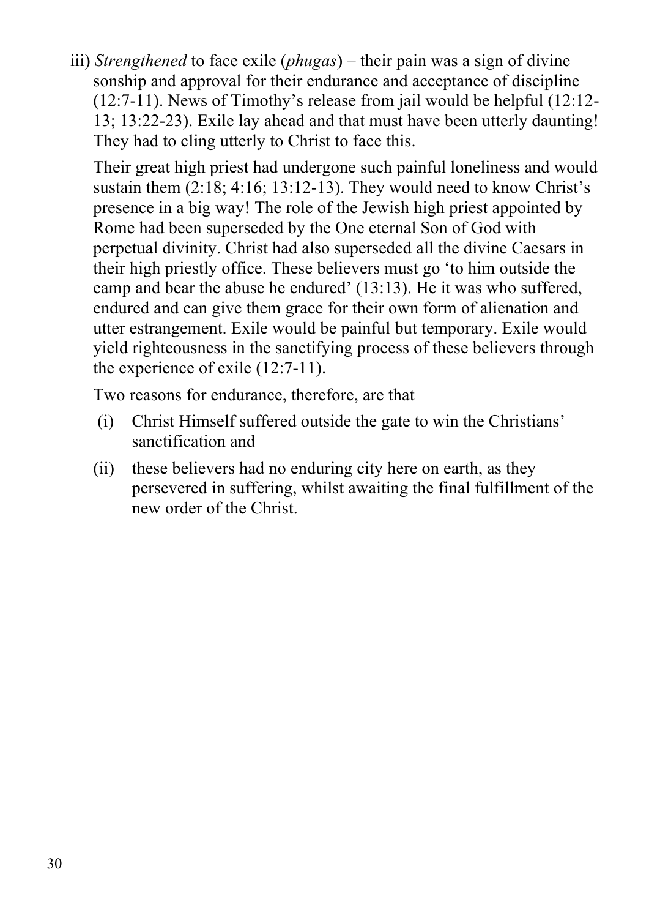iii) *Strengthened* to face exile (*phugas*) – their pain was a sign of divine sonship and approval for their endurance and acceptance of discipline (12:7-11). News of Timothy's release from jail would be helpful (12:12-13; 13:22-23). Exile lay ahead and that must have been utterly daunting! They had to cling utterly to Christ to face this.

Their great high priest had undergone such painful loneliness and would sustain them (2:18; 4:16; 13:12-13). They would need to know Christ's presence in a big way! The role of the Jewish high priest appointed by Rome had been superseded by the One eternal Son of God with perpetual divinity. Christ had also superseded all the divine Caesars in their high priestly office. These believers must go 'to him outside the camp and bear the abuse he endured' (13:13). He it was who suffered, endured and can give them grace for their own form of alienation and utter estrangement. Exile would be painful but temporary. Exile would yield righteousness in the sanctifying process of these believers through the experience of exile (12:7-11).

Two reasons for endurance, therefore, are that

(i) Christ Himself suffered outside the gate to win the Christians' sanctification and

(ii) these believers had no enduring city here on earth, as they persevered in suffering, whilst awaiting the final fulfillment of the new order of the Christ.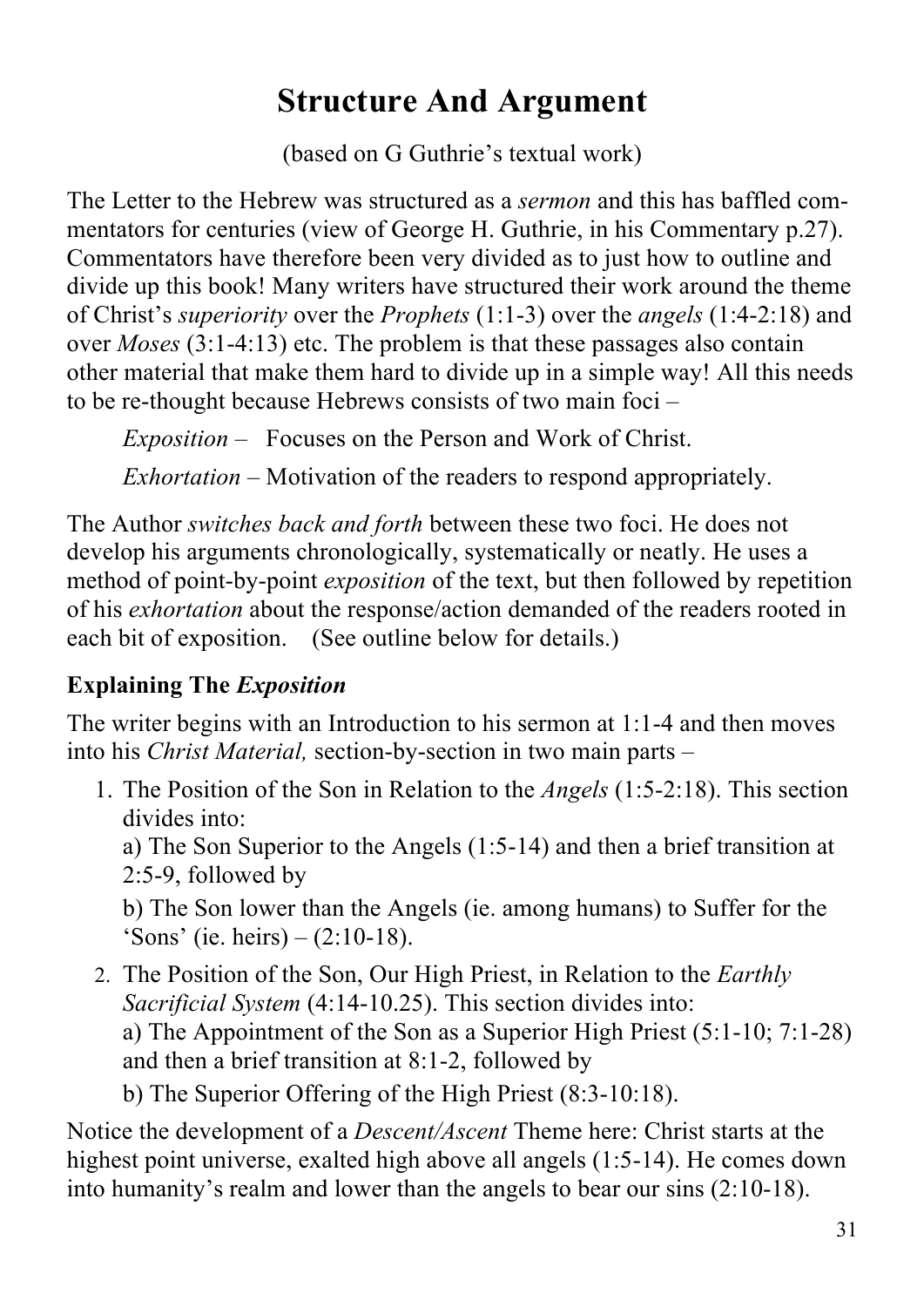# Structure And Argument

(based on G Guthrie's textual work)

The Letter to the Hebrew was structured as a *sermon* and this has baffled commentators for centuries (view of George H. Guthrie, in his Commentary p.27). Commentators have therefore been very divided as to just how to outline and divide up this book! Many writers have structured their work around the theme of Christ's *superiority* over the *Prophets* (1:1-3) over the *angels* (1:4-2:18) and over *Moses* (3:1-4:13) etc. The problem is that these passages also contain other material that make them hard to divide up in a simple way! All this needs to be re-thought because Hebrews consists of two main foci –

*Exposition* – Focuses on the Person and Work of Christ.

*Exhortation* – Motivation of the readers to respond appropriately.

The Author *switches back and forth* between these two foci. He does not develop his arguments chronologically, systematically or neatly. He uses a method of point-by-point *exposition* of the text, but then followed by repetition of his *exhortation* about the response/action demanded of the readers rooted in each bit of exposition. (See outline below for details.)

### Explaining The *Exposition*

The writer begins with an Introduction to his sermon at 1:1-4 and then moves into his *Christ Material,* section-by-section in two main parts –

1. The Position of the Son in Relation to the *Angels* (1:5-2:18). This section divides into:
   
   a) The Son Superior to the Angels (1:5-14) and then a brief transition at 2:5-9, followed by
   
   b) The Son lower than the Angels (ie. among humans) to Suffer for the 'Sons' (ie. heirs) – (2:10-18).
2. The Position of the Son, Our High Priest, in Relation to the *Earthly Sacrificial System* (4:14-10.25). This section divides into:
   
   a) The Appointment of the Son as a Superior High Priest (5:1-10; 7:1-28) and then a brief transition at 8:1-2, followed by
   
   b) The Superior Offering of the High Priest (8:3-10:18).

Notice the development of a *Descent/Ascent* Theme here: Christ starts at the highest point universe, exalted high above all angels (1:5-14). He comes down into humanity's realm and lower than the angels to bear our sins (2:10-18).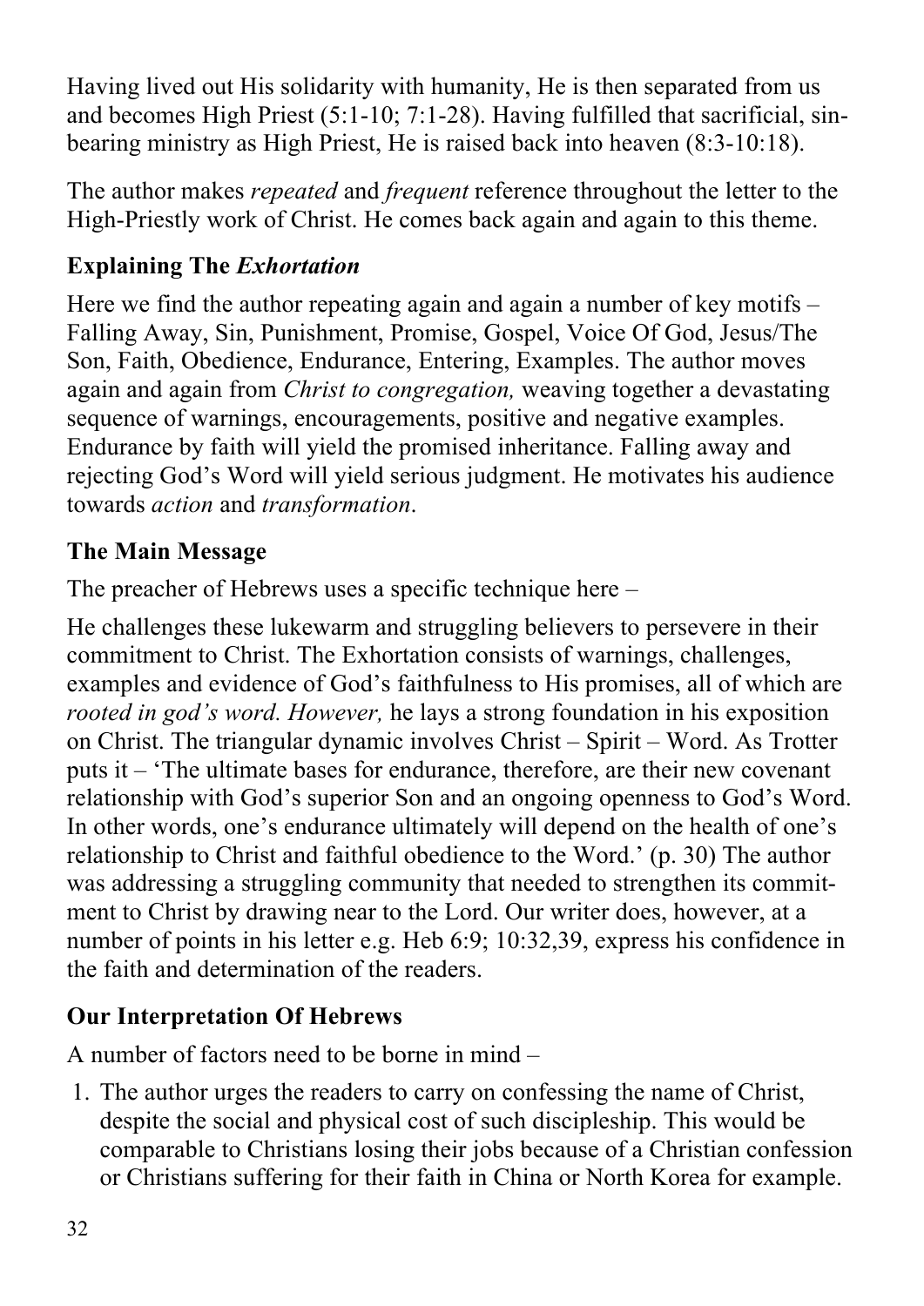Having lived out His solidarity with humanity, He is then separated from us and becomes High Priest (5:1-10; 7:1-28). Having fulfilled that sacrificial, sin-bearing ministry as High Priest, He is raised back into heaven (8:3-10:18).

The author makes *repeated* and *frequent* reference throughout the letter to the High-Priestly work of Christ. He comes back again and again to this theme.

### Explaining The *Exhortation*

Here we find the author repeating again and again a number of key motifs – Falling Away, Sin, Punishment, Promise, Gospel, Voice Of God, Jesus/The Son, Faith, Obedience, Endurance, Entering, Examples. The author moves again and again from *Christ to congregation,* weaving together a devastating sequence of warnings, encouragements, positive and negative examples. Endurance by faith will yield the promised inheritance. Falling away and rejecting God's Word will yield serious judgment. He motivates his audience towards *action* and *transformation*.

### The Main Message

The preacher of Hebrews uses a specific technique here –

He challenges these lukewarm and struggling believers to persevere in their commitment to Christ. The Exhortation consists of warnings, challenges, examples and evidence of God's faithfulness to His promises, all of which are *rooted in god's word. However,* he lays a strong foundation in his exposition on Christ. The triangular dynamic involves Christ – Spirit – Word. As Trotter puts it – 'The ultimate bases for endurance, therefore, are their new covenant relationship with God's superior Son and an ongoing openness to God's Word. In other words, one's endurance ultimately will depend on the health of one's relationship to Christ and faithful obedience to the Word.' (p. 30) The author was addressing a struggling community that needed to strengthen its commitment to Christ by drawing near to the Lord. Our writer does, however, at a number of points in his letter e.g. Heb 6:9; 10:32,39, express his confidence in the faith and determination of the readers.

### Our Interpretation Of Hebrews

A number of factors need to be borne in mind –

1. The author urges the readers to carry on confessing the name of Christ, despite the social and physical cost of such discipleship. This would be comparable to Christians losing their jobs because of a Christian confession or Christians suffering for their faith in China or North Korea for example.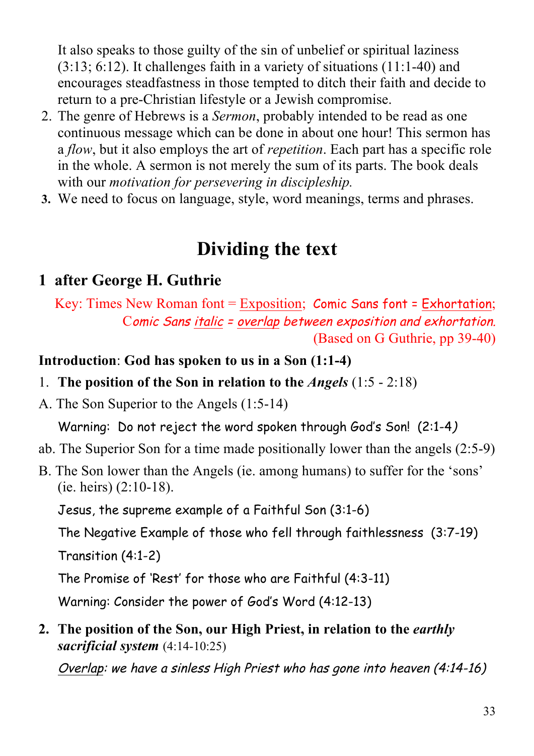It also speaks to those guilty of the sin of unbelief or spiritual laziness (3:13; 6:12). It challenges faith in a variety of situations (11:1-40) and encourages steadfastness in those tempted to ditch their faith and decide to return to a pre-Christian lifestyle or a Jewish compromise.

2. The genre of Hebrews is a *Sermon*, probably intended to be read as one continuous message which can be done in about one hour! This sermon has a *flow*, but it also employs the art of *repetition*. Each part has a specific role in the whole. A sermon is not merely the sum of its parts. The book deals with our *motivation for persevering in discipleship.*
3. We need to focus on language, style, word meanings, terms and phrases.

# Dividing the text

## 1 after George H. Guthrie

Key: Times New Roman font = <u>Exposition</u>; Comic Sans font = <u>Exhortation</u>; *Comic Sans <u>italic</u> = <u>overlap</u> between exposition and exhortation.* (Based on G Guthrie, pp 39-40)

**Introduction**: **God has spoken to us in a Son (1:1-4)**

1. **The position of the Son in relation to the *Angels*** (1:5 - 2:18)

A. The Son Superior to the Angels (1:5-14)

Warning: Do not reject the word spoken through God's Son! (2:1-4)

ab. The Superior Son for a time made positionally lower than the angels (2:5-9)

B. The Son lower than the Angels (ie. among humans) to suffer for the 'sons' (ie. heirs) (2:10-18).

Jesus, the supreme example of a Faithful Son (3:1-6)

The Negative Example of those who fell through faithlessness (3:7-19)

Transition (4:1-2)

The Promise of 'Rest' for those who are Faithful (4:3-11)

Warning: Consider the power of God's Word (4:12-13)

2. **The position of the Son, our High Priest, in relation to the *earthly sacrificial system*** (4:14-10:25)

*<u>Overlap</u>: we have a sinless High Priest who has gone into heaven (4:14-16)*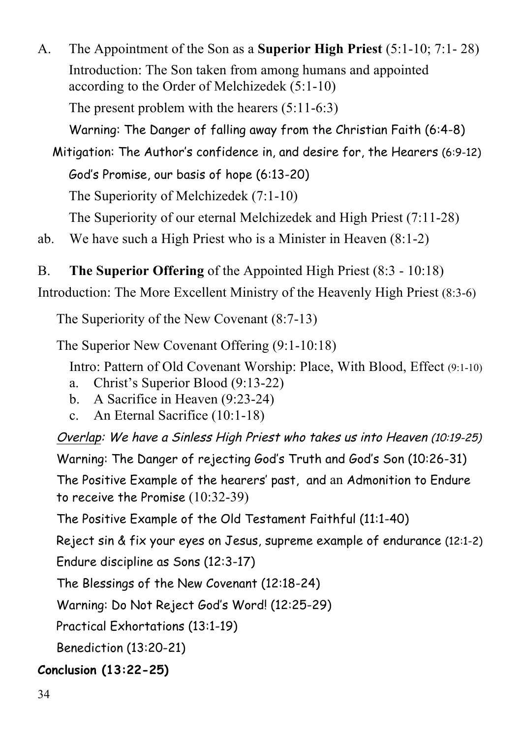A. The Appointment of the Son as a **Superior High Priest** (5:1-10; 7:1- 28)

Introduction: The Son taken from among humans and appointed according to the Order of Melchizedek (5:1-10)

The present problem with the hearers (5:11-6:3)

Warning: The Danger of falling away from the Christian Faith (6:4-8)

Mitigation: The Author's confidence in, and desire for, the Hearers (6:9-12)

God's Promise, our basis of hope (6:13-20)

The Superiority of Melchizedek (7:1-10)

The Superiority of our eternal Melchizedek and High Priest (7:11-28)

ab. We have such a High Priest who is a Minister in Heaven (8:1-2)

B. **The Superior Offering** of the Appointed High Priest (8:3 - 10:18)

Introduction: The More Excellent Ministry of the Heavenly High Priest (8:3-6)

The Superiority of the New Covenant (8:7-13)

The Superior New Covenant Offering (9:1-10:18)

Intro: Pattern of Old Covenant Worship: Place, With Blood, Effect (9:1-10)

a. Christ's Superior Blood (9:13-22)
b. A Sacrifice in Heaven (9:23-24)
c. An Eternal Sacrifice (10:1-18)

*Overlap: We have a Sinless High Priest who takes us into Heaven (10:19-25)*

Warning: The Danger of rejecting God's Truth and God's Son (10:26-31)

The Positive Example of the hearers' past, and an Admonition to Endure to receive the Promise (10:32-39)

The Positive Example of the Old Testament Faithful (11:1-40)

Reject sin & fix your eyes on Jesus, supreme example of endurance (12:1-2)

Endure discipline as Sons (12:3-17)

The Blessings of the New Covenant (12:18-24)

Warning: Do Not Reject God's Word! (12:25-29)

Practical Exhortations (13:1-19)

Benediction (13:20-21)

**Conclusion (13:22-25)**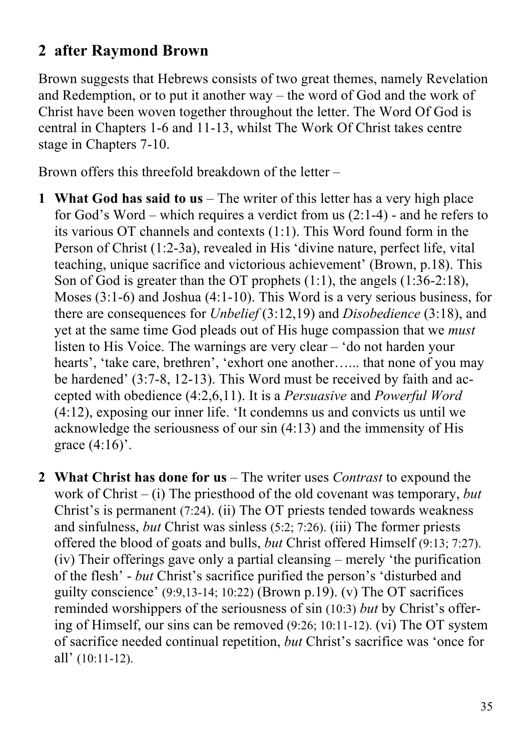## 2 after Raymond Brown

Brown suggests that Hebrews consists of two great themes, namely Revelation and Redemption, or to put it another way – the word of God and the work of Christ have been woven together throughout the letter. The Word Of God is central in Chapters 1-6 and 11-13, whilst The Work Of Christ takes centre stage in Chapters 7-10.

Brown offers this threefold breakdown of the letter –

1. **What God has said to us** – The writer of this letter has a very high place for God's Word – which requires a verdict from us (2:1-4) - and he refers to its various OT channels and contexts (1:1). This Word found form in the Person of Christ (1:2-3a), revealed in His 'divine nature, perfect life, vital teaching, unique sacrifice and victorious achievement' (Brown, p.18). This Son of God is greater than the OT prophets (1:1), the angels (1:36-2:18), Moses (3:1-6) and Joshua (4:1-10). This Word is a very serious business, for there are consequences for *Unbelief* (3:12,19) and *Disobedience* (3:18), and yet at the same time God pleads out of His huge compassion that we *must* listen to His Voice. The warnings are very clear – 'do not harden your hearts', 'take care, brethren', 'exhort one another…... that none of you may be hardened' (3:7-8, 12-13). This Word must be received by faith and accepted with obedience (4:2,6,11). It is a *Persuasive* and *Powerful Word* (4:12), exposing our inner life. 'It condemns us and convicts us until we acknowledge the seriousness of our sin (4:13) and the immensity of His grace (4:16)'.

2. **What Christ has done for us** – The writer uses *Contrast* to expound the work of Christ – (i) The priesthood of the old covenant was temporary, *but* Christ's is permanent (7:24). (ii) The OT priests tended towards weakness and sinfulness, *but* Christ was sinless (5:2; 7:26). (iii) The former priests offered the blood of goats and bulls, *but* Christ offered Himself (9:13; 7:27). (iv) Their offerings gave only a partial cleansing – merely 'the purification of the flesh' - *but* Christ's sacrifice purified the person's 'disturbed and guilty conscience' (9:9,13-14; 10:22) (Brown p.19). (v) The OT sacrifices reminded worshippers of the seriousness of sin (10:3) *but* by Christ's offering of Himself, our sins can be removed (9:26; 10:11-12). (vi) The OT system of sacrifice needed continual repetition, *but* Christ's sacrifice was 'once for all' (10:11-12).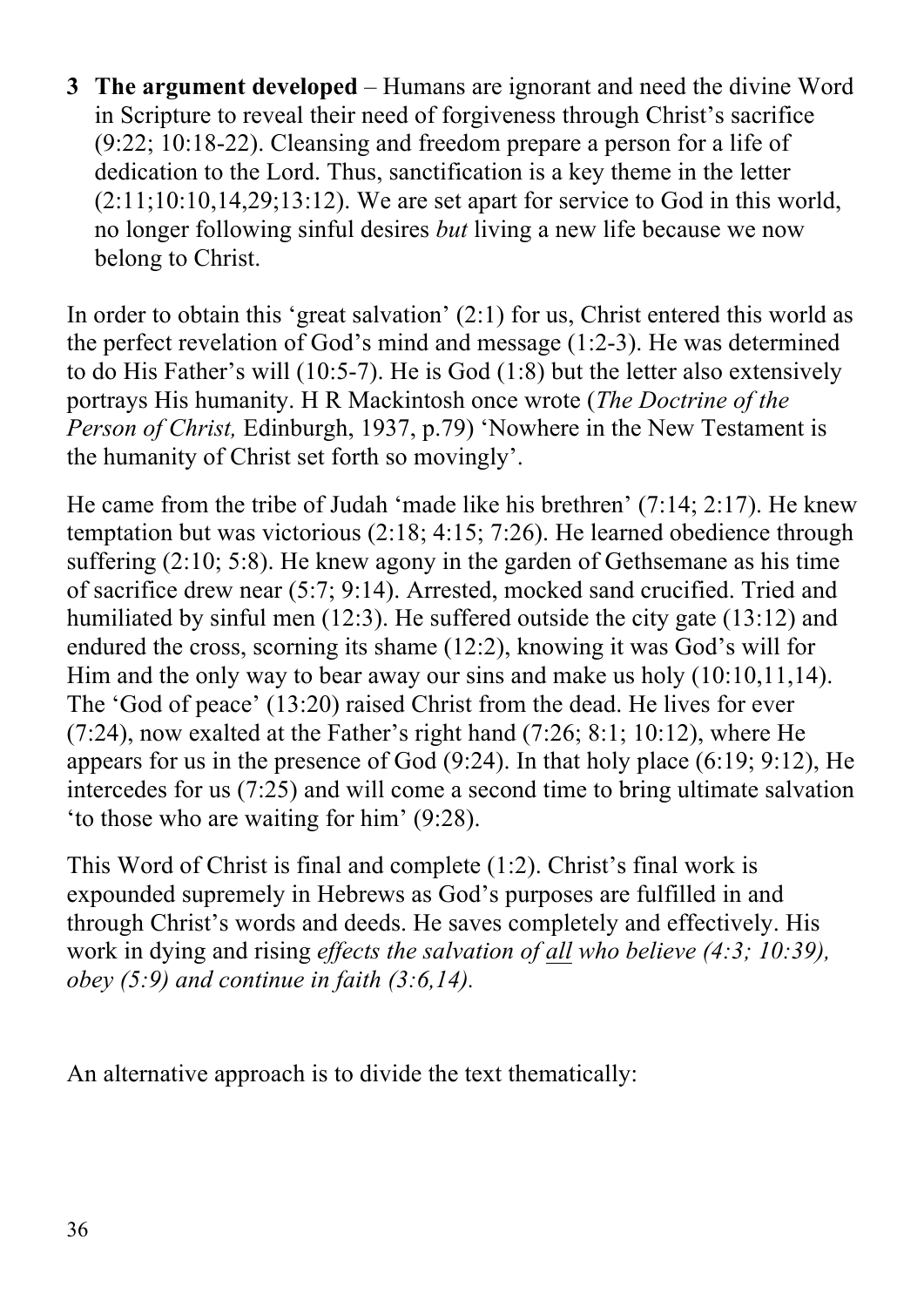3 **The argument developed** – Humans are ignorant and need the divine Word in Scripture to reveal their need of forgiveness through Christ's sacrifice (9:22; 10:18-22). Cleansing and freedom prepare a person for a life of dedication to the Lord. Thus, sanctification is a key theme in the letter (2:11;10:10,14,29;13:12). We are set apart for service to God in this world, no longer following sinful desires *but* living a new life because we now belong to Christ.

In order to obtain this 'great salvation' (2:1) for us, Christ entered this world as the perfect revelation of God's mind and message (1:2-3). He was determined to do His Father's will (10:5-7). He is God (1:8) but the letter also extensively portrays His humanity. H R Mackintosh once wrote (*The Doctrine of the Person of Christ,* Edinburgh, 1937, p.79) 'Nowhere in the New Testament is the humanity of Christ set forth so movingly'.

He came from the tribe of Judah 'made like his brethren' (7:14; 2:17). He knew temptation but was victorious (2:18; 4:15; 7:26). He learned obedience through suffering (2:10; 5:8). He knew agony in the garden of Gethsemane as his time of sacrifice drew near (5:7; 9:14). Arrested, mocked sand crucified. Tried and humiliated by sinful men (12:3). He suffered outside the city gate (13:12) and endured the cross, scorning its shame (12:2), knowing it was God's will for Him and the only way to bear away our sins and make us holy (10:10,11,14). The 'God of peace' (13:20) raised Christ from the dead. He lives for ever (7:24), now exalted at the Father's right hand (7:26; 8:1; 10:12), where He appears for us in the presence of God (9:24). In that holy place (6:19; 9:12), He intercedes for us (7:25) and will come a second time to bring ultimate salvation 'to those who are waiting for him' (9:28).

This Word of Christ is final and complete (1:2). Christ's final work is expounded supremely in Hebrews as God's purposes are fulfilled in and through Christ's words and deeds. He saves completely and effectively. His work in dying and rising *effects the salvation of <u>all</u> who believe (4:3; 10:39), obey (5:9) and continue in faith (3:6,14).*

An alternative approach is to divide the text thematically: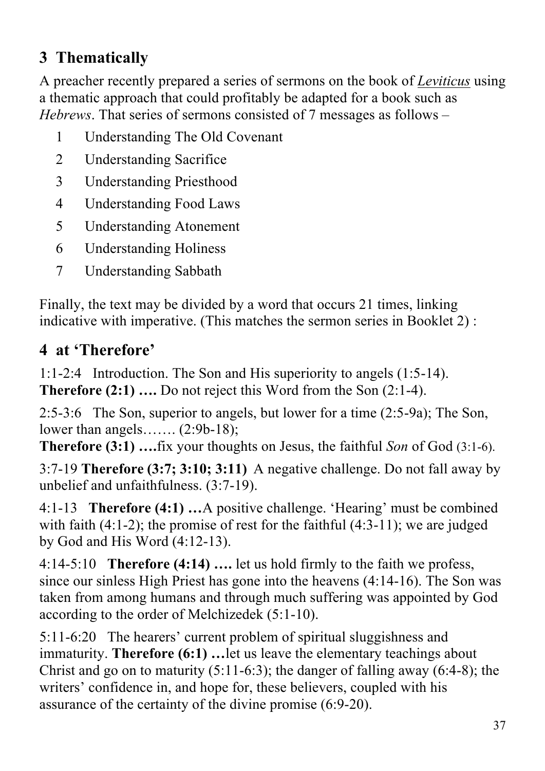## 3 Thematically

A preacher recently prepared a series of sermons on the book of ***Leviticus*** using a thematic approach that could profitably be adapted for a book such as *Hebrews*. That series of sermons consisted of 7 messages as follows –

1. Understanding The Old Covenant
2. Understanding Sacrifice
3. Understanding Priesthood
4. Understanding Food Laws
5. Understanding Atonement
6. Understanding Holiness
7. Understanding Sabbath

Finally, the text may be divided by a word that occurs 21 times, linking indicative with imperative. (This matches the sermon series in Booklet 2) :

## 4 at 'Therefore'

1:1-2:4 Introduction. The Son and His superiority to angels (1:5-14). **Therefore (2:1) ….** Do not reject this Word from the Son (2:1-4).

2:5-3:6 The Son, superior to angels, but lower for a time (2:5-9a); The Son, lower than angels……. (2:9b-18);
**Therefore (3:1) ….**fix your thoughts on Jesus, the faithful *Son* of God (3:1-6).

3:7-19 **Therefore (3:7; 3:10; 3:11)** A negative challenge. Do not fall away by unbelief and unfaithfulness. (3:7-19).

4:1-13 **Therefore (4:1) …**A positive challenge. 'Hearing' must be combined with faith (4:1-2); the promise of rest for the faithful (4:3-11); we are judged by God and His Word (4:12-13).

4:14-5:10 **Therefore (4:14) ….** let us hold firmly to the faith we profess, since our sinless High Priest has gone into the heavens (4:14-16). The Son was taken from among humans and through much suffering was appointed by God according to the order of Melchizedek (5:1-10).

5:11-6:20 The hearers' current problem of spiritual sluggishness and immaturity. **Therefore (6:1) …**let us leave the elementary teachings about Christ and go on to maturity (5:11-6:3); the danger of falling away (6:4-8); the writers' confidence in, and hope for, these believers, coupled with his assurance of the certainty of the divine promise (6:9-20).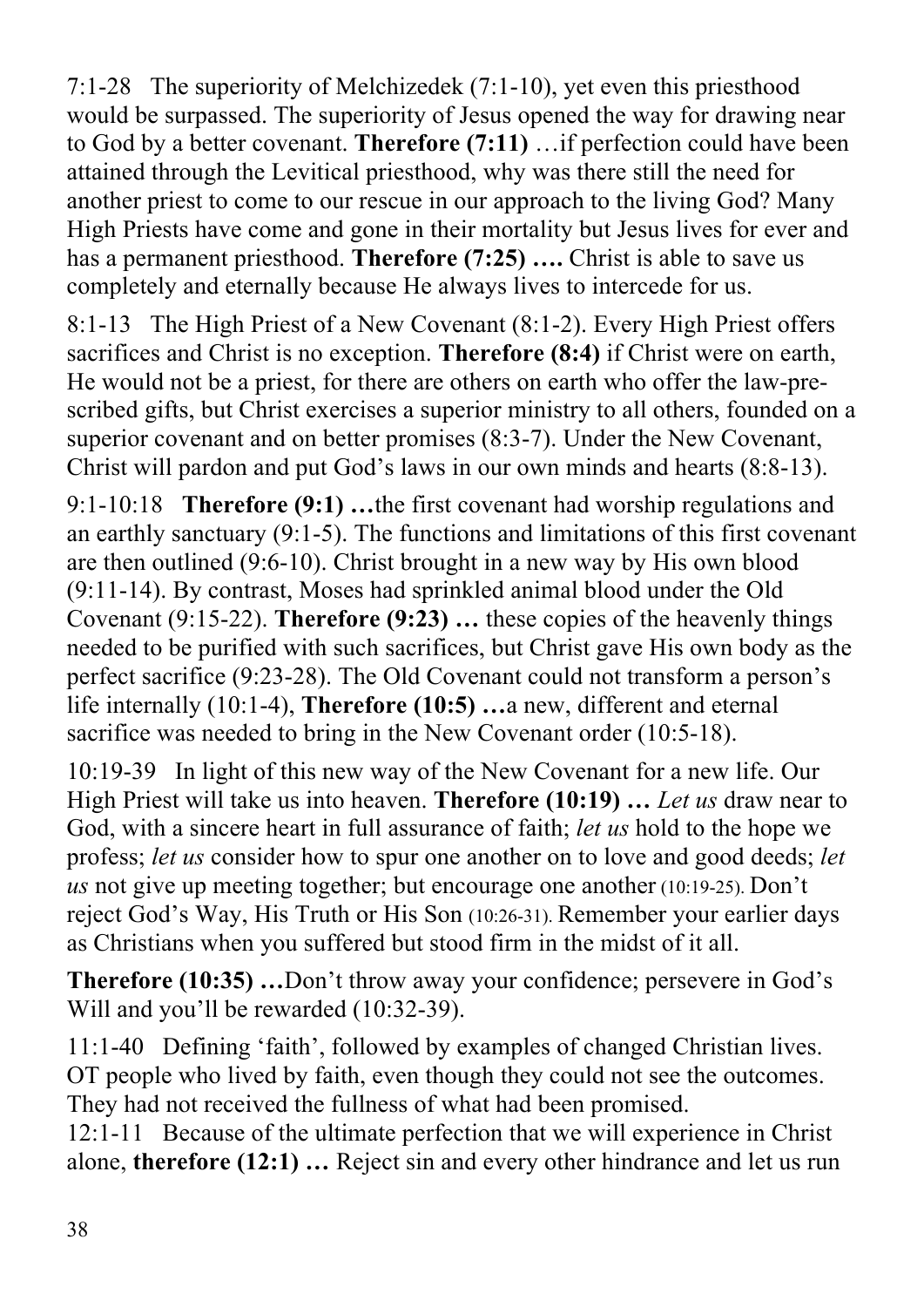7:1-28   The superiority of Melchizedek (7:1-10), yet even this priesthood would be surpassed. The superiority of Jesus opened the way for drawing near to God by a better covenant. **Therefore (7:11)** …if perfection could have been attained through the Levitical priesthood, why was there still the need for another priest to come to our rescue in our approach to the living God? Many High Priests have come and gone in their mortality but Jesus lives for ever and has a permanent priesthood. **Therefore (7:25) ….** Christ is able to save us completely and eternally because He always lives to intercede for us.

8:1-13   The High Priest of a New Covenant (8:1-2). Every High Priest offers sacrifices and Christ is no exception. **Therefore (8:4)** if Christ were on earth, He would not be a priest, for there are others on earth who offer the law-prescribed gifts, but Christ exercises a superior ministry to all others, founded on a superior covenant and on better promises (8:3-7). Under the New Covenant, Christ will pardon and put God's laws in our own minds and hearts (8:8-13).

9:1-10:18   **Therefore (9:1) …**the first covenant had worship regulations and an earthly sanctuary (9:1-5). The functions and limitations of this first covenant are then outlined (9:6-10). Christ brought in a new way by His own blood (9:11-14). By contrast, Moses had sprinkled animal blood under the Old Covenant (9:15-22). **Therefore (9:23) …** these copies of the heavenly things needed to be purified with such sacrifices, but Christ gave His own body as the perfect sacrifice (9:23-28). The Old Covenant could not transform a person's life internally (10:1-4), **Therefore (10:5) …**a new, different and eternal sacrifice was needed to bring in the New Covenant order (10:5-18).

10:19-39   In light of this new way of the New Covenant for a new life. Our High Priest will take us into heaven. **Therefore (10:19) …** *Let us* draw near to God, with a sincere heart in full assurance of faith; *let us* hold to the hope we profess; *let us* consider how to spur one another on to love and good deeds; *let us* not give up meeting together; but encourage one another (10:19-25). Don't reject God's Way, His Truth or His Son (10:26-31). Remember your earlier days as Christians when you suffered but stood firm in the midst of it all.

**Therefore (10:35) …**Don't throw away your confidence; persevere in God's Will and you'll be rewarded (10:32-39).

11:1-40   Defining 'faith', followed by examples of changed Christian lives. OT people who lived by faith, even though they could not see the outcomes. They had not received the fullness of what had been promised.

12:1-11   Because of the ultimate perfection that we will experience in Christ alone, **therefore (12:1) …** Reject sin and every other hindrance and let us run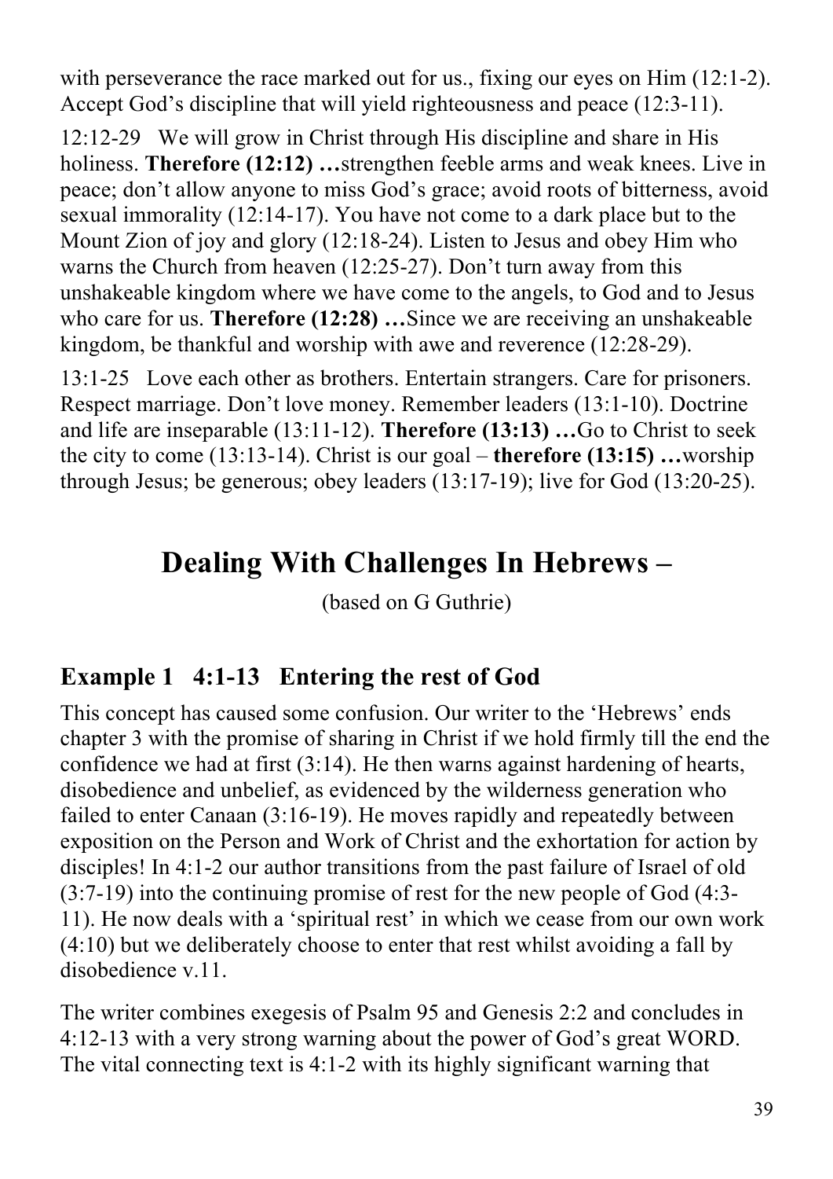with perseverance the race marked out for us., fixing our eyes on Him (12:1-2). Accept God's discipline that will yield righteousness and peace (12:3-11).

12:12-29 We will grow in Christ through His discipline and share in His holiness. **Therefore (12:12) …**strengthen feeble arms and weak knees. Live in peace; don't allow anyone to miss God's grace; avoid roots of bitterness, avoid sexual immorality (12:14-17). You have not come to a dark place but to the Mount Zion of joy and glory (12:18-24). Listen to Jesus and obey Him who warns the Church from heaven (12:25-27). Don't turn away from this unshakeable kingdom where we have come to the angels, to God and to Jesus who care for us. **Therefore (12:28) …**Since we are receiving an unshakeable kingdom, be thankful and worship with awe and reverence (12:28-29).

13:1-25 Love each other as brothers. Entertain strangers. Care for prisoners. Respect marriage. Don't love money. Remember leaders (13:1-10). Doctrine and life are inseparable (13:11-12). **Therefore (13:13) …**Go to Christ to seek the city to come (13:13-14). Christ is our goal – **therefore (13:15) …**worship through Jesus; be generous; obey leaders (13:17-19); live for God (13:20-25).

# Dealing With Challenges In Hebrews –

(based on G Guthrie)

## Example 1 4:1-13 Entering the rest of God

This concept has caused some confusion. Our writer to the 'Hebrews' ends chapter 3 with the promise of sharing in Christ if we hold firmly till the end the confidence we had at first (3:14). He then warns against hardening of hearts, disobedience and unbelief, as evidenced by the wilderness generation who failed to enter Canaan (3:16-19). He moves rapidly and repeatedly between exposition on the Person and Work of Christ and the exhortation for action by disciples! In 4:1-2 our author transitions from the past failure of Israel of old (3:7-19) into the continuing promise of rest for the new people of God (4:3-11). He now deals with a 'spiritual rest' in which we cease from our own work (4:10) but we deliberately choose to enter that rest whilst avoiding a fall by disobedience v.11.

The writer combines exegesis of Psalm 95 and Genesis 2:2 and concludes in 4:12-13 with a very strong warning about the power of God's great WORD. The vital connecting text is 4:1-2 with its highly significant warning that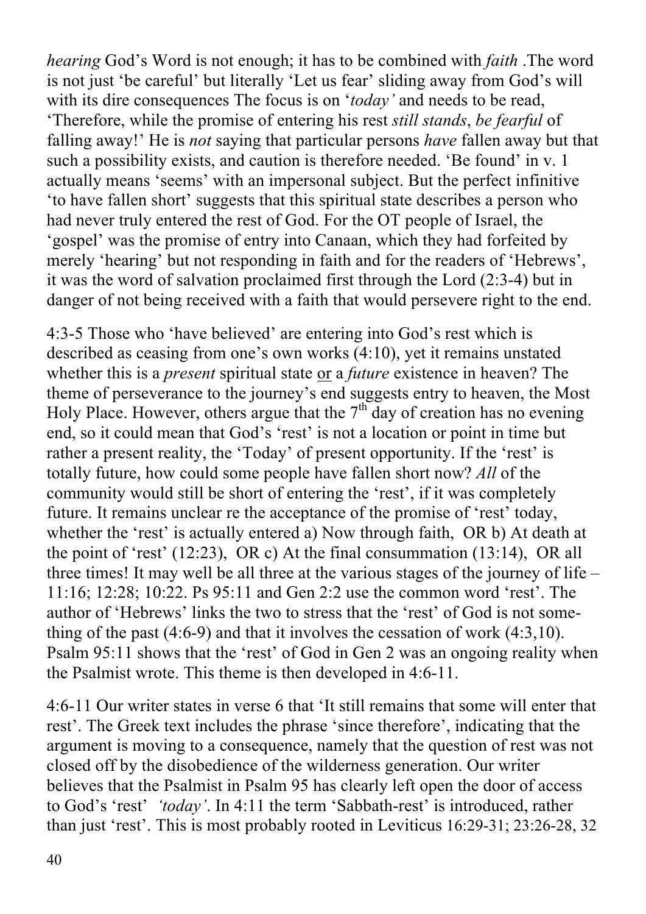*hearing* God's Word is not enough; it has to be combined with *faith* .The word is not just 'be careful' but literally 'Let us fear' sliding away from God's will with its dire consequences The focus is on '*today'* and needs to be read, 'Therefore, while the promise of entering his rest *still stands*, *be fearful* of falling away!' He is *not* saying that particular persons *have* fallen away but that such a possibility exists, and caution is therefore needed. 'Be found' in v. 1 actually means 'seems' with an impersonal subject. But the perfect infinitive 'to have fallen short' suggests that this spiritual state describes a person who had never truly entered the rest of God. For the OT people of Israel, the 'gospel' was the promise of entry into Canaan, which they had forfeited by merely 'hearing' but not responding in faith and for the readers of 'Hebrews', it was the word of salvation proclaimed first through the Lord (2:3-4) but in danger of not being received with a faith that would persevere right to the end.

4:3-5 Those who 'have believed' are entering into God's rest which is described as ceasing from one's own works (4:10), yet it remains unstated whether this is a *present* spiritual state <u>or</u> a *future* existence in heaven? The theme of perseverance to the journey's end suggests entry to heaven, the Most Holy Place. However, others argue that the 7th day of creation has no evening end, so it could mean that God's 'rest' is not a location or point in time but rather a present reality, the 'Today' of present opportunity. If the 'rest' is totally future, how could some people have fallen short now? *All* of the community would still be short of entering the 'rest', if it was completely future. It remains unclear re the acceptance of the promise of 'rest' today, whether the 'rest' is actually entered a) Now through faith, OR b) At death at the point of 'rest' (12:23), OR c) At the final consummation (13:14), OR all three times! It may well be all three at the various stages of the journey of life – 11:16; 12:28; 10:22. Ps 95:11 and Gen 2:2 use the common word 'rest'. The author of 'Hebrews' links the two to stress that the 'rest' of God is not some-thing of the past (4:6-9) and that it involves the cessation of work (4:3,10). Psalm 95:11 shows that the 'rest' of God in Gen 2 was an ongoing reality when the Psalmist wrote. This theme is then developed in 4:6-11.

4:6-11 Our writer states in verse 6 that 'It still remains that some will enter that rest'. The Greek text includes the phrase 'since therefore', indicating that the argument is moving to a consequence, namely that the question of rest was not closed off by the disobedience of the wilderness generation. Our writer believes that the Psalmist in Psalm 95 has clearly left open the door of access to God's 'rest' *'today'*. In 4:11 the term 'Sabbath-rest' is introduced, rather than just 'rest'. This is most probably rooted in Leviticus 16:29-31; 23:26-28, 32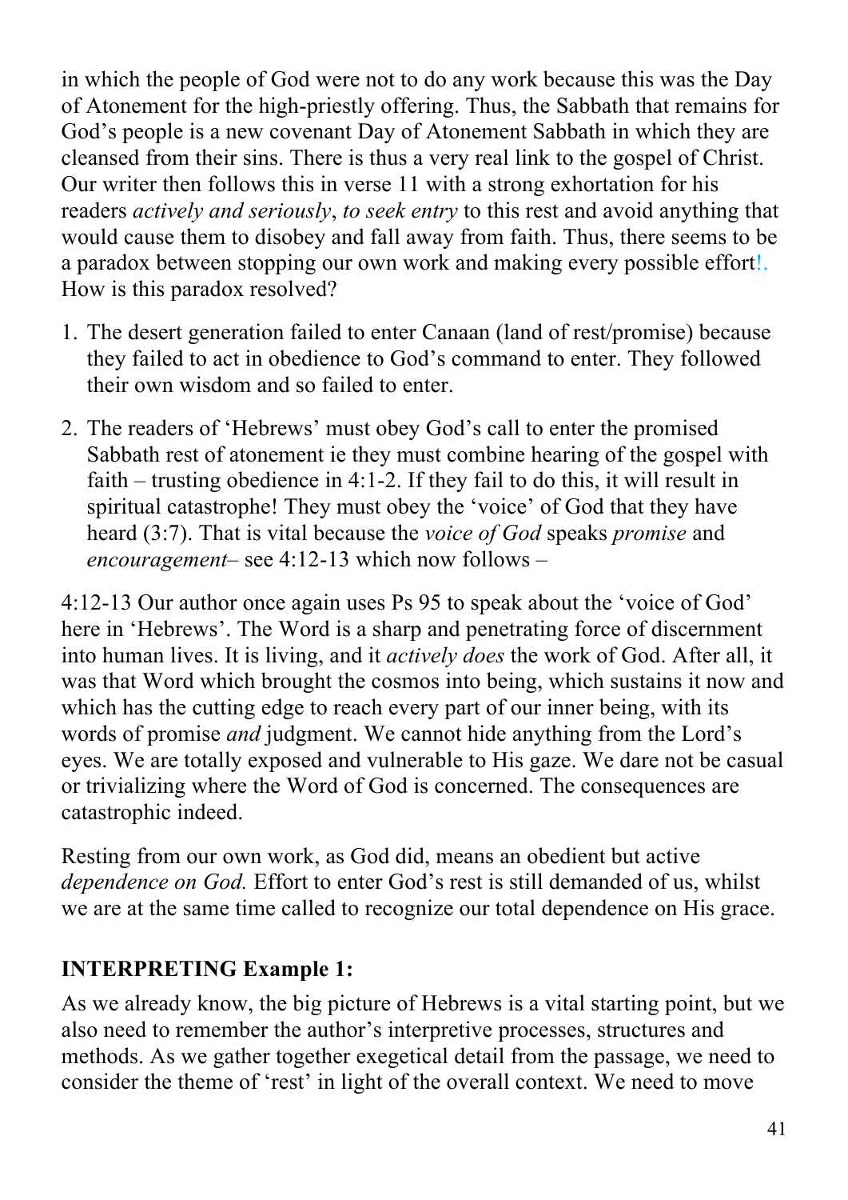in which the people of God were not to do any work because this was the Day of Atonement for the high-priestly offering. Thus, the Sabbath that remains for God's people is a new covenant Day of Atonement Sabbath in which they are cleansed from their sins. There is thus a very real link to the gospel of Christ. Our writer then follows this in verse 11 with a strong exhortation for his readers *actively and seriously*, *to seek entry* to this rest and avoid anything that would cause them to disobey and fall away from faith. Thus, there seems to be a paradox between stopping our own work and making every possible effort!. How is this paradox resolved?

1. The desert generation failed to enter Canaan (land of rest/promise) because they failed to act in obedience to God's command to enter. They followed their own wisdom and so failed to enter.
2. The readers of 'Hebrews' must obey God's call to enter the promised Sabbath rest of atonement ie they must combine hearing of the gospel with faith – trusting obedience in 4:1-2. If they fail to do this, it will result in spiritual catastrophe! They must obey the 'voice' of God that they have heard (3:7). That is vital because the *voice of God* speaks *promise* and *encouragement*– see 4:12-13 which now follows –

4:12-13 Our author once again uses Ps 95 to speak about the 'voice of God' here in 'Hebrews'. The Word is a sharp and penetrating force of discernment into human lives. It is living, and it *actively does* the work of God. After all, it was that Word which brought the cosmos into being, which sustains it now and which has the cutting edge to reach every part of our inner being, with its words of promise *and* judgment. We cannot hide anything from the Lord's eyes. We are totally exposed and vulnerable to His gaze. We dare not be casual or trivializing where the Word of God is concerned. The consequences are catastrophic indeed.

Resting from our own work, as God did, means an obedient but active *dependence on God.* Effort to enter God's rest is still demanded of us, whilst we are at the same time called to recognize our total dependence on His grace.

**INTERPRETING Example 1:**

As we already know, the big picture of Hebrews is a vital starting point, but we also need to remember the author's interpretive processes, structures and methods. As we gather together exegetical detail from the passage, we need to consider the theme of 'rest' in light of the overall context. We need to move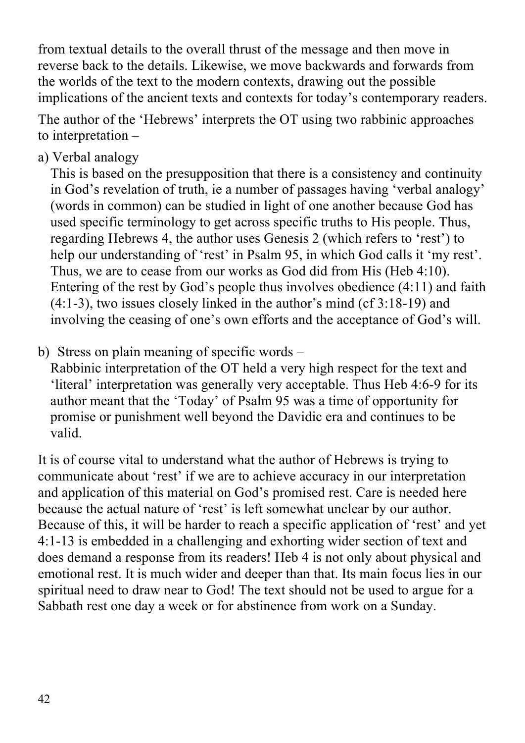from textual details to the overall thrust of the message and then move in reverse back to the details. Likewise, we move backwards and forwards from the worlds of the text to the modern contexts, drawing out the possible implications of the ancient texts and contexts for today's contemporary readers.

The author of the 'Hebrews' interprets the OT using two rabbinic approaches to interpretation –

a) Verbal analogy
   This is based on the presupposition that there is a consistency and continuity in God's revelation of truth, ie a number of passages having 'verbal analogy' (words in common) can be studied in light of one another because God has used specific terminology to get across specific truths to His people. Thus, regarding Hebrews 4, the author uses Genesis 2 (which refers to 'rest') to help our understanding of 'rest' in Psalm 95, in which God calls it 'my rest'. Thus, we are to cease from our works as God did from His (Heb 4:10). Entering of the rest by God's people thus involves obedience (4:11) and faith (4:1-3), two issues closely linked in the author's mind (cf 3:18-19) and involving the ceasing of one's own efforts and the acceptance of God's will.

b) Stress on plain meaning of specific words –
   Rabbinic interpretation of the OT held a very high respect for the text and 'literal' interpretation was generally very acceptable. Thus Heb 4:6-9 for its author meant that the 'Today' of Psalm 95 was a time of opportunity for promise or punishment well beyond the Davidic era and continues to be valid.

It is of course vital to understand what the author of Hebrews is trying to communicate about 'rest' if we are to achieve accuracy in our interpretation and application of this material on God's promised rest. Care is needed here because the actual nature of 'rest' is left somewhat unclear by our author. Because of this, it will be harder to reach a specific application of 'rest' and yet 4:1-13 is embedded in a challenging and exhorting wider section of text and does demand a response from its readers! Heb 4 is not only about physical and emotional rest. It is much wider and deeper than that. Its main focus lies in our spiritual need to draw near to God! The text should not be used to argue for a Sabbath rest one day a week or for abstinence from work on a Sunday.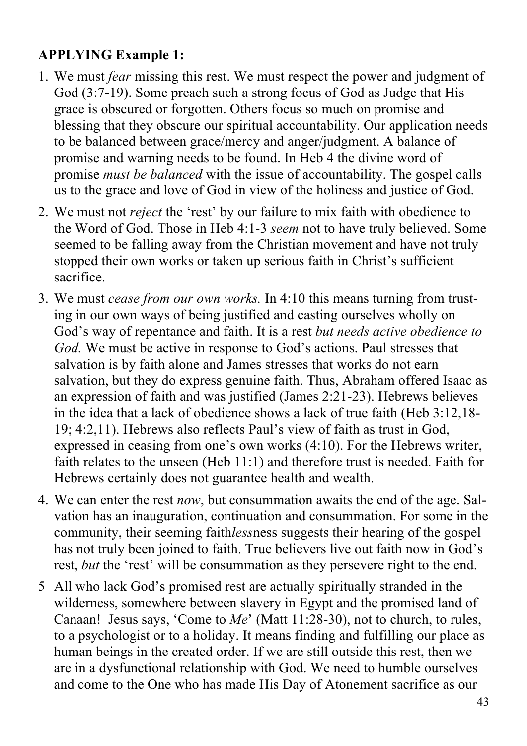**APPLYING Example 1:**

1. We must *fear* missing this rest. We must respect the power and judgment of God (3:7-19). Some preach such a strong focus of God as Judge that His grace is obscured or forgotten. Others focus so much on promise and blessing that they obscure our spiritual accountability. Our application needs to be balanced between grace/mercy and anger/judgment. A balance of promise and warning needs to be found. In Heb 4 the divine word of promise *must be balanced* with the issue of accountability. The gospel calls us to the grace and love of God in view of the holiness and justice of God.
2. We must not *reject* the 'rest' by our failure to mix faith with obedience to the Word of God. Those in Heb 4:1-3 *seem* not to have truly believed. Some seemed to be falling away from the Christian movement and have not truly stopped their own works or taken up serious faith in Christ's sufficient sacrifice.
3. We must *cease from our own works.* In 4:10 this means turning from trusting in our own ways of being justified and casting ourselves wholly on God's way of repentance and faith. It is a rest *but needs active obedience to God.* We must be active in response to God's actions. Paul stresses that salvation is by faith alone and James stresses that works do not earn salvation, but they do express genuine faith. Thus, Abraham offered Isaac as an expression of faith and was justified (James 2:21-23). Hebrews believes in the idea that a lack of obedience shows a lack of true faith (Heb 3:12,18-19; 4:2,11). Hebrews also reflects Paul's view of faith as trust in God, expressed in ceasing from one's own works (4:10). For the Hebrews writer, faith relates to the unseen (Heb 11:1) and therefore trust is needed. Faith for Hebrews certainly does not guarantee health and wealth.
4. We can enter the rest *now*, but consummation awaits the end of the age. Salvation has an inauguration, continuation and consummation. For some in the community, their seeming faith*less*ness suggests their hearing of the gospel has not truly been joined to faith. True believers live out faith now in God's rest, *but* the 'rest' will be consummation as they persevere right to the end.
5. All who lack God's promised rest are actually spiritually stranded in the wilderness, somewhere between slavery in Egypt and the promised land of Canaan! Jesus says, 'Come to *Me*' (Matt 11:28-30), not to church, to rules, to a psychologist or to a holiday. It means finding and fulfilling our place as human beings in the created order. If we are still outside this rest, then we are in a dysfunctional relationship with God. We need to humble ourselves and come to the One who has made His Day of Atonement sacrifice as our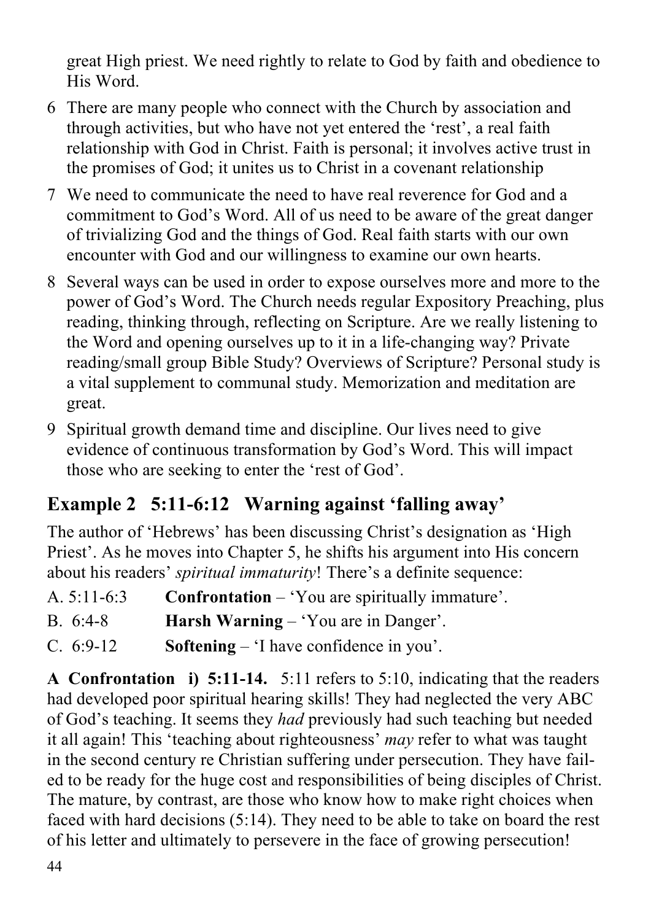great High priest. We need rightly to relate to God by faith and obedience to His Word.

6 There are many people who connect with the Church by association and through activities, but who have not yet entered the 'rest', a real faith relationship with God in Christ. Faith is personal; it involves active trust in the promises of God; it unites us to Christ in a covenant relationship

7 We need to communicate the need to have real reverence for God and a commitment to God's Word. All of us need to be aware of the great danger of trivializing God and the things of God. Real faith starts with our own encounter with God and our willingness to examine our own hearts.

8 Several ways can be used in order to expose ourselves more and more to the power of God's Word. The Church needs regular Expository Preaching, plus reading, thinking through, reflecting on Scripture. Are we really listening to the Word and opening ourselves up to it in a life-changing way? Private reading/small group Bible Study? Overviews of Scripture? Personal study is a vital supplement to communal study. Memorization and meditation are great.

9 Spiritual growth demand time and discipline. Our lives need to give evidence of continuous transformation by God's Word. This will impact those who are seeking to enter the 'rest of God'.

## Example 2 5:11-6:12 Warning against 'falling away'

The author of 'Hebrews' has been discussing Christ's designation as 'High Priest'. As he moves into Chapter 5, he shifts his argument into His concern about his readers' *spiritual immaturity*! There's a definite sequence:

A. 5:11-6:3 **Confrontation** – 'You are spiritually immature'.

B. 6:4-8 **Harsh Warning** – 'You are in Danger'.

C. 6:9-12 **Softening** – 'I have confidence in you'.

**A Confrontation i) 5:11-14.** 5:11 refers to 5:10, indicating that the readers had developed poor spiritual hearing skills! They had neglected the very ABC of God's teaching. It seems they *had* previously had such teaching but needed it all again! This 'teaching about righteousness' *may* refer to what was taught in the second century re Christian suffering under persecution. They have failed to be ready for the huge cost and responsibilities of being disciples of Christ. The mature, by contrast, are those who know how to make right choices when faced with hard decisions (5:14). They need to be able to take on board the rest of his letter and ultimately to persevere in the face of growing persecution!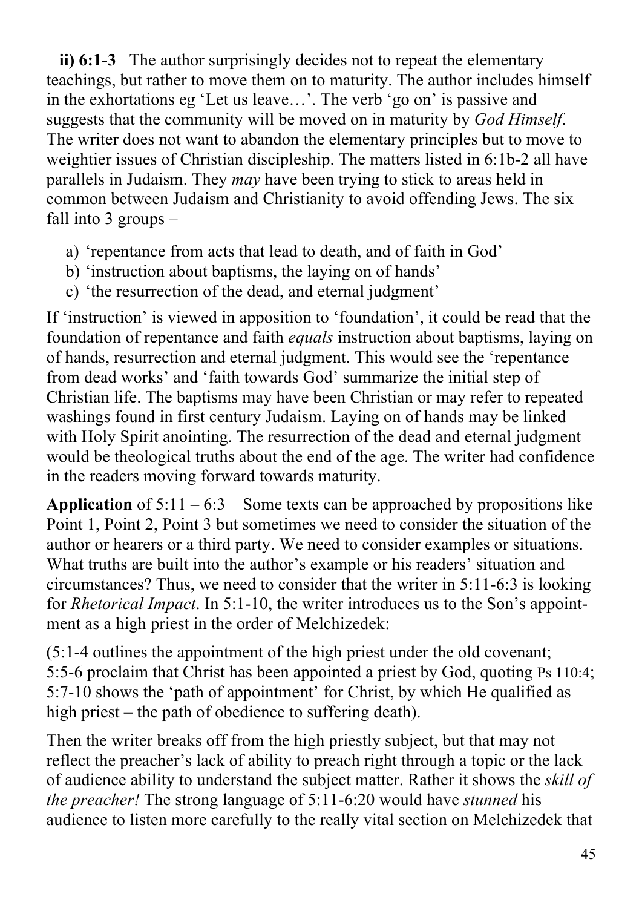**ii) 6:1-3** The author surprisingly decides not to repeat the elementary teachings, but rather to move them on to maturity. The author includes himself in the exhortations eg 'Let us leave…'. The verb 'go on' is passive and suggests that the community will be moved on in maturity by *God Himself*. The writer does not want to abandon the elementary principles but to move to weightier issues of Christian discipleship. The matters listed in 6:1b-2 all have parallels in Judaism. They *may* have been trying to stick to areas held in common between Judaism and Christianity to avoid offending Jews. The six fall into 3 groups –

a) 'repentance from acts that lead to death, and of faith in God'
b) 'instruction about baptisms, the laying on of hands'
c) 'the resurrection of the dead, and eternal judgment'

If 'instruction' is viewed in apposition to 'foundation', it could be read that the foundation of repentance and faith *equals* instruction about baptisms, laying on of hands, resurrection and eternal judgment. This would see the 'repentance from dead works' and 'faith towards God' summarize the initial step of Christian life. The baptisms may have been Christian or may refer to repeated washings found in first century Judaism. Laying on of hands may be linked with Holy Spirit anointing. The resurrection of the dead and eternal judgment would be theological truths about the end of the age. The writer had confidence in the readers moving forward towards maturity.

**Application** of 5:11 – 6:3 Some texts can be approached by propositions like Point 1, Point 2, Point 3 but sometimes we need to consider the situation of the author or hearers or a third party. We need to consider examples or situations. What truths are built into the author's example or his readers' situation and circumstances? Thus, we need to consider that the writer in 5:11-6:3 is looking for *Rhetorical Impact*. In 5:1-10, the writer introduces us to the Son's appointment as a high priest in the order of Melchizedek:

(5:1-4 outlines the appointment of the high priest under the old covenant; 5:5-6 proclaim that Christ has been appointed a priest by God, quoting Ps 110:4; 5:7-10 shows the 'path of appointment' for Christ, by which He qualified as high priest – the path of obedience to suffering death).

Then the writer breaks off from the high priestly subject, but that may not reflect the preacher's lack of ability to preach right through a topic or the lack of audience ability to understand the subject matter. Rather it shows the *skill of the preacher!* The strong language of 5:11-6:20 would have *stunned* his audience to listen more carefully to the really vital section on Melchizedek that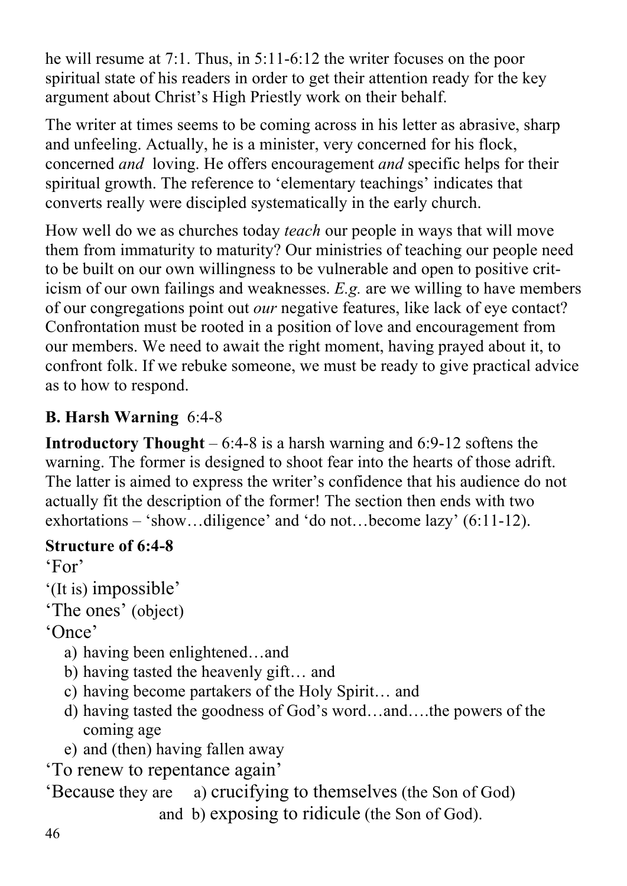he will resume at 7:1. Thus, in 5:11-6:12 the writer focuses on the poor spiritual state of his readers in order to get their attention ready for the key argument about Christ's High Priestly work on their behalf.

The writer at times seems to be coming across in his letter as abrasive, sharp and unfeeling. Actually, he is a minister, very concerned for his flock, concerned *and* loving. He offers encouragement *and* specific helps for their spiritual growth. The reference to 'elementary teachings' indicates that converts really were discipled systematically in the early church.

How well do we as churches today *teach* our people in ways that will move them from immaturity to maturity? Our ministries of teaching our people need to be built on our own willingness to be vulnerable and open to positive criticism of our own failings and weaknesses. *E.g.* are we willing to have members of our congregations point out *our* negative features, like lack of eye contact? Confrontation must be rooted in a position of love and encouragement from our members. We need to await the right moment, having prayed about it, to confront folk. If we rebuke someone, we must be ready to give practical advice as to how to respond.

### B. Harsh Warning 6:4-8

**Introductory Thought** – 6:4-8 is a harsh warning and 6:9-12 softens the warning. The former is designed to shoot fear into the hearts of those adrift. The latter is aimed to express the writer's confidence that his audience do not actually fit the description of the former! The section then ends with two exhortations – 'show…diligence' and 'do not…become lazy' (6:11-12).

**Structure of 6:4-8**

'For'

'(It is) impossible'

'The ones' (object)

'Once'

a) having been enlightened…and
b) having tasted the heavenly gift… and
c) having become partakers of the Holy Spirit… and
d) having tasted the goodness of God's word…and….the powers of the coming age
e) and (then) having fallen away

'To renew to repentance again'

'Because they are a) crucifying to themselves (the Son of God)
and b) exposing to ridicule (the Son of God).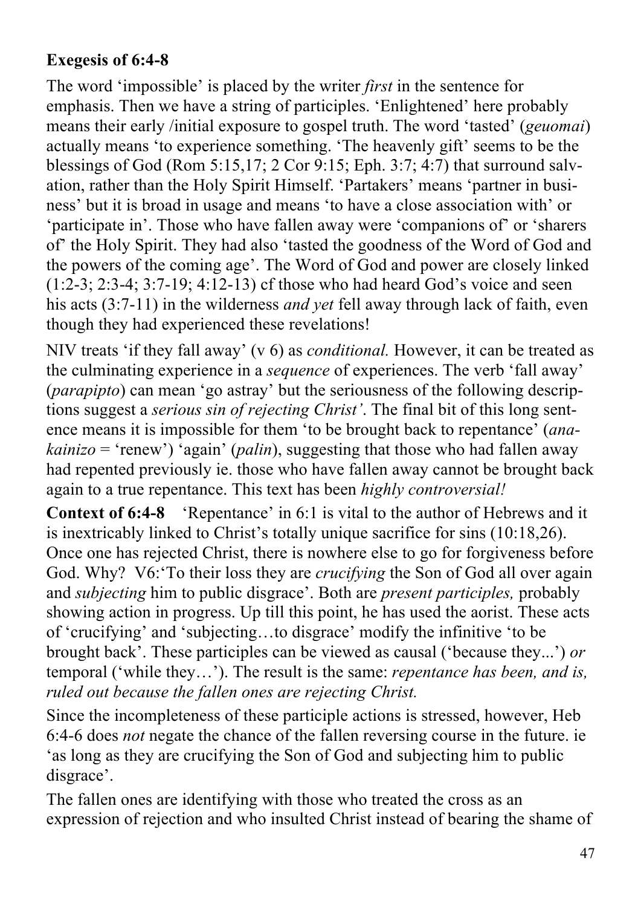**Exegesis of 6:4-8**

The word 'impossible' is placed by the writer *first* in the sentence for emphasis. Then we have a string of participles. 'Enlightened' here probably means their early /initial exposure to gospel truth. The word 'tasted' (*geuomai*) actually means 'to experience something. 'The heavenly gift' seems to be the blessings of God (Rom 5:15,17; 2 Cor 9:15; Eph. 3:7; 4:7) that surround salvation, rather than the Holy Spirit Himself. 'Partakers' means 'partner in business' but it is broad in usage and means 'to have a close association with' or 'participate in'. Those who have fallen away were 'companions of' or 'sharers of' the Holy Spirit. They had also 'tasted the goodness of the Word of God and the powers of the coming age'. The Word of God and power are closely linked (1:2-3; 2:3-4; 3:7-19; 4:12-13) cf those who had heard God's voice and seen his acts (3:7-11) in the wilderness *and yet* fell away through lack of faith, even though they had experienced these revelations!

NIV treats 'if they fall away' (v 6) as *conditional.* However, it can be treated as the culminating experience in a *sequence* of experiences. The verb 'fall away' (*parapipto*) can mean 'go astray' but the seriousness of the following descriptions suggest a *serious sin of rejecting Christ'*. The final bit of this long sentence means it is impossible for them 'to be brought back to repentance' (*anakainizo* = 'renew') 'again' (*palin*), suggesting that those who had fallen away had repented previously ie. those who have fallen away cannot be brought back again to a true repentance. This text has been *highly controversial!*

**Context of 6:4-8** 'Repentance' in 6:1 is vital to the author of Hebrews and it is inextricably linked to Christ's totally unique sacrifice for sins (10:18,26). Once one has rejected Christ, there is nowhere else to go for forgiveness before God. Why? V6:'To their loss they are *crucifying* the Son of God all over again and *subjecting* him to public disgrace'. Both are *present participles,* probably showing action in progress. Up till this point, he has used the aorist. These acts of 'crucifying' and 'subjecting…to disgrace' modify the infinitive 'to be brought back'. These participles can be viewed as causal ('because they...') *or* temporal ('while they…'). The result is the same: *repentance has been, and is, ruled out because the fallen ones are rejecting Christ.*

Since the incompleteness of these participle actions is stressed, however, Heb 6:4-6 does *not* negate the chance of the fallen reversing course in the future. ie 'as long as they are crucifying the Son of God and subjecting him to public disgrace'.

The fallen ones are identifying with those who treated the cross as an expression of rejection and who insulted Christ instead of bearing the shame of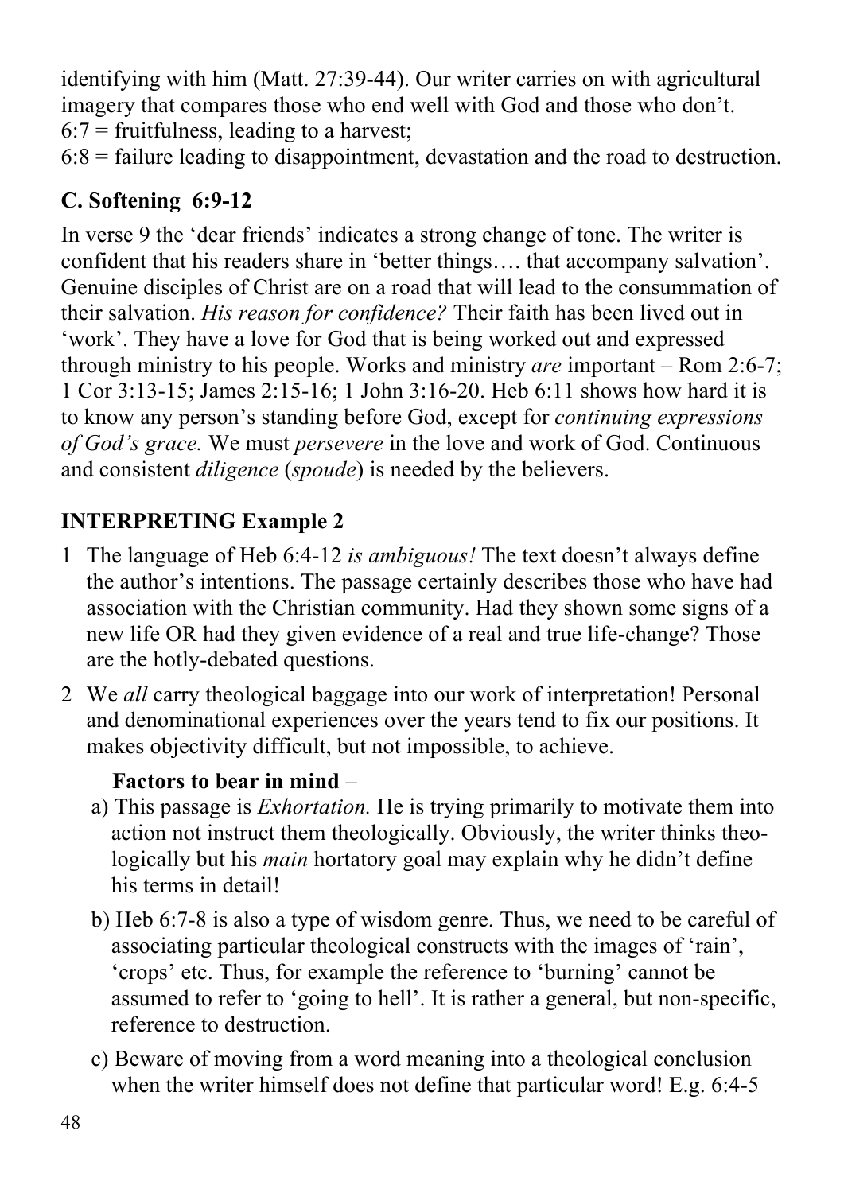identifying with him (Matt. 27:39-44). Our writer carries on with agricultural imagery that compares those who end well with God and those who don't.
6:7 = fruitfulness, leading to a harvest;
6:8 = failure leading to disappointment, devastation and the road to destruction.

### C. Softening 6:9-12

In verse 9 the 'dear friends' indicates a strong change of tone. The writer is confident that his readers share in 'better things…. that accompany salvation'. Genuine disciples of Christ are on a road that will lead to the consummation of their salvation. *His reason for confidence?* Their faith has been lived out in 'work'. They have a love for God that is being worked out and expressed through ministry to his people. Works and ministry *are* important – Rom 2:6-7; 1 Cor 3:13-15; James 2:15-16; 1 John 3:16-20. Heb 6:11 shows how hard it is to know any person's standing before God, except for *continuing expressions of God's grace.* We must *persevere* in the love and work of God. Continuous and consistent *diligence* (*spoude*) is needed by the believers.

### INTERPRETING Example 2

1. The language of Heb 6:4-12 *is ambiguous!* The text doesn't always define the author's intentions. The passage certainly describes those who have had association with the Christian community. Had they shown some signs of a new life OR had they given evidence of a real and true life-change? Those are the hotly-debated questions.
2. We *all* carry theological baggage into our work of interpretation! Personal and denominational experiences over the years tend to fix our positions. It makes objectivity difficult, but not impossible, to achieve.

   **Factors to bear in mind** –

   a) This passage is *Exhortation.* He is trying primarily to motivate them into action not instruct them theologically. Obviously, the writer thinks theologically but his *main* hortatory goal may explain why he didn't define his terms in detail!

   b) Heb 6:7-8 is also a type of wisdom genre. Thus, we need to be careful of associating particular theological constructs with the images of 'rain', 'crops' etc. Thus, for example the reference to 'burning' cannot be assumed to refer to 'going to hell'. It is rather a general, but non-specific, reference to destruction.

   c) Beware of moving from a word meaning into a theological conclusion when the writer himself does not define that particular word! E.g. 6:4-5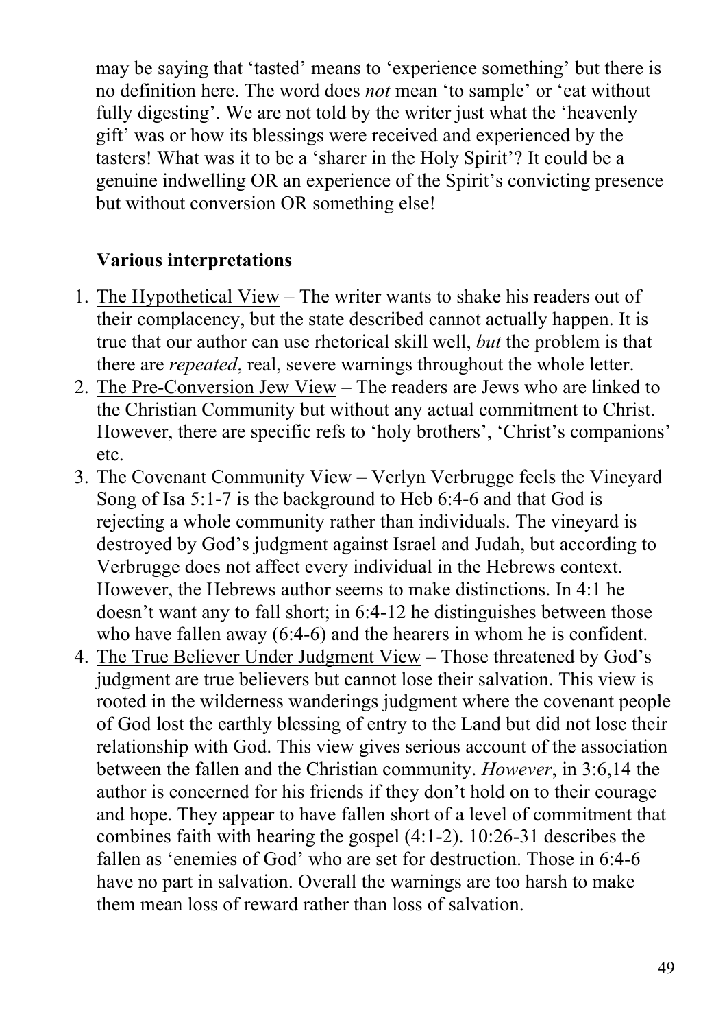may be saying that 'tasted' means to 'experience something' but there is no definition here. The word does *not* mean 'to sample' or 'eat without fully digesting'. We are not told by the writer just what the 'heavenly gift' was or how its blessings were received and experienced by the tasters! What was it to be a 'sharer in the Holy Spirit'? It could be a genuine indwelling OR an experience of the Spirit's convicting presence but without conversion OR something else!

**Various interpretations**

1. The Hypothetical View – The writer wants to shake his readers out of their complacency, but the state described cannot actually happen. It is true that our author can use rhetorical skill well, *but* the problem is that there are *repeated*, real, severe warnings throughout the whole letter.
2. The Pre-Conversion Jew View – The readers are Jews who are linked to the Christian Community but without any actual commitment to Christ. However, there are specific refs to 'holy brothers', 'Christ's companions' etc.
3. The Covenant Community View – Verlyn Verbrugge feels the Vineyard Song of Isa 5:1-7 is the background to Heb 6:4-6 and that God is rejecting a whole community rather than individuals. The vineyard is destroyed by God's judgment against Israel and Judah, but according to Verbrugge does not affect every individual in the Hebrews context. However, the Hebrews author seems to make distinctions. In 4:1 he doesn't want any to fall short; in 6:4-12 he distinguishes between those who have fallen away (6:4-6) and the hearers in whom he is confident.
4. The True Believer Under Judgment View – Those threatened by God's judgment are true believers but cannot lose their salvation. This view is rooted in the wilderness wanderings judgment where the covenant people of God lost the earthly blessing of entry to the Land but did not lose their relationship with God. This view gives serious account of the association between the fallen and the Christian community. *However*, in 3:6,14 the author is concerned for his friends if they don't hold on to their courage and hope. They appear to have fallen short of a level of commitment that combines faith with hearing the gospel (4:1-2). 10:26-31 describes the fallen as 'enemies of God' who are set for destruction. Those in 6:4-6 have no part in salvation. Overall the warnings are too harsh to make them mean loss of reward rather than loss of salvation.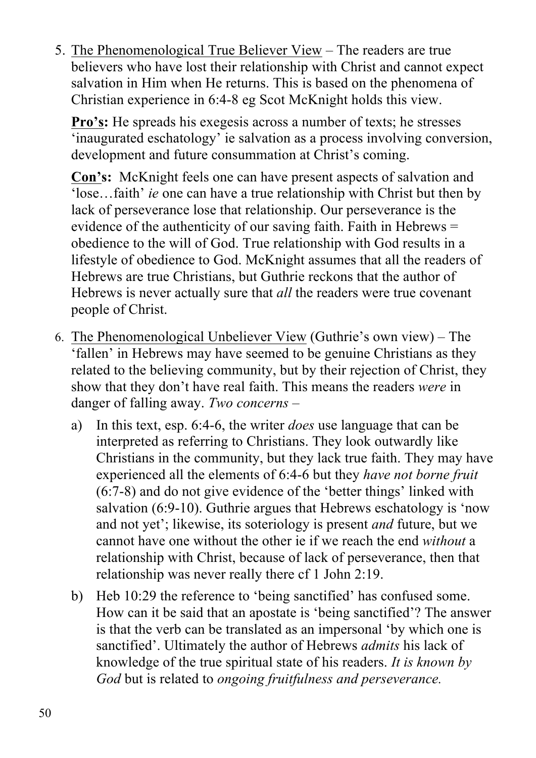5. <u>The Phenomenological True Believer View</u> – The readers are true believers who have lost their relationship with Christ and cannot expect salvation in Him when He returns. This is based on the phenomena of Christian experience in 6:4-8 eg Scot McKnight holds this view.

   **<u>Pro's</u>:** He spreads his exegesis across a number of texts; he stresses 'inaugurated eschatology' ie salvation as a process involving conversion, development and future consummation at Christ's coming.

   **<u>Con's</u>:** McKnight feels one can have present aspects of salvation and 'lose…faith' *ie* one can have a true relationship with Christ but then by lack of perseverance lose that relationship. Our perseverance is the evidence of the authenticity of our saving faith. Faith in Hebrews = obedience to the will of God. True relationship with God results in a lifestyle of obedience to God. McKnight assumes that all the readers of Hebrews are true Christians, but Guthrie reckons that the author of Hebrews is never actually sure that *all* the readers were true covenant people of Christ.

6. <u>The Phenomenological Unbeliever View</u> (Guthrie's own view) – The 'fallen' in Hebrews may have seemed to be genuine Christians as they related to the believing community, but by their rejection of Christ, they show that they don't have real faith. This means the readers *were* in danger of falling away. *Two concerns* –

   a) In this text, esp. 6:4-6, the writer *does* use language that can be interpreted as referring to Christians. They look outwardly like Christians in the community, but they lack true faith. They may have experienced all the elements of 6:4-6 but they *have not borne fruit* (6:7-8) and do not give evidence of the 'better things' linked with salvation (6:9-10). Guthrie argues that Hebrews eschatology is 'now and not yet'; likewise, its soteriology is present *and* future, but we cannot have one without the other ie if we reach the end *without* a relationship with Christ, because of lack of perseverance, then that relationship was never really there cf 1 John 2:19.

   b) Heb 10:29 the reference to 'being sanctified' has confused some. How can it be said that an apostate is 'being sanctified'? The answer is that the verb can be translated as an impersonal 'by which one is sanctified'. Ultimately the author of Hebrews *admits* his lack of knowledge of the true spiritual state of his readers. *It is known by God* but is related to *ongoing fruitfulness and perseverance.*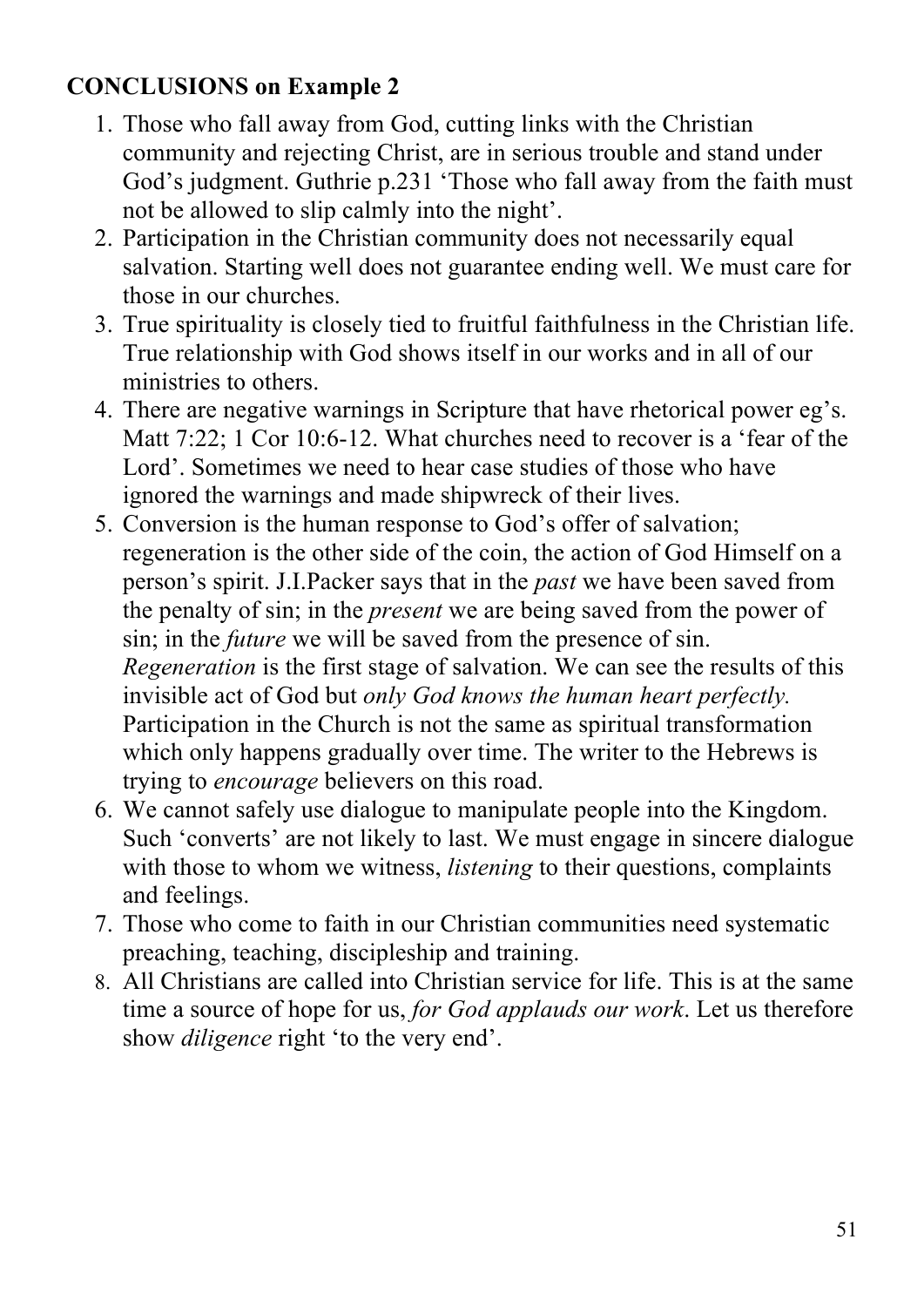**CONCLUSIONS on Example 2**

1. Those who fall away from God, cutting links with the Christian community and rejecting Christ, are in serious trouble and stand under God's judgment. Guthrie p.231 'Those who fall away from the faith must not be allowed to slip calmly into the night'.
2. Participation in the Christian community does not necessarily equal salvation. Starting well does not guarantee ending well. We must care for those in our churches.
3. True spirituality is closely tied to fruitful faithfulness in the Christian life. True relationship with God shows itself in our works and in all of our ministries to others.
4. There are negative warnings in Scripture that have rhetorical power eg's. Matt 7:22; 1 Cor 10:6-12. What churches need to recover is a 'fear of the Lord'. Sometimes we need to hear case studies of those who have ignored the warnings and made shipwreck of their lives.
5. Conversion is the human response to God's offer of salvation; regeneration is the other side of the coin, the action of God Himself on a person's spirit. J.I.Packer says that in the *past* we have been saved from the penalty of sin; in the *present* we are being saved from the power of sin; in the *future* we will be saved from the presence of sin. *Regeneration* is the first stage of salvation. We can see the results of this invisible act of God but *only God knows the human heart perfectly.* Participation in the Church is not the same as spiritual transformation which only happens gradually over time. The writer to the Hebrews is trying to *encourage* believers on this road.
6. We cannot safely use dialogue to manipulate people into the Kingdom. Such 'converts' are not likely to last. We must engage in sincere dialogue with those to whom we witness, *listening* to their questions, complaints and feelings.
7. Those who come to faith in our Christian communities need systematic preaching, teaching, discipleship and training.
8. All Christians are called into Christian service for life. This is at the same time a source of hope for us, *for God applauds our work*. Let us therefore show *diligence* right 'to the very end'.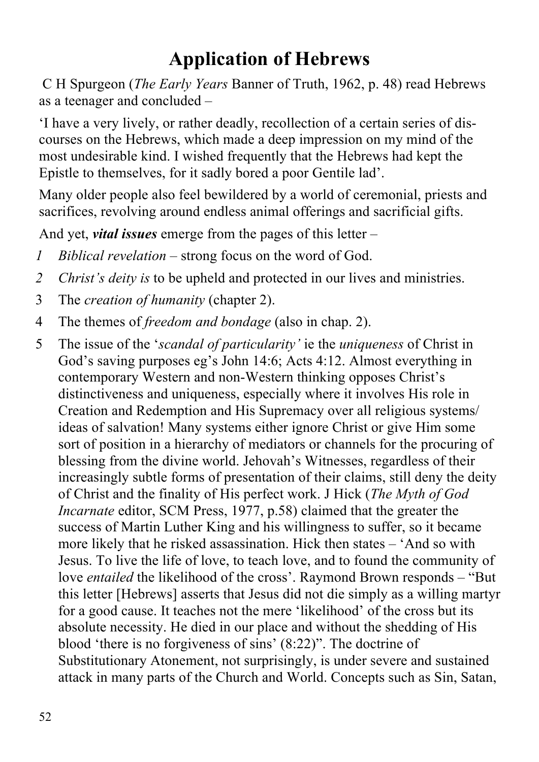# Application of Hebrews

C H Spurgeon (*The Early Years* Banner of Truth, 1962, p. 48) read Hebrews as a teenager and concluded –

'I have a very lively, or rather deadly, recollection of a certain series of discourses on the Hebrews, which made a deep impression on my mind of the most undesirable kind. I wished frequently that the Hebrews had kept the Epistle to themselves, for it sadly bored a poor Gentile lad'.

Many older people also feel bewildered by a world of ceremonial, priests and sacrifices, revolving around endless animal offerings and sacrificial gifts.

And yet, ***vital issues*** emerge from the pages of this letter –

*1* *Biblical revelation* – strong focus on the word of God.

*2* *Christ's deity is* to be upheld and protected in our lives and ministries.

3 The *creation of humanity* (chapter 2).

4 The themes of *freedom and bondage* (also in chap. 2).

5 The issue of the '*scandal of particularity'* ie the *uniqueness* of Christ in God's saving purposes eg's John 14:6; Acts 4:12. Almost everything in contemporary Western and non-Western thinking opposes Christ's distinctiveness and uniqueness, especially where it involves His role in Creation and Redemption and His Supremacy over all religious systems/ ideas of salvation! Many systems either ignore Christ or give Him some sort of position in a hierarchy of mediators or channels for the procuring of blessing from the divine world. Jehovah's Witnesses, regardless of their increasingly subtle forms of presentation of their claims, still deny the deity of Christ and the finality of His perfect work. J Hick (*The Myth of God Incarnate* editor, SCM Press, 1977, p.58) claimed that the greater the success of Martin Luther King and his willingness to suffer, so it became more likely that he risked assassination. Hick then states – 'And so with Jesus. To live the life of love, to teach love, and to found the community of love *entailed* the likelihood of the cross'. Raymond Brown responds – "But this letter [Hebrews] asserts that Jesus did not die simply as a willing martyr for a good cause. It teaches not the mere 'likelihood' of the cross but its absolute necessity. He died in our place and without the shedding of His blood 'there is no forgiveness of sins' (8:22)". The doctrine of Substitutionary Atonement, not surprisingly, is under severe and sustained attack in many parts of the Church and World. Concepts such as Sin, Satan,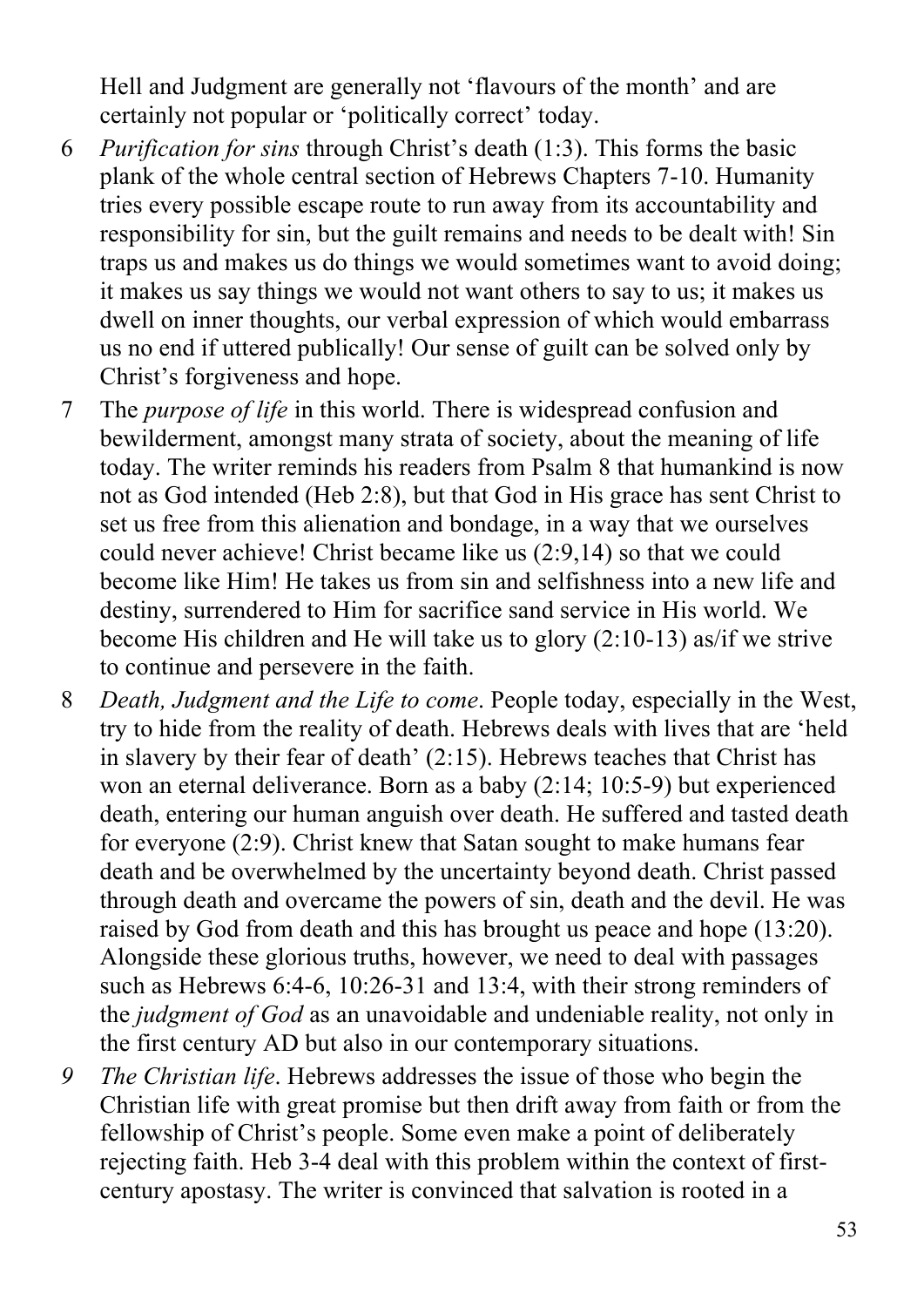Hell and Judgment are generally not 'flavours of the month' and are certainly not popular or 'politically correct' today.

6 *Purification for sins* through Christ's death (1:3). This forms the basic plank of the whole central section of Hebrews Chapters 7-10. Humanity tries every possible escape route to run away from its accountability and responsibility for sin, but the guilt remains and needs to be dealt with! Sin traps us and makes us do things we would sometimes want to avoid doing; it makes us say things we would not want others to say to us; it makes us dwell on inner thoughts, our verbal expression of which would embarrass us no end if uttered publically! Our sense of guilt can be solved only by Christ's forgiveness and hope.

7 The *purpose of life* in this world. There is widespread confusion and bewilderment, amongst many strata of society, about the meaning of life today. The writer reminds his readers from Psalm 8 that humankind is now not as God intended (Heb 2:8), but that God in His grace has sent Christ to set us free from this alienation and bondage, in a way that we ourselves could never achieve! Christ became like us (2:9,14) so that we could become like Him! He takes us from sin and selfishness into a new life and destiny, surrendered to Him for sacrifice sand service in His world. We become His children and He will take us to glory (2:10-13) as/if we strive to continue and persevere in the faith.

8 *Death, Judgment and the Life to come*. People today, especially in the West, try to hide from the reality of death. Hebrews deals with lives that are 'held in slavery by their fear of death' (2:15). Hebrews teaches that Christ has won an eternal deliverance. Born as a baby (2:14; 10:5-9) but experienced death, entering our human anguish over death. He suffered and tasted death for everyone (2:9). Christ knew that Satan sought to make humans fear death and be overwhelmed by the uncertainty beyond death. Christ passed through death and overcame the powers of sin, death and the devil. He was raised by God from death and this has brought us peace and hope (13:20). Alongside these glorious truths, however, we need to deal with passages such as Hebrews 6:4-6, 10:26-31 and 13:4, with their strong reminders of the *judgment of God* as an unavoidable and undeniable reality, not only in the first century AD but also in our contemporary situations.

*9* *The Christian life*. Hebrews addresses the issue of those who begin the Christian life with great promise but then drift away from faith or from the fellowship of Christ's people. Some even make a point of deliberately rejecting faith. Heb 3-4 deal with this problem within the context of first-century apostasy. The writer is convinced that salvation is rooted in a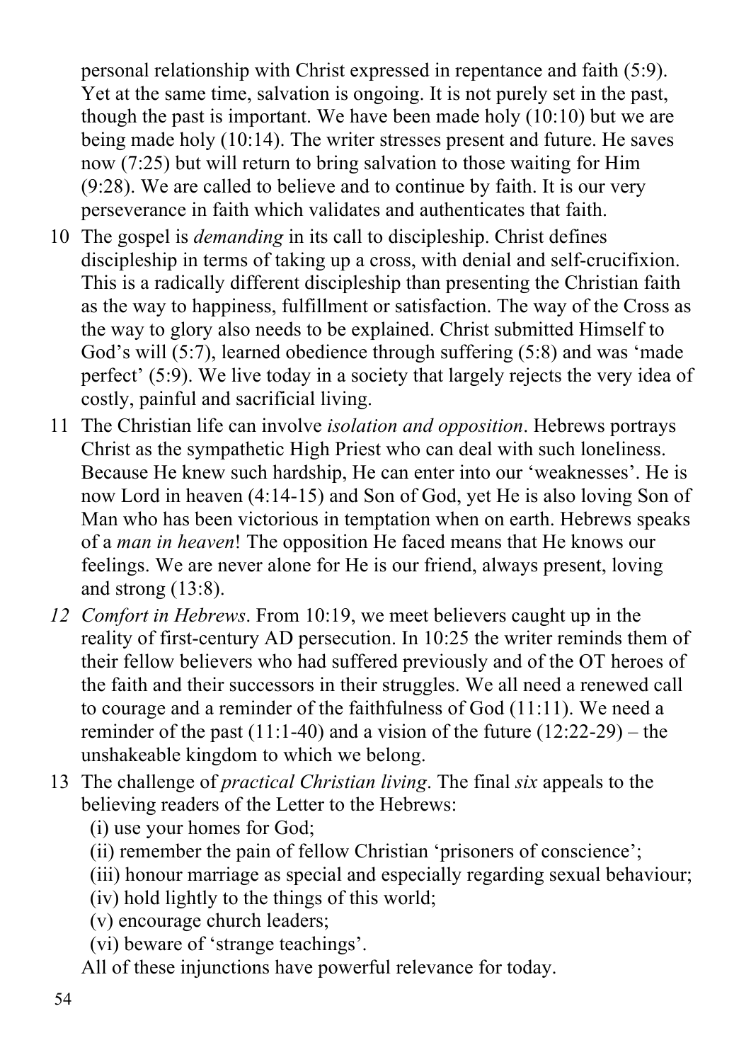personal relationship with Christ expressed in repentance and faith (5:9). Yet at the same time, salvation is ongoing. It is not purely set in the past, though the past is important. We have been made holy (10:10) but we are being made holy (10:14). The writer stresses present and future. He saves now (7:25) but will return to bring salvation to those waiting for Him (9:28). We are called to believe and to continue by faith. It is our very perseverance in faith which validates and authenticates that faith.

10 The gospel is *demanding* in its call to discipleship. Christ defines discipleship in terms of taking up a cross, with denial and self-crucifixion. This is a radically different discipleship than presenting the Christian faith as the way to happiness, fulfillment or satisfaction. The way of the Cross as the way to glory also needs to be explained. Christ submitted Himself to God's will (5:7), learned obedience through suffering (5:8) and was 'made perfect' (5:9). We live today in a society that largely rejects the very idea of costly, painful and sacrificial living.

11 The Christian life can involve *isolation and opposition*. Hebrews portrays Christ as the sympathetic High Priest who can deal with such loneliness. Because He knew such hardship, He can enter into our 'weaknesses'. He is now Lord in heaven (4:14-15) and Son of God, yet He is also loving Son of Man who has been victorious in temptation when on earth. Hebrews speaks of a *man in heaven*! The opposition He faced means that He knows our feelings. We are never alone for He is our friend, always present, loving and strong (13:8).

*12 Comfort in Hebrews*. From 10:19, we meet believers caught up in the reality of first-century AD persecution. In 10:25 the writer reminds them of their fellow believers who had suffered previously and of the OT heroes of the faith and their successors in their struggles. We all need a renewed call to courage and a reminder of the faithfulness of God (11:11). We need a reminder of the past (11:1-40) and a vision of the future (12:22-29) – the unshakeable kingdom to which we belong.

13 The challenge of *practical Christian living*. The final *six* appeals to the believing readers of the Letter to the Hebrews:

(i) use your homes for God;
(ii) remember the pain of fellow Christian 'prisoners of conscience';
(iii) honour marriage as special and especially regarding sexual behaviour;
(iv) hold lightly to the things of this world;
(v) encourage church leaders;
(vi) beware of 'strange teachings'.

All of these injunctions have powerful relevance for today.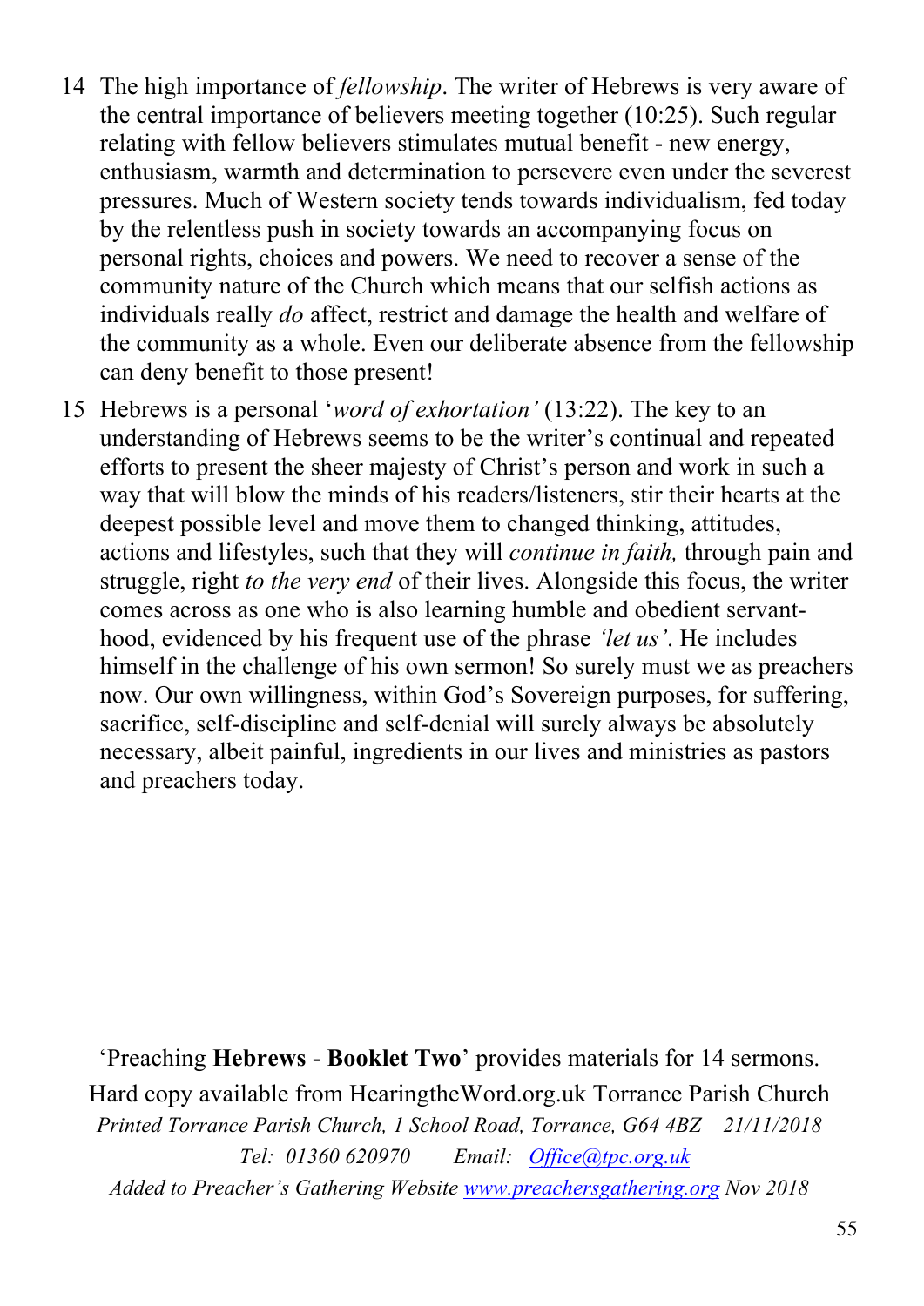14 The high importance of *fellowship*. The writer of Hebrews is very aware of the central importance of believers meeting together (10:25). Such regular relating with fellow believers stimulates mutual benefit - new energy, enthusiasm, warmth and determination to persevere even under the severest pressures. Much of Western society tends towards individualism, fed today by the relentless push in society towards an accompanying focus on personal rights, choices and powers. We need to recover a sense of the community nature of the Church which means that our selfish actions as individuals really *do* affect, restrict and damage the health and welfare of the community as a whole. Even our deliberate absence from the fellowship can deny benefit to those present!

15 Hebrews is a personal '*word of exhortation'* (13:22). The key to an understanding of Hebrews seems to be the writer's continual and repeated efforts to present the sheer majesty of Christ's person and work in such a way that will blow the minds of his readers/listeners, stir their hearts at the deepest possible level and move them to changed thinking, attitudes, actions and lifestyles, such that they will *continue in faith,* through pain and struggle, right *to the very end* of their lives. Alongside this focus, the writer comes across as one who is also learning humble and obedient servant-hood, evidenced by his frequent use of the phrase *'let us'*. He includes himself in the challenge of his own sermon! So surely must we as preachers now. Our own willingness, within God's Sovereign purposes, for suffering, sacrifice, self-discipline and self-denial will surely always be absolutely necessary, albeit painful, ingredients in our lives and ministries as pastors and preachers today.

'Preaching **Hebrews** - **Booklet Two**' provides materials for 14 sermons.
Hard copy available from HearingtheWord.org.uk Torrance Parish Church
*Printed Torrance Parish Church, 1 School Road, Torrance, G64 4BZ 21/11/2018*
*Tel: 01360 620970 Email: Office@tpc.org.uk*
*Added to Preacher's Gathering Website www.preachersgathering.org Nov 2018*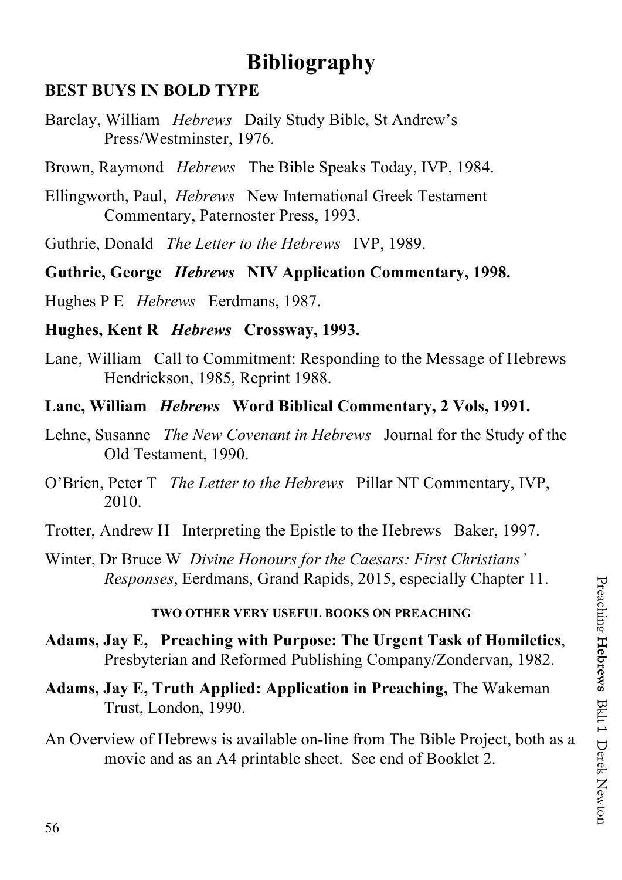# Bibliography

**BEST BUYS IN BOLD TYPE**

Barclay, William *Hebrews* Daily Study Bible, St Andrew's Press/Westminster, 1976.

Brown, Raymond *Hebrews* The Bible Speaks Today, IVP, 1984.

Ellingworth, Paul, *Hebrews* New International Greek Testament Commentary, Paternoster Press, 1993.

Guthrie, Donald *The Letter to the Hebrews* IVP, 1989.

**Guthrie, George *Hebrews* NIV Application Commentary, 1998.**

Hughes P E *Hebrews* Eerdmans, 1987.

**Hughes, Kent R *Hebrews* Crossway, 1993.**

Lane, William Call to Commitment: Responding to the Message of Hebrews Hendrickson, 1985, Reprint 1988.

**Lane, William *Hebrews* Word Biblical Commentary, 2 Vols, 1991.**

Lehne, Susanne *The New Covenant in Hebrews* Journal for the Study of the Old Testament, 1990.

O'Brien, Peter T *The Letter to the Hebrews* Pillar NT Commentary, IVP, 2010.

Trotter, Andrew H Interpreting the Epistle to the Hebrews Baker, 1997.

Winter, Dr Bruce W *Divine Honours for the Caesars: First Christians' Responses*, Eerdmans, Grand Rapids, 2015, especially Chapter 11.

**TWO OTHER VERY USEFUL BOOKS ON PREACHING**

**Adams, Jay E, Preaching with Purpose: The Urgent Task of Homiletics**, Presbyterian and Reformed Publishing Company/Zondervan, 1982.

**Adams, Jay E, Truth Applied: Application in Preaching,** The Wakeman Trust, London, 1990.

An Overview of Hebrews is available on-line from The Bible Project, both as a movie and as an A4 printable sheet. See end of Booklet 2.